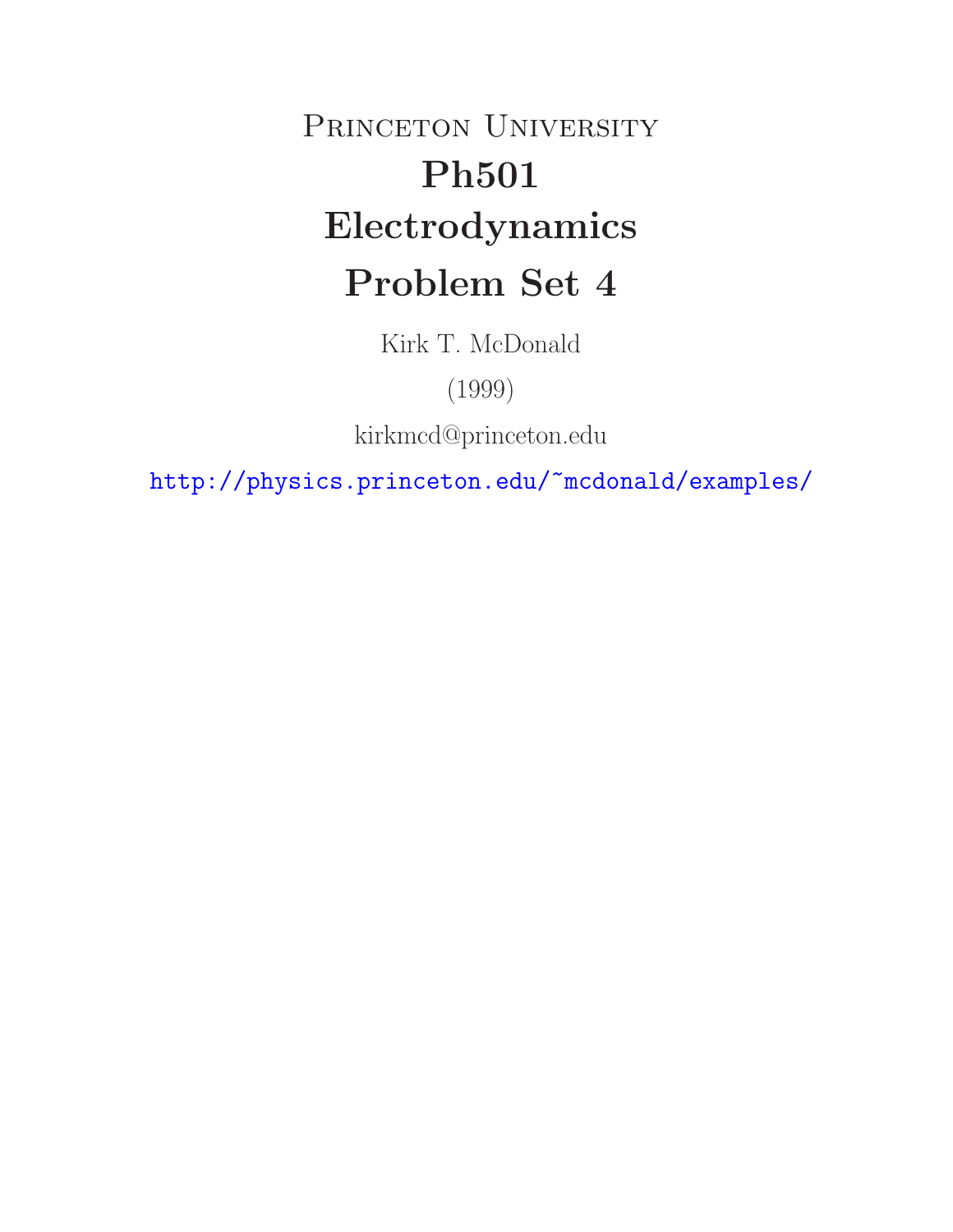# Princeton University

# Ph501

# Electrodynamics

# Problem Set 4

Kirk T. McDonald

(1999)

kirkmcd@princeton.edu

http://physics.princeton.edu/~mcdonald/examples/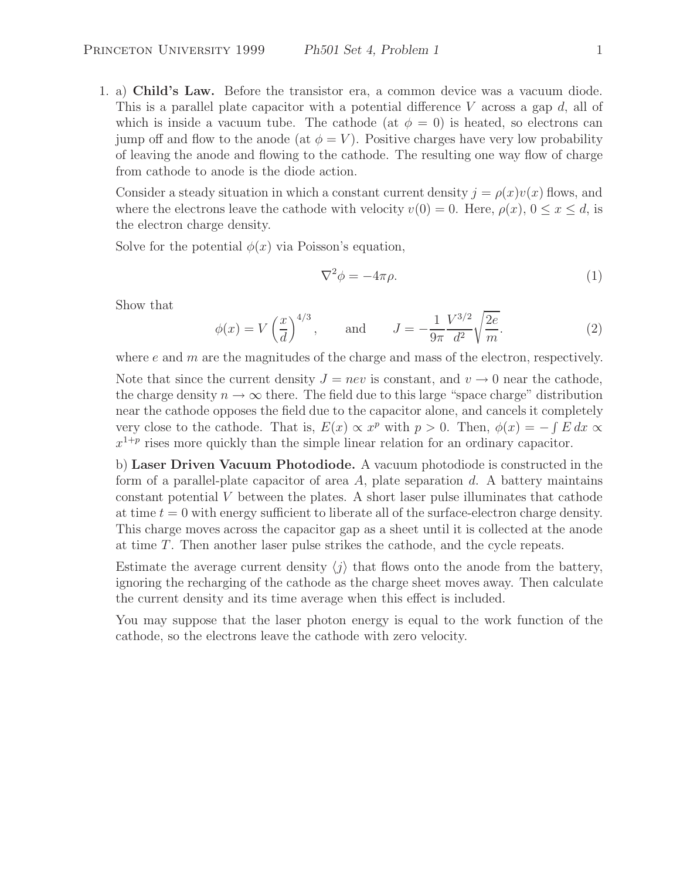1. a) **Child's Law.** Before the transistor era, a common device was a vacuum diode. This is a parallel plate capacitor with a potential difference $V$ across a gap $d$, all of which is inside a vacuum tube. The cathode (at $\phi = 0$) is heated, so electrons can jump off and flow to the anode (at $\phi = V$). Positive charges have very low probability of leaving the anode and flowing to the cathode. The resulting one way flow of charge from cathode to anode is the diode action.

   Consider a steady situation in which a constant current density $j = \rho(x)v(x)$ flows, and where the electrons leave the cathode with velocity $v(0) = 0$. Here, $\rho(x)$, $0 \leq x \leq d$, is the electron charge density.

   Solve for the potential $\phi(x)$ via Poisson's equation,

$$\nabla^2 \phi = -4\pi\rho. \tag{1}$$

   Show that

$$\phi(x) = V\left(\frac{x}{d}\right)^{4/3}, \qquad \text{and} \qquad J = -\frac{1}{9\pi}\frac{V^{3/2}}{d^2}\sqrt{\frac{2e}{m}}. \tag{2}$$

   where $e$ and $m$ are the magnitudes of the charge and mass of the electron, respectively.

   Note that since the current density $J = nev$ is constant, and $v \to 0$ near the cathode, the charge density $n \to \infty$ there. The field due to this large "space charge" distribution near the cathode opposes the field due to the capacitor alone, and cancels it completely very close to the cathode. That is, $E(x) \propto x^p$ with $p > 0$. Then, $\phi(x) = -\int E\, dx \propto x^{1+p}$ rises more quickly than the simple linear relation for an ordinary capacitor.

   b) **Laser Driven Vacuum Photodiode.** A vacuum photodiode is constructed in the form of a parallel-plate capacitor of area $A$, plate separation $d$. A battery maintains constant potential $V$ between the plates. A short laser pulse illuminates that cathode at time $t = 0$ with energy sufficient to liberate all of the surface-electron charge density. This charge moves across the capacitor gap as a sheet until it is collected at the anode at time $T$. Then another laser pulse strikes the cathode, and the cycle repeats.

   Estimate the average current density $\langle j \rangle$ that flows onto the anode from the battery, ignoring the recharging of the cathode as the charge sheet moves away. Then calculate the current density and its time average when this effect is included.

   You may suppose that the laser photon energy is equal to the work function of the cathode, so the electrons leave the cathode with zero velocity.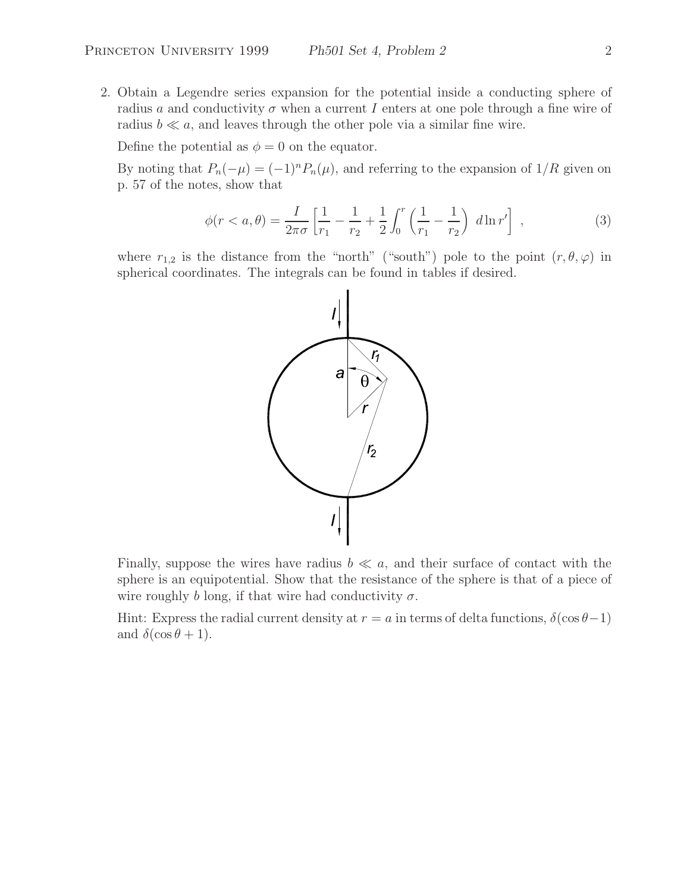2. Obtain a Legendre series expansion for the potential inside a conducting sphere of radius $a$ and conductivity $\sigma$ when a current $I$ enters at one pole through a fine wire of radius $b \ll a$, and leaves through the other pole via a similar fine wire.

   Define the potential as $\phi = 0$ on the equator.

   By noting that $P_n(-\mu) = (-1)^n P_n(\mu)$, and referring to the expansion of $1/R$ given on p. 57 of the notes, show that

$$\phi(r < a, \theta) = \frac{I}{2\pi\sigma}\left[\frac{1}{r_1} - \frac{1}{r_2} + \frac{1}{2}\int_0^r \left(\frac{1}{r_1} - \frac{1}{r_2}\right) d\ln r'\right], \tag{3}$$

   where $r_{1,2}$ is the distance from the "north" ("south") pole to the point $(r, \theta, \varphi)$ in spherical coordinates. The integrals can be found in tables if desired.

   Finally, suppose the wires have radius $b \ll a$, and their surface of contact with the sphere is an equipotential. Show that the resistance of the sphere is that of a piece of wire roughly $b$ long, if that wire had conductivity $\sigma$.

   Hint: Express the radial current density at $r = a$ in terms of delta functions, $\delta(\cos\theta - 1)$ and $\delta(\cos\theta + 1)$.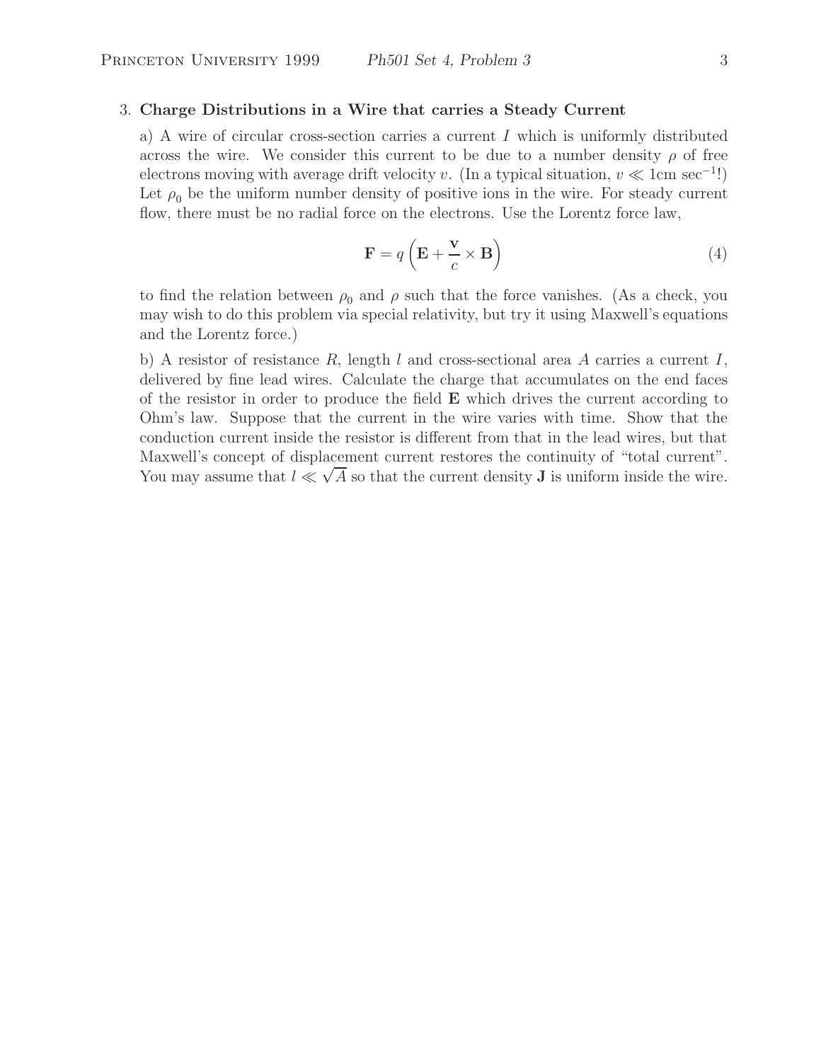3. **Charge Distributions in a Wire that carries a Steady Current**

a) A wire of circular cross-section carries a current $I$ which is uniformly distributed across the wire. We consider this current to be due to a number density $\rho$ of free electrons moving with average drift velocity $v$. (In a typical situation, $v \ll 1\text{cm sec}^{-1}$!) Let $\rho_0$ be the uniform number density of positive ions in the wire. For steady current flow, there must be no radial force on the electrons. Use the Lorentz force law,

$$\mathbf{F} = q\left(\mathbf{E} + \frac{\mathbf{v}}{c} \times \mathbf{B}\right) \tag{4}$$

to find the relation between $\rho_0$ and $\rho$ such that the force vanishes. (As a check, you may wish to do this problem via special relativity, but try it using Maxwell's equations and the Lorentz force.)

b) A resistor of resistance $R$, length $l$ and cross-sectional area $A$ carries a current $I$, delivered by fine lead wires. Calculate the charge that accumulates on the end faces of the resistor in order to produce the field $\mathbf{E}$ which drives the current according to Ohm's law. Suppose that the current in the wire varies with time. Show that the conduction current inside the resistor is different from that in the lead wires, but that Maxwell's concept of displacement current restores the continuity of "total current". You may assume that $l \ll \sqrt{A}$ so that the current density $\mathbf{J}$ is uniform inside the wire.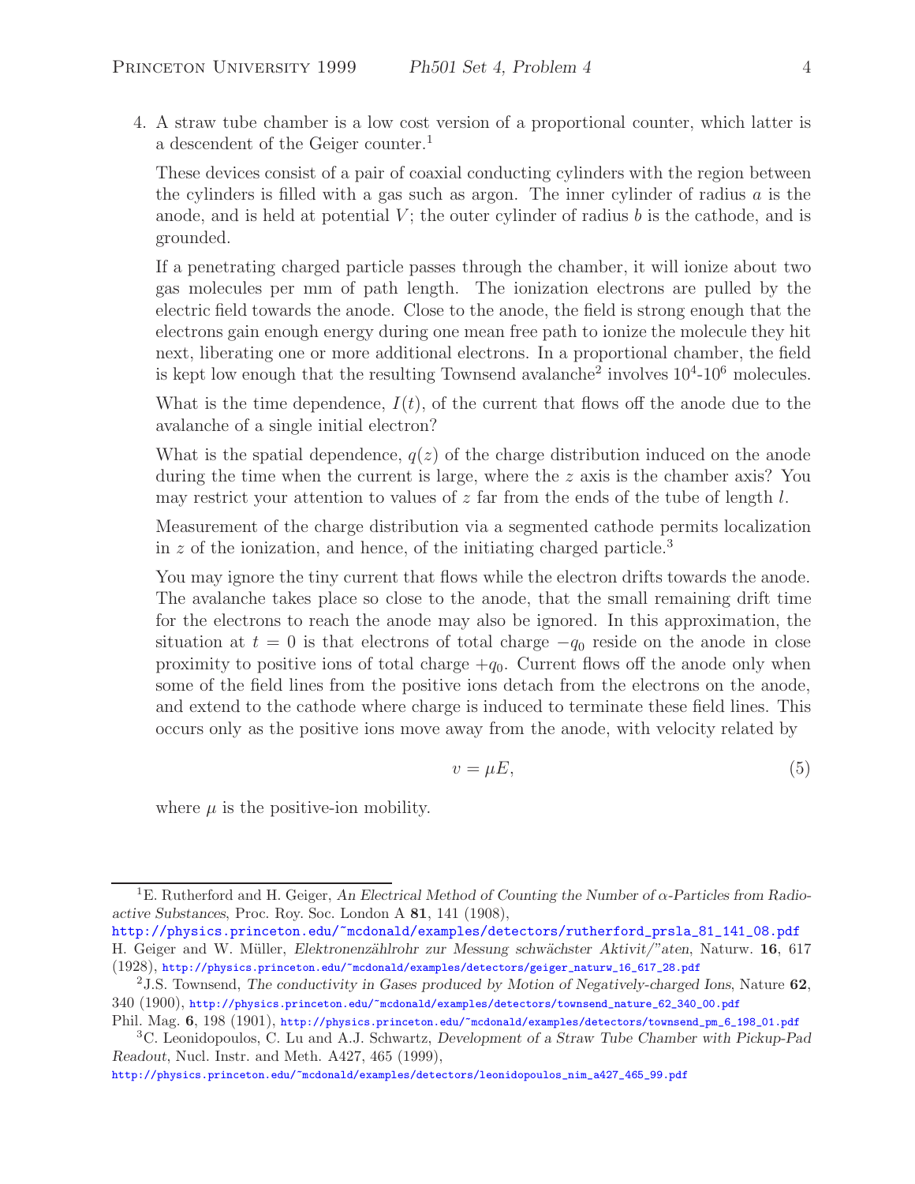4. A straw tube chamber is a low cost version of a proportional counter, which latter is a descendent of the Geiger counter.[1]

   These devices consist of a pair of coaxial conducting cylinders with the region between the cylinders is filled with a gas such as argon. The inner cylinder of radius $a$ is the anode, and is held at potential $V$; the outer cylinder of radius $b$ is the cathode, and is grounded.

   If a penetrating charged particle passes through the chamber, it will ionize about two gas molecules per mm of path length. The ionization electrons are pulled by the electric field towards the anode. Close to the anode, the field is strong enough that the electrons gain enough energy during one mean free path to ionize the molecule they hit next, liberating one or more additional electrons. In a proportional chamber, the field is kept low enough that the resulting Townsend avalanche[2] involves $10^4$-$10^6$ molecules.

   What is the time dependence, $I(t)$, of the current that flows off the anode due to the avalanche of a single initial electron?

   What is the spatial dependence, $q(z)$ of the charge distribution induced on the anode during the time when the current is large, where the $z$ axis is the chamber axis? You may restrict your attention to values of $z$ far from the ends of the tube of length $l$.

   Measurement of the charge distribution via a segmented cathode permits localization in $z$ of the ionization, and hence, of the initiating charged particle.[3]

   You may ignore the tiny current that flows while the electron drifts towards the anode. The avalanche takes place so close to the anode, that the small remaining drift time for the electrons to reach the anode may also be ignored. In this approximation, the situation at $t = 0$ is that electrons of total charge $-q_0$ reside on the anode in close proximity to positive ions of total charge $+q_0$. Current flows off the anode only when some of the field lines from the positive ions detach from the electrons on the anode, and extend to the cathode where charge is induced to terminate these field lines. This occurs only as the positive ions move away from the anode, with velocity related by

$$v = \mu E, \tag{5}$$

   where $\mu$ is the positive-ion mobility.

---

[1] E. Rutherford and H. Geiger, *An Electrical Method of Counting the Number of α-Particles from Radioactive Substances*, Proc. Roy. Soc. London A **81**, 141 (1908), http://physics.princeton.edu/~mcdonald/examples/detectors/rutherford_prsla_81_141_08.pdf
H. Geiger and W. Müller, *Elektronenzählrohr zur Messung schwächster Aktivit/"aten*, Naturw. **16**, 617 (1928), http://physics.princeton.edu/~mcdonald/examples/detectors/geiger_naturw_16_617_28.pdf

[2] J.S. Townsend, *The conductivity in Gases produced by Motion of Negatively-charged Ions*, Nature **62**, 340 (1900), http://physics.princeton.edu/~mcdonald/examples/detectors/townsend_nature_62_340_00.pdf
Phil. Mag. **6**, 198 (1901), http://physics.princeton.edu/~mcdonald/examples/detectors/townsend_pm_6_198_01.pdf

[3] C. Leonidopoulos, C. Lu and A.J. Schwartz, *Development of a Straw Tube Chamber with Pickup-Pad Readout*, Nucl. Instr. and Meth. A427, 465 (1999), http://physics.princeton.edu/~mcdonald/examples/detectors/leonidopoulos_nim_a427_465_99.pdf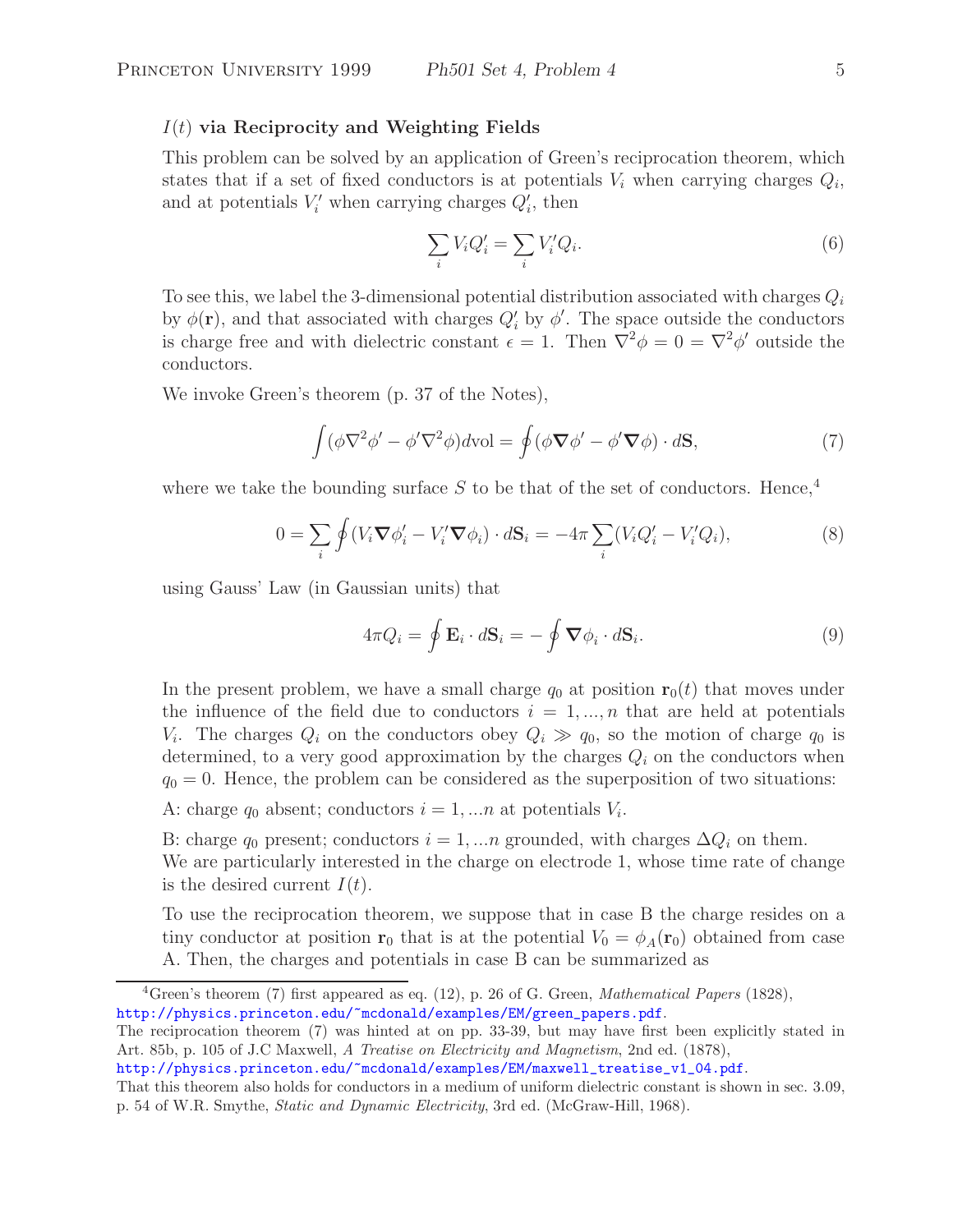### $I(t)$ via Reciprocity and Weighting Fields

This problem can be solved by an application of Green's reciprocation theorem, which states that if a set of fixed conductors is at potentials $V_i$ when carrying charges $Q_i$, and at potentials $V_i'$ when carrying charges $Q_i'$, then

$$\sum_i V_i Q_i' = \sum_i V_i' Q_i. \tag{6}$$

To see this, we label the 3-dimensional potential distribution associated with charges $Q_i$ by $\phi(\mathbf{r})$, and that associated with charges $Q_i'$ by $\phi'$. The space outside the conductors is charge free and with dielectric constant $\epsilon = 1$. Then $\nabla^2\phi = 0 = \nabla^2\phi'$ outside the conductors.

We invoke Green's theorem (p. 37 of the Notes),

$$\int (\phi\nabla^2\phi' - \phi'\nabla^2\phi)d\text{vol} = \oint (\phi\boldsymbol{\nabla}\phi' - \phi'\boldsymbol{\nabla}\phi)\cdot d\mathbf{S}, \tag{7}$$

where we take the bounding surface $S$ to be that of the set of conductors. Hence,[4]

$$0 = \sum_i \oint (V_i\boldsymbol{\nabla}\phi_i' - V_i'\boldsymbol{\nabla}\phi_i)\cdot d\mathbf{S}_i = -4\pi\sum_i (V_i Q_i' - V_i' Q_i), \tag{8}$$

using Gauss' Law (in Gaussian units) that

$$4\pi Q_i = \oint \mathbf{E}_i \cdot d\mathbf{S}_i = -\oint \boldsymbol{\nabla}\phi_i \cdot d\mathbf{S}_i. \tag{9}$$

In the present problem, we have a small charge $q_0$ at position $\mathbf{r}_0(t)$ that moves under the influence of the field due to conductors $i = 1, ..., n$ that are held at potentials $V_i$. The charges $Q_i$ on the conductors obey $Q_i \gg q_0$, so the motion of charge $q_0$ is determined, to a very good approximation by the charges $Q_i$ on the conductors when $q_0 = 0$. Hence, the problem can be considered as the superposition of two situations:

A: charge $q_0$ absent; conductors $i = 1, ...n$ at potentials $V_i$.

B: charge $q_0$ present; conductors $i = 1, ...n$ grounded, with charges $\Delta Q_i$ on them.
We are particularly interested in the charge on electrode 1, whose time rate of change is the desired current $I(t)$.

To use the reciprocation theorem, we suppose that in case B the charge resides on a tiny conductor at position $\mathbf{r}_0$ that is at the potential $V_0 = \phi_A(\mathbf{r}_0)$ obtained from case A. Then, the charges and potentials in case B can be summarized as

---

[4] Green's theorem (7) first appeared as eq. (12), p. 26 of G. Green, *Mathematical Papers* (1828), http://physics.princeton.edu/~mcdonald/examples/EM/green_papers.pdf.
The reciprocation theorem (7) was hinted at on pp. 33-39, but may have first been explicitly stated in Art. 85b, p. 105 of J.C Maxwell, *A Treatise on Electricity and Magnetism*, 2nd ed. (1878), http://physics.princeton.edu/~mcdonald/examples/EM/maxwell_treatise_v1_04.pdf.
That this theorem also holds for conductors in a medium of uniform dielectric constant is shown in sec. 3.09, p. 54 of W.R. Smythe, *Static and Dynamic Electricity*, 3rd ed. (McGraw-Hill, 1968).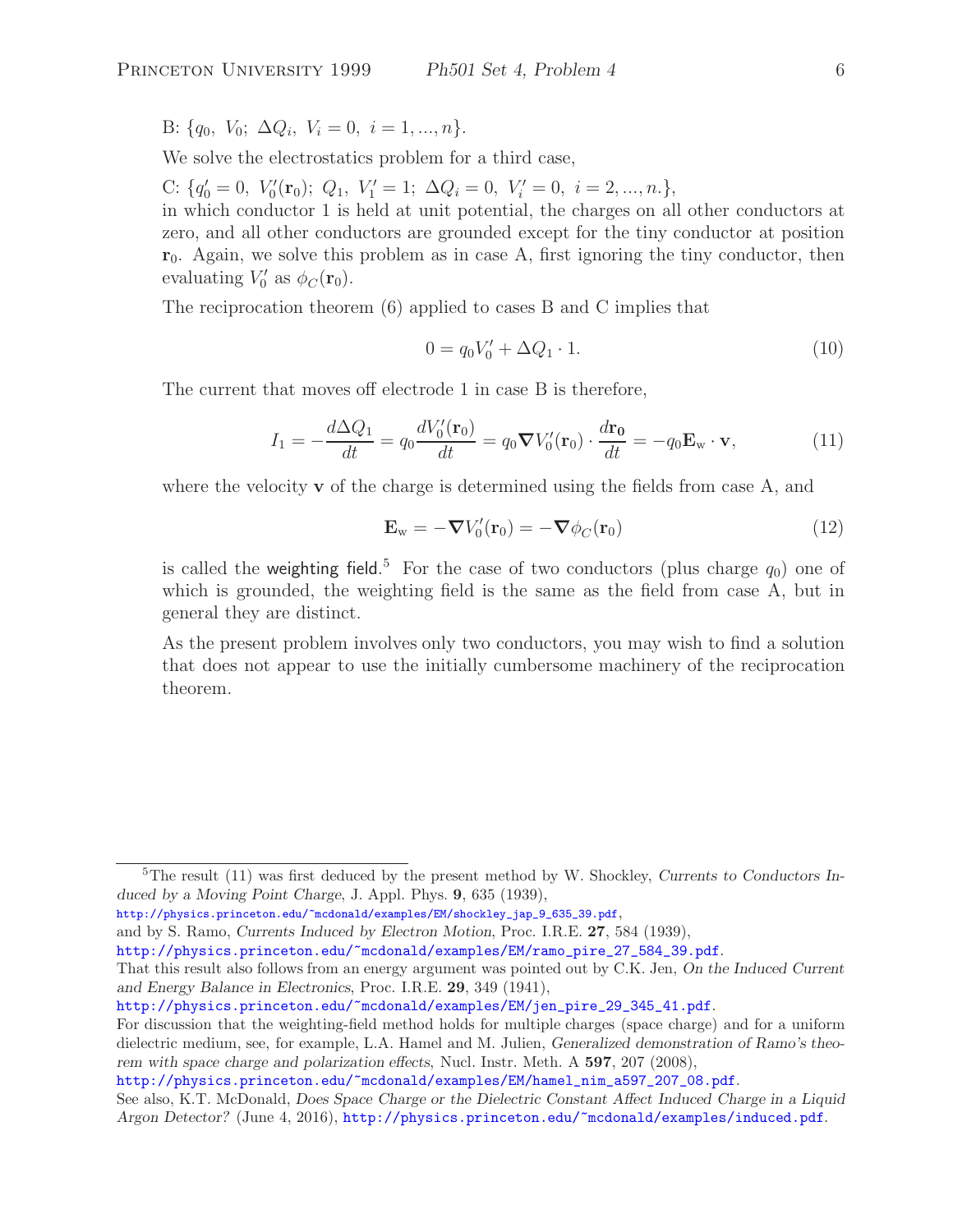B: $\{q_0,\ V_0;\ \Delta Q_i,\ V_i = 0,\ i = 1, ..., n\}$.

We solve the electrostatics problem for a third case,

C: $\{q_0' = 0,\ V_0'(\mathbf{r}_0);\ Q_1,\ V_1' = 1;\ \Delta Q_i = 0,\ V_i' = 0,\ i = 2, ..., n.\}$,
in which conductor 1 is held at unit potential, the charges on all other conductors at zero, and all other conductors are grounded except for the tiny conductor at position $\mathbf{r}_0$. Again, we solve this problem as in case A, first ignoring the tiny conductor, then evaluating $V_0'$ as $\phi_C(\mathbf{r}_0)$.

The reciprocation theorem (6) applied to cases B and C implies that

$$0 = q_0 V_0' + \Delta Q_1 \cdot 1. \tag{10}$$

The current that moves off electrode 1 in case B is therefore,

$$I_1 = -\frac{d\Delta Q_1}{dt} = q_0 \frac{dV_0'(\mathbf{r}_0)}{dt} = q_0 \boldsymbol{\nabla} V_0'(\mathbf{r}_0) \cdot \frac{d\mathbf{r_0}}{dt} = -q_0 \mathbf{E}_{\mathrm{w}} \cdot \mathbf{v}, \tag{11}$$

where the velocity $\mathbf{v}$ of the charge is determined using the fields from case A, and

$$\mathbf{E}_{\mathrm{w}} = -\boldsymbol{\nabla} V_0'(\mathbf{r}_0) = -\boldsymbol{\nabla} \phi_C(\mathbf{r}_0) \tag{12}$$

is called the weighting field.[5] For the case of two conductors (plus charge $q_0$) one of which is grounded, the weighting field is the same as the field from case A, but in general they are distinct.

As the present problem involves only two conductors, you may wish to find a solution that does not appear to use the initially cumbersome machinery of the reciprocation theorem.

---

[5] The result (11) was first deduced by the present method by W. Shockley, *Currents to Conductors Induced by a Moving Point Charge*, J. Appl. Phys. **9**, 635 (1939),
http://physics.princeton.edu/~mcdonald/examples/EM/shockley_jap_9_635_39.pdf,
and by S. Ramo, *Currents Induced by Electron Motion*, Proc. I.R.E. **27**, 584 (1939),
http://physics.princeton.edu/~mcdonald/examples/EM/ramo_pire_27_584_39.pdf.
That this result also follows from an energy argument was pointed out by C.K. Jen, *On the Induced Current and Energy Balance in Electronics*, Proc. I.R.E. **29**, 349 (1941),
http://physics.princeton.edu/~mcdonald/examples/EM/jen_pire_29_345_41.pdf.
For discussion that the weighting-field method holds for multiple charges (space charge) and for a uniform dielectric medium, see, for example, L.A. Hamel and M. Julien, *Generalized demonstration of Ramo's theorem with space charge and polarization effects*, Nucl. Instr. Meth. A **597**, 207 (2008),
http://physics.princeton.edu/~mcdonald/examples/EM/hamel_nim_a597_207_08.pdf.
See also, K.T. McDonald, *Does Space Charge or the Dielectric Constant Affect Induced Charge in a Liquid Argon Detector?* (June 4, 2016), http://physics.princeton.edu/~mcdonald/examples/induced.pdf.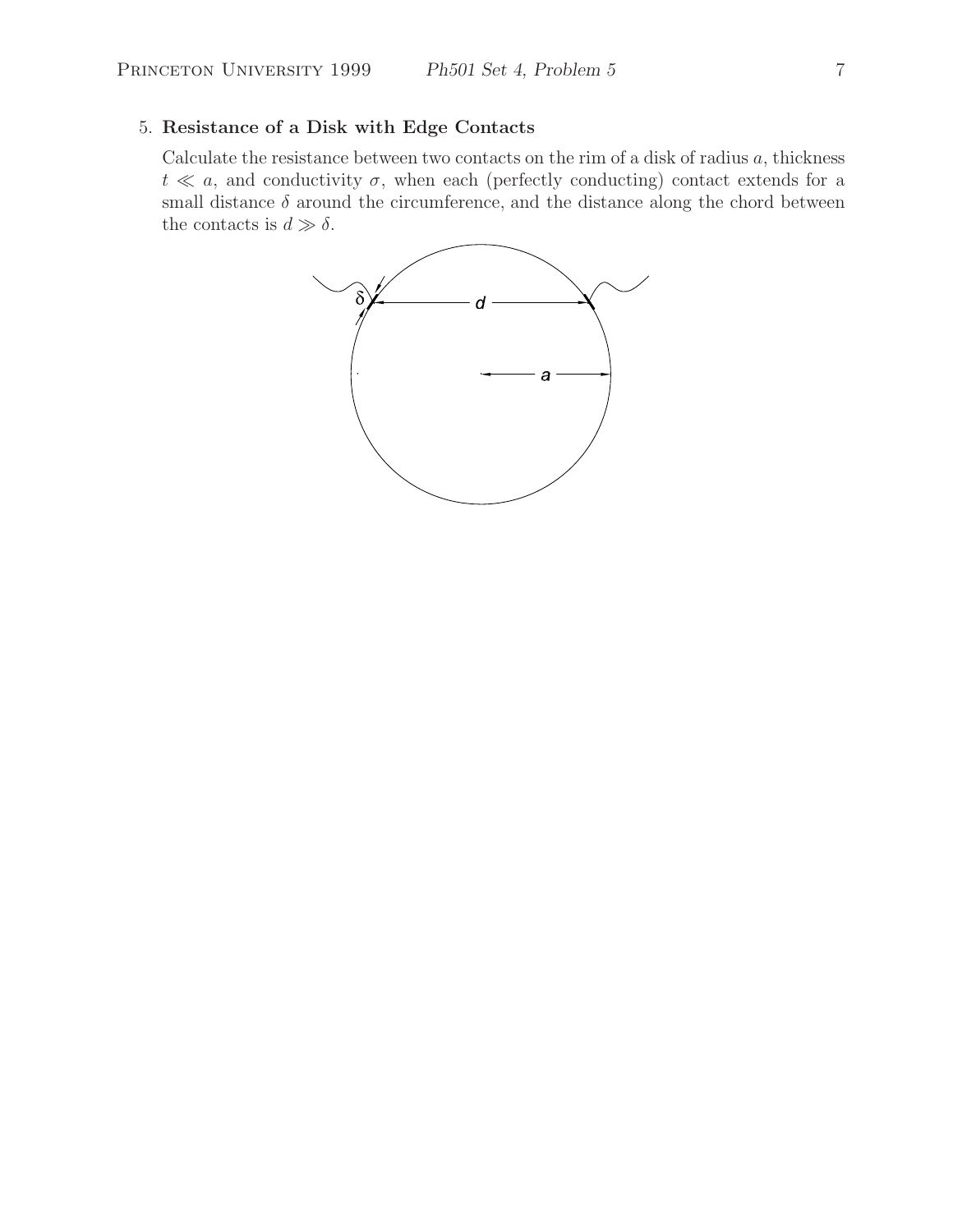5. **Resistance of a Disk with Edge Contacts**

Calculate the resistance between two contacts on the rim of a disk of radius $a$, thickness $t \ll a$, and conductivity $\sigma$, when each (perfectly conducting) contact extends for a small distance $\delta$ around the circumference, and the distance along the chord between the contacts is $d \gg \delta$.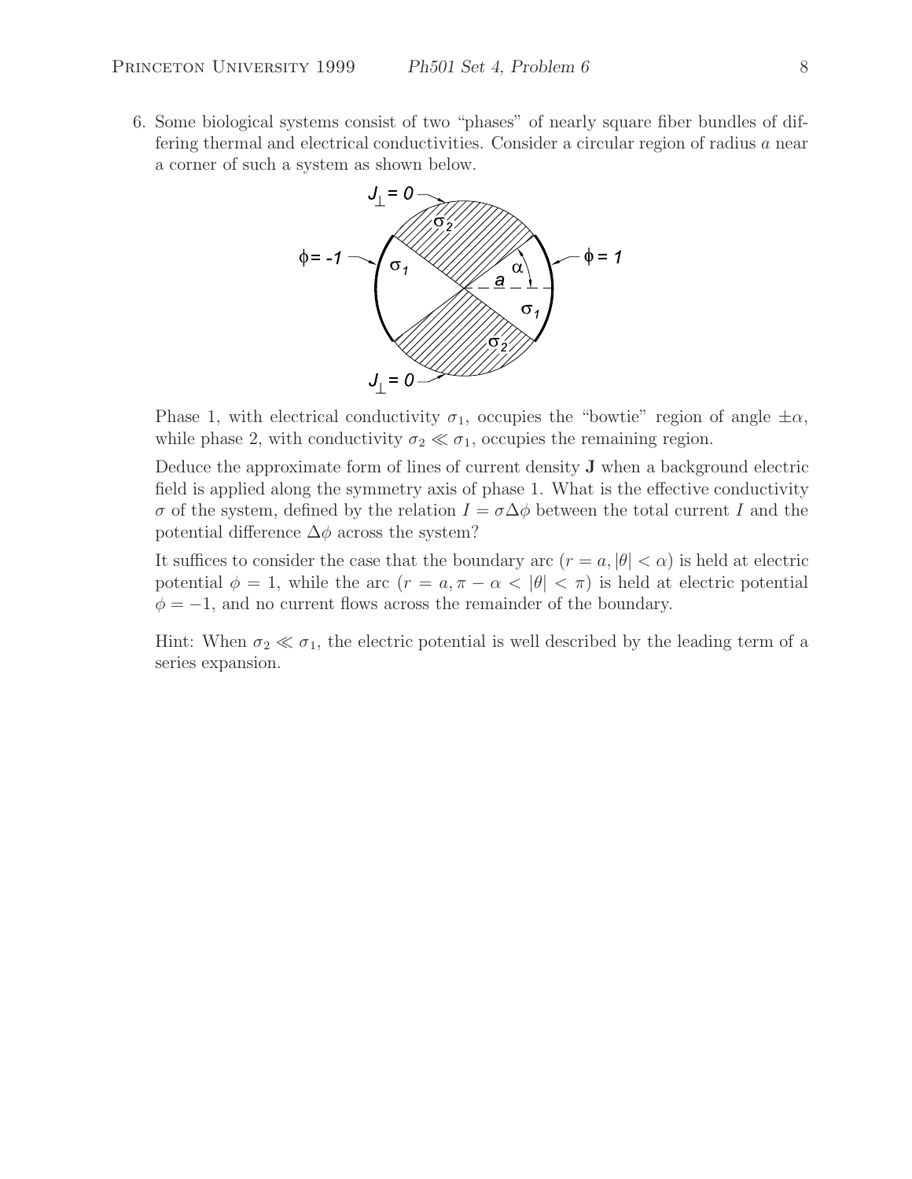6. Some biological systems consist of two "phases" of nearly square fiber bundles of differing thermal and electrical conductivities. Consider a circular region of radius $a$ near a corner of such a system as shown below.

   Phase 1, with electrical conductivity $\sigma_1$, occupies the "bowtie" region of angle $\pm\alpha$, while phase 2, with conductivity $\sigma_2 \ll \sigma_1$, occupies the remaining region.

   Deduce the approximate form of lines of current density $\mathbf{J}$ when a background electric field is applied along the symmetry axis of phase 1. What is the effective conductivity $\sigma$ of the system, defined by the relation $I = \sigma \Delta\phi$ between the total current $I$ and the potential difference $\Delta\phi$ across the system?

   It suffices to consider the case that the boundary arc ($r = a, |\theta| < \alpha$) is held at electric potential $\phi = 1$, while the arc ($r = a, \pi - \alpha < |\theta| < \pi$) is held at electric potential $\phi = -1$, and no current flows across the remainder of the boundary.

   Hint: When $\sigma_2 \ll \sigma_1$, the electric potential is well described by the leading term of a series expansion.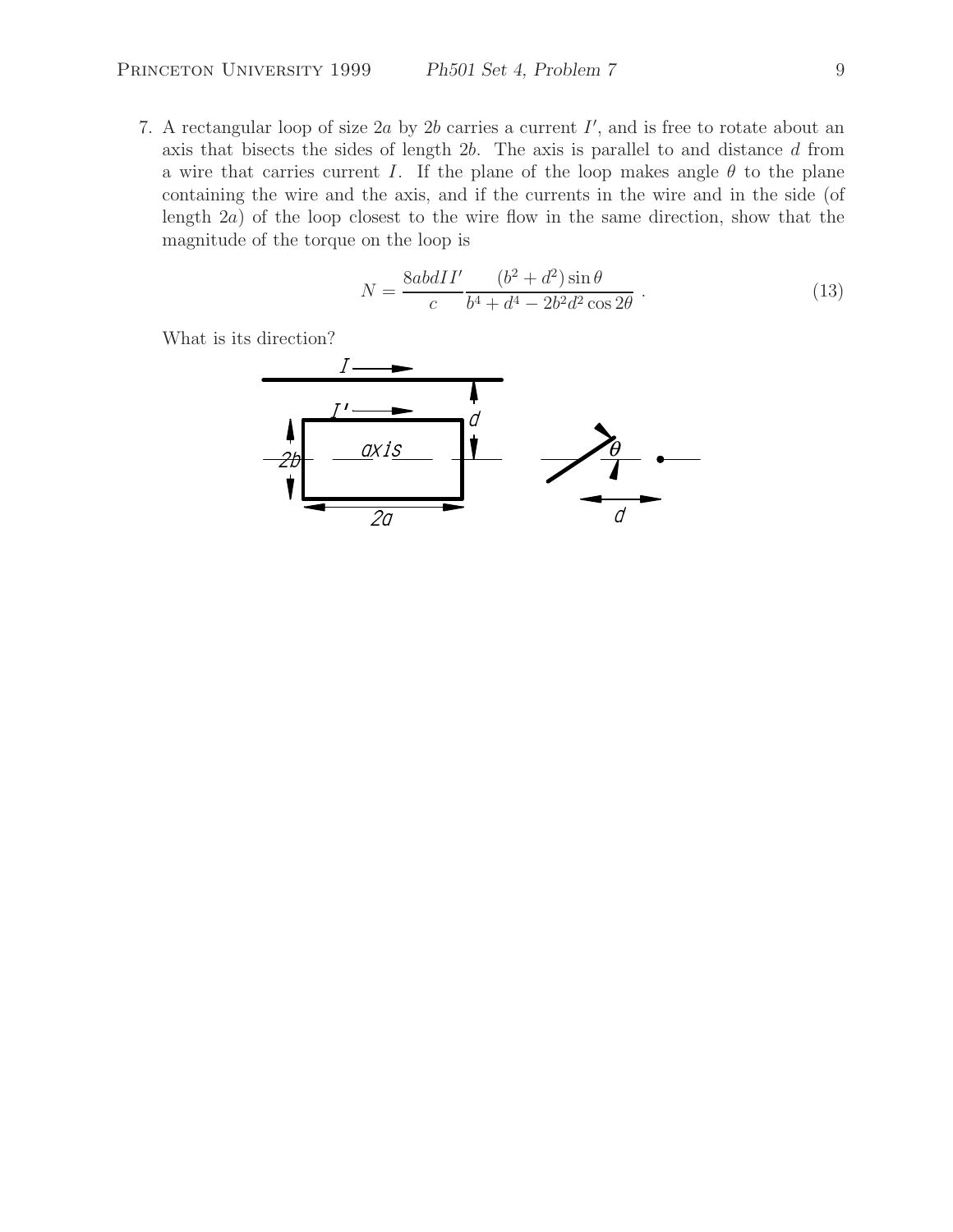7. A rectangular loop of size $2a$ by $2b$ carries a current $I'$, and is free to rotate about an axis that bisects the sides of length $2b$. The axis is parallel to and distance $d$ from a wire that carries current $I$. If the plane of the loop makes angle $\theta$ to the plane containing the wire and the axis, and if the currents in the wire and in the side (of length $2a$) of the loop closest to the wire flow in the same direction, show that the magnitude of the torque on the loop is

$$N = \frac{8abdII'}{c} \frac{(b^2 + d^2)\sin\theta}{b^4 + d^4 - 2b^2d^2\cos 2\theta} . \tag{13}$$

What is its direction?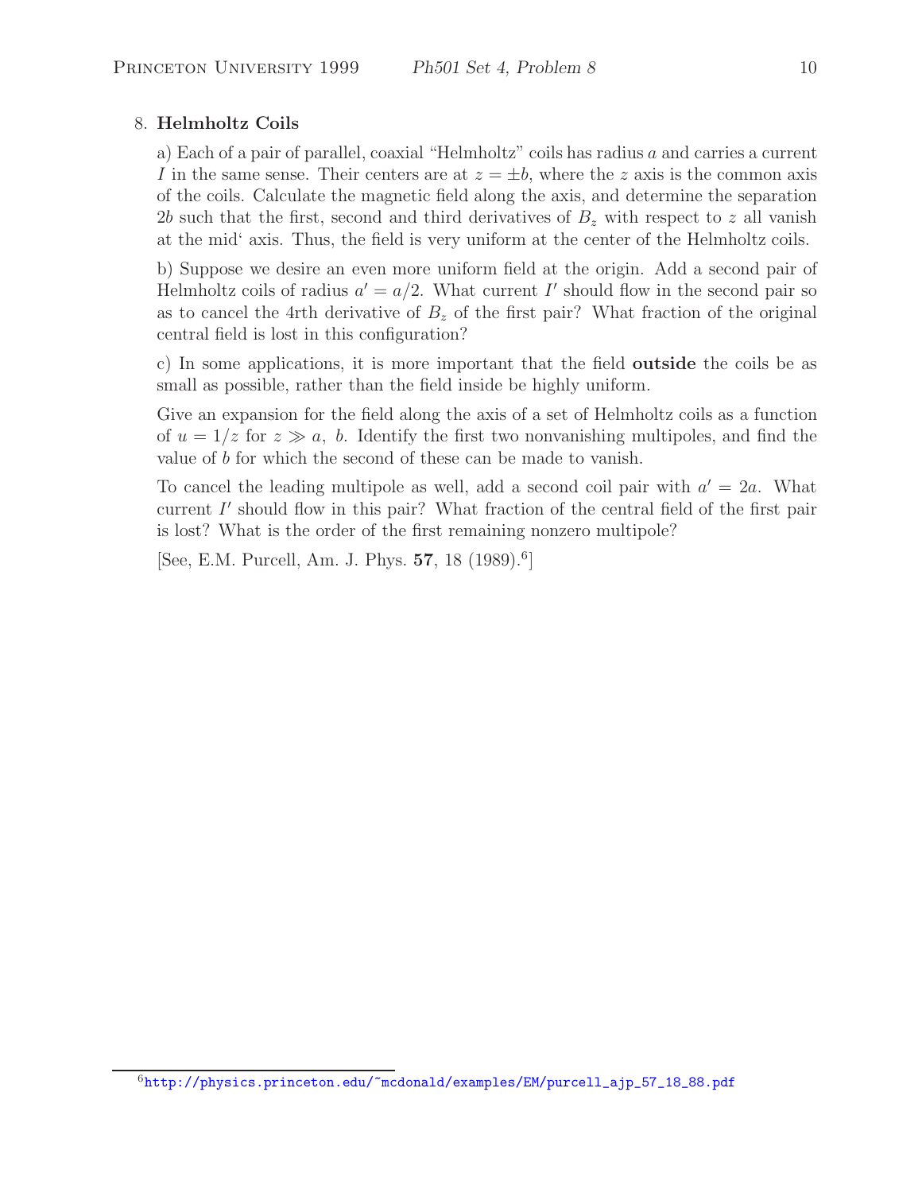## 8. **Helmholtz Coils**

a) Each of a pair of parallel, coaxial "Helmholtz" coils has radius $a$ and carries a current $I$ in the same sense. Their centers are at $z = \pm b$, where the $z$ axis is the common axis of the coils. Calculate the magnetic field along the axis, and determine the separation $2b$ such that the first, second and third derivatives of $B_z$ with respect to $z$ all vanish at the mid' axis. Thus, the field is very uniform at the center of the Helmholtz coils.

b) Suppose we desire an even more uniform field at the origin. Add a second pair of Helmholtz coils of radius $a' = a/2$. What current $I'$ should flow in the second pair so as to cancel the 4rth derivative of $B_z$ of the first pair? What fraction of the original central field is lost in this configuration?

c) In some applications, it is more important that the field **outside** the coils be as small as possible, rather than the field inside be highly uniform.

Give an expansion for the field along the axis of a set of Helmholtz coils as a function of $u = 1/z$ for $z \gg a,\ b$. Identify the first two nonvanishing multipoles, and find the value of $b$ for which the second of these can be made to vanish.

To cancel the leading multipole as well, add a second coil pair with $a' = 2a$. What current $I'$ should flow in this pair? What fraction of the central field of the first pair is lost? What is the order of the first remaining nonzero multipole?

[See, E.M. Purcell, Am. J. Phys. **57**, 18 (1989).[6]]

[6] http://physics.princeton.edu/~mcdonald/examples/EM/purcell_ajp_57_18_88.pdf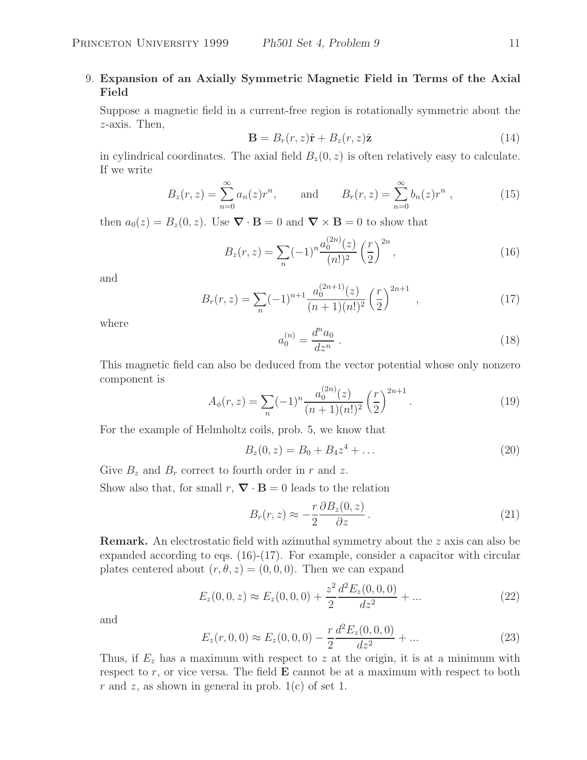9. **Expansion of an Axially Symmetric Magnetic Field in Terms of the Axial Field**

Suppose a magnetic field in a current-free region is rotationally symmetric about the $z$-axis. Then,

$$\mathbf{B} = B_r(r, z)\hat{\mathbf{r}} + B_z(r, z)\hat{\mathbf{z}} \tag{14}$$

in cylindrical coordinates. The axial field $B_z(0, z)$ is often relatively easy to calculate. If we write

$$B_z(r, z) = \sum_{n=0}^{\infty} a_n(z) r^n, \qquad \text{and} \qquad B_r(r, z) = \sum_{n=0}^{\infty} b_n(z) r^n \ , \tag{15}$$

then $a_0(z) = B_z(0, z)$. Use $\boldsymbol{\nabla} \cdot \mathbf{B} = 0$ and $\boldsymbol{\nabla} \times \mathbf{B} = 0$ to show that

$$B_z(r, z) = \sum_n (-1)^n \frac{a_0^{(2n)}(z)}{(n!)^2} \left(\frac{r}{2}\right)^{2n}, \tag{16}$$

and

$$B_r(r, z) = \sum_n (-1)^{n+1} \frac{a_0^{(2n+1)}(z)}{(n+1)(n!)^2} \left(\frac{r}{2}\right)^{2n+1} \ , \tag{17}$$

where

$$a_0^{(n)} = \frac{d^n a_0}{dz^n} \ . \tag{18}$$

This magnetic field can also be deduced from the vector potential whose only nonzero component is

$$A_\phi(r, z) = \sum_n (-1)^n \frac{a_0^{(2n)}(z)}{(n+1)(n!)^2} \left(\frac{r}{2}\right)^{2n+1} . \tag{19}$$

For the example of Helmholtz coils, prob. 5, we know that

$$B_z(0, z) = B_0 + B_4 z^4 + \ldots \tag{20}$$

Give $B_z$ and $B_r$ correct to fourth order in $r$ and $z$.

Show also that, for small $r$, $\boldsymbol{\nabla} \cdot \mathbf{B} = 0$ leads to the relation

$$B_r(r, z) \approx -\frac{r}{2} \frac{\partial B_z(0, z)}{\partial z} . \tag{21}$$

**Remark.** An electrostatic field with azimuthal symmetry about the $z$ axis can also be expanded according to eqs. (16)-(17). For example, consider a capacitor with circular plates centered about $(r, \theta, z) = (0, 0, 0)$. Then we can expand

$$E_z(0, 0, z) \approx E_z(0, 0, 0) + \frac{z^2}{2} \frac{d^2 E_z(0, 0, 0)}{dz^2} + \ldots \tag{22}$$

and

$$E_z(r, 0, 0) \approx E_z(0, 0, 0) - \frac{r}{2} \frac{d^2 E_z(0, 0, 0)}{dz^2} + \ldots \tag{23}$$

Thus, if $E_z$ has a maximum with respect to $z$ at the origin, it is at a minimum with respect to $r$, or vice versa. The field $\mathbf{E}$ cannot be at a maximum with respect to both $r$ and $z$, as shown in general in prob. 1(c) of set 1.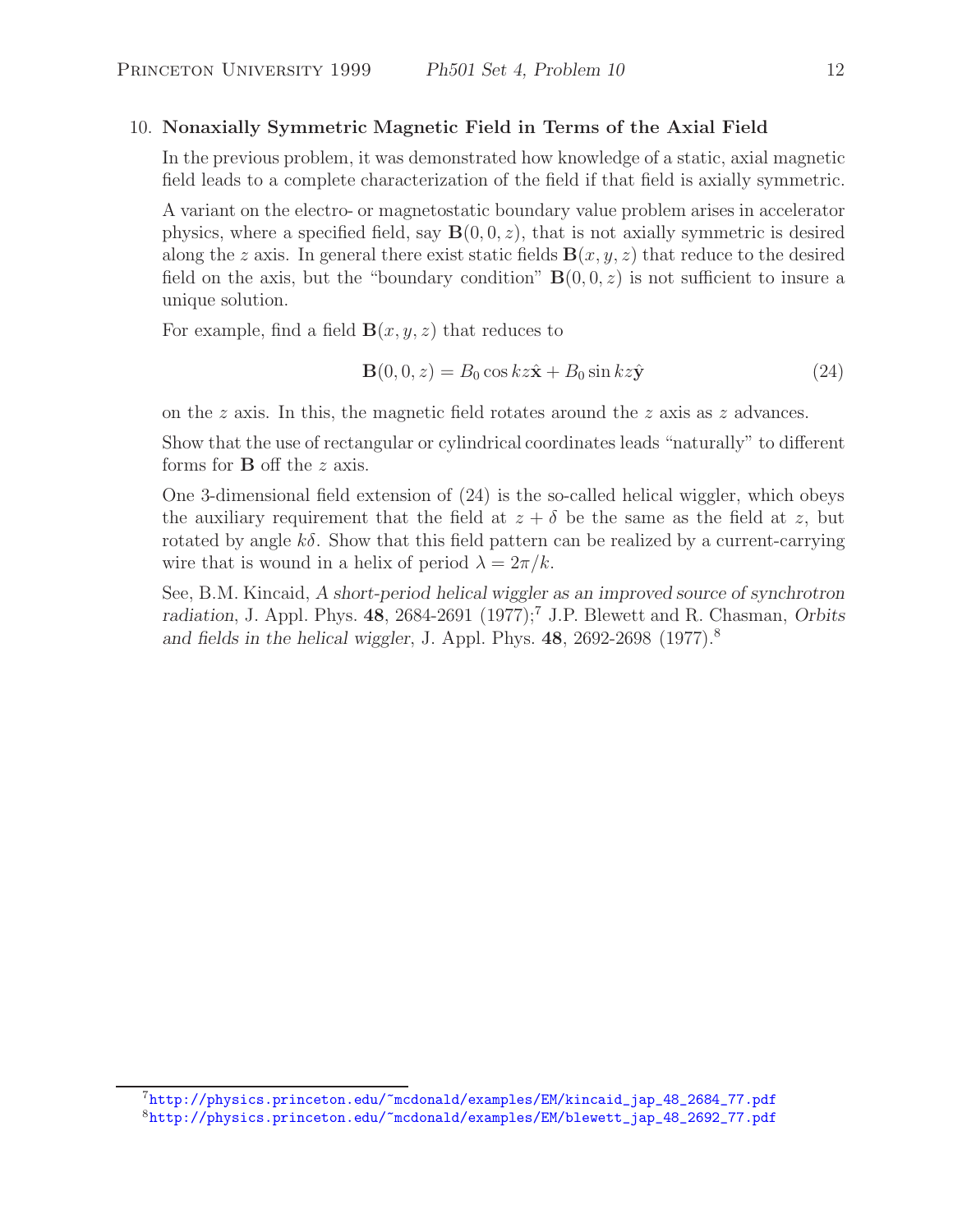10. **Nonaxially Symmetric Magnetic Field in Terms of the Axial Field**

In the previous problem, it was demonstrated how knowledge of a static, axial magnetic field leads to a complete characterization of the field if that field is axially symmetric.

A variant on the electro- or magnetostatic boundary value problem arises in accelerator physics, where a specified field, say $\mathbf{B}(0, 0, z)$, that is not axially symmetric is desired along the $z$ axis. In general there exist static fields $\mathbf{B}(x, y, z)$ that reduce to the desired field on the axis, but the "boundary condition" $\mathbf{B}(0, 0, z)$ is not sufficient to insure a unique solution.

For example, find a field $\mathbf{B}(x, y, z)$ that reduces to

$$\mathbf{B}(0, 0, z) = B_0 \cos kz \hat{\mathbf{x}} + B_0 \sin kz \hat{\mathbf{y}} \tag{24}$$

on the $z$ axis. In this, the magnetic field rotates around the $z$ axis as $z$ advances.

Show that the use of rectangular or cylindrical coordinates leads "naturally" to different forms for $\mathbf{B}$ off the $z$ axis.

One 3-dimensional field extension of (24) is the so-called helical wiggler, which obeys the auxiliary requirement that the field at $z + \delta$ be the same as the field at $z$, but rotated by angle $k\delta$. Show that this field pattern can be realized by a current-carrying wire that is wound in a helix of period $\lambda = 2\pi/k$.

See, B.M. Kincaid, *A short-period helical wiggler as an improved source of synchrotron radiation*, J. Appl. Phys. **48**, 2684-2691 (1977);[7] J.P. Blewett and R. Chasman, *Orbits and fields in the helical wiggler*, J. Appl. Phys. **48**, 2692-2698 (1977).[8]

---

[7] http://physics.princeton.edu/~mcdonald/examples/EM/kincaid_jap_48_2684_77.pdf

[8] http://physics.princeton.edu/~mcdonald/examples/EM/blewett_jap_48_2692_77.pdf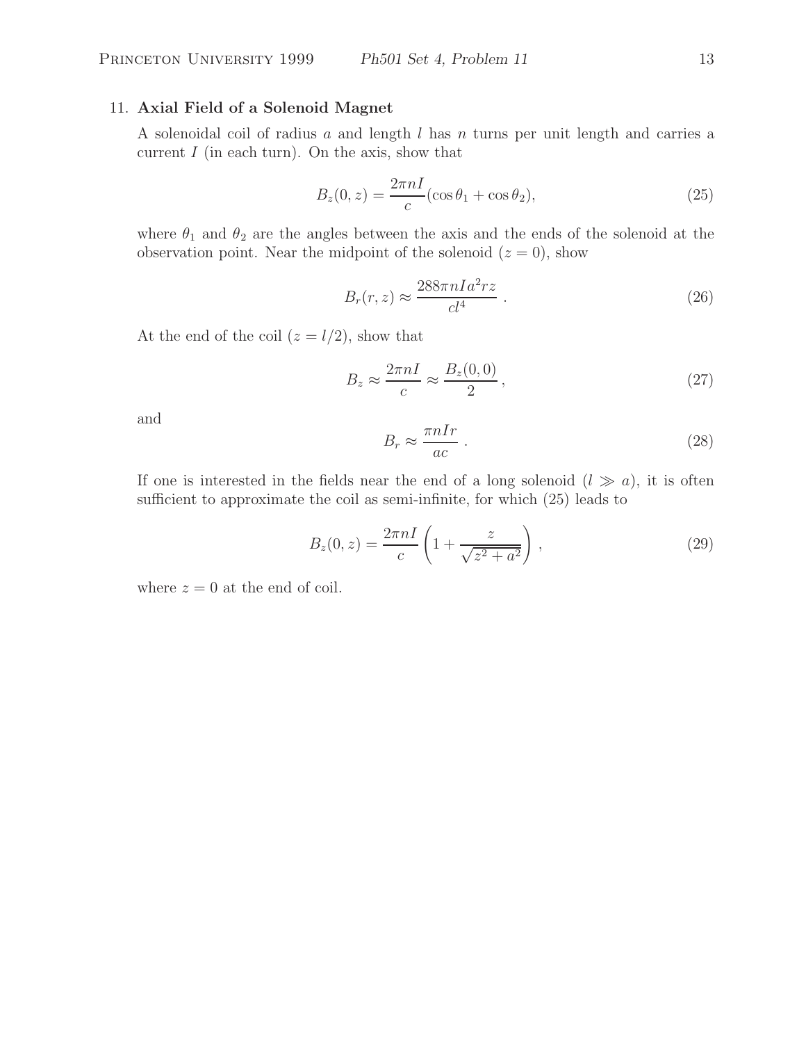11. **Axial Field of a Solenoid Magnet**

A solenoidal coil of radius $a$ and length $l$ has $n$ turns per unit length and carries a current $I$ (in each turn). On the axis, show that

$$B_z(0,z) = \frac{2\pi nI}{c}(\cos\theta_1 + \cos\theta_2), \tag{25}$$

where $\theta_1$ and $\theta_2$ are the angles between the axis and the ends of the solenoid at the observation point. Near the midpoint of the solenoid ($z = 0$), show

$$B_r(r,z) \approx \frac{288\pi nIa^2rz}{cl^4} \, . \tag{26}$$

At the end of the coil ($z = l/2$), show that

$$B_z \approx \frac{2\pi nI}{c} \approx \frac{B_z(0,0)}{2} \, , \tag{27}$$

and

$$B_r \approx \frac{\pi nIr}{ac} \, . \tag{28}$$

If one is interested in the fields near the end of a long solenoid ($l \gg a$), it is often sufficient to approximate the coil as semi-infinite, for which (25) leads to

$$B_z(0,z) = \frac{2\pi nI}{c}\left(1 + \frac{z}{\sqrt{z^2 + a^2}}\right) , \tag{29}$$

where $z = 0$ at the end of coil.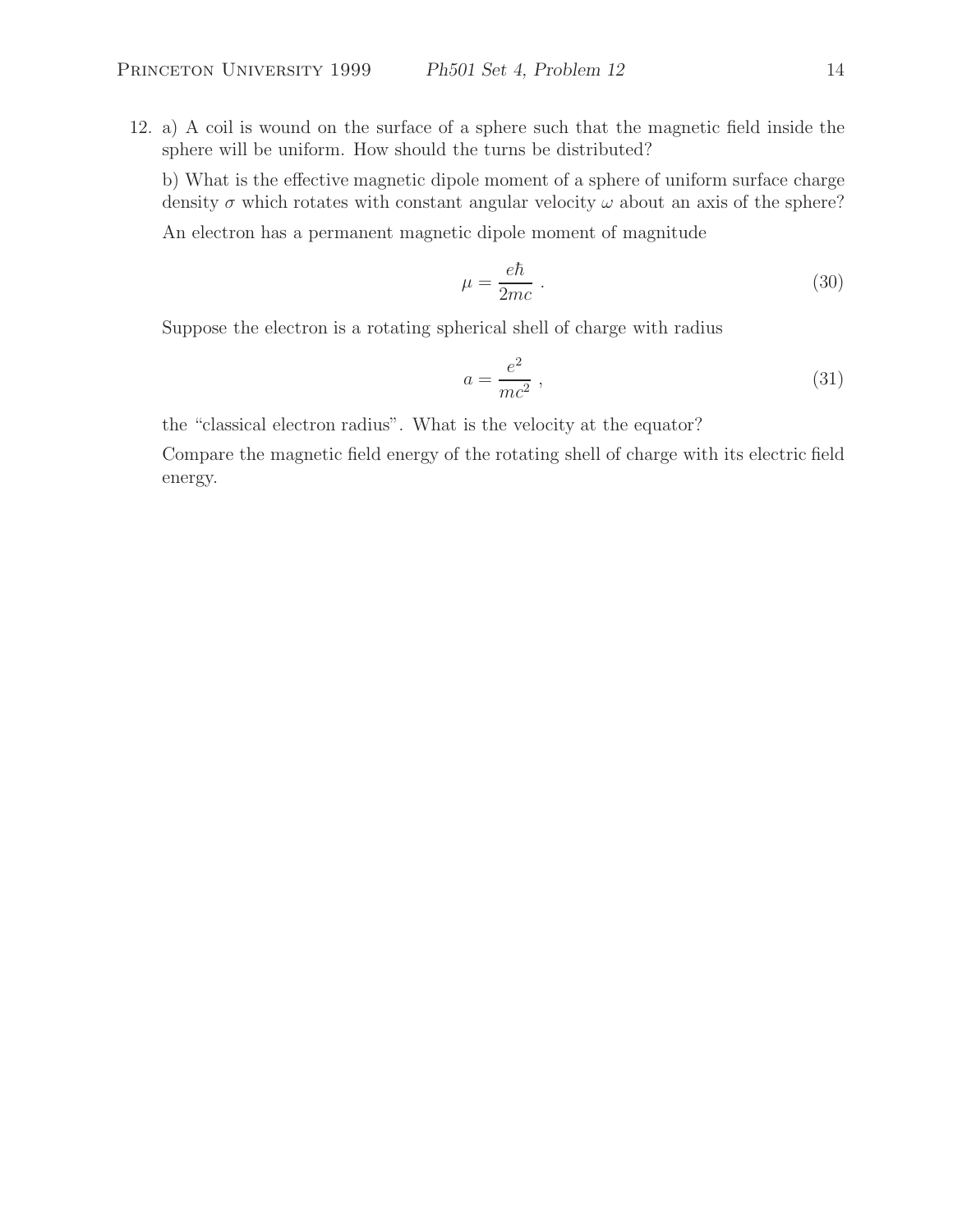12. a) A coil is wound on the surface of a sphere such that the magnetic field inside the sphere will be uniform. How should the turns be distributed?

    b) What is the effective magnetic dipole moment of a sphere of uniform surface charge density $\sigma$ which rotates with constant angular velocity $\omega$ about an axis of the sphere?

    An electron has a permanent magnetic dipole moment of magnitude

$$\mu = \frac{e\hbar}{2mc} \, . \tag{30}$$

    Suppose the electron is a rotating spherical shell of charge with radius

$$a = \frac{e^2}{mc^2} \, , \tag{31}$$

    the "classical electron radius". What is the velocity at the equator?

    Compare the magnetic field energy of the rotating shell of charge with its electric field energy.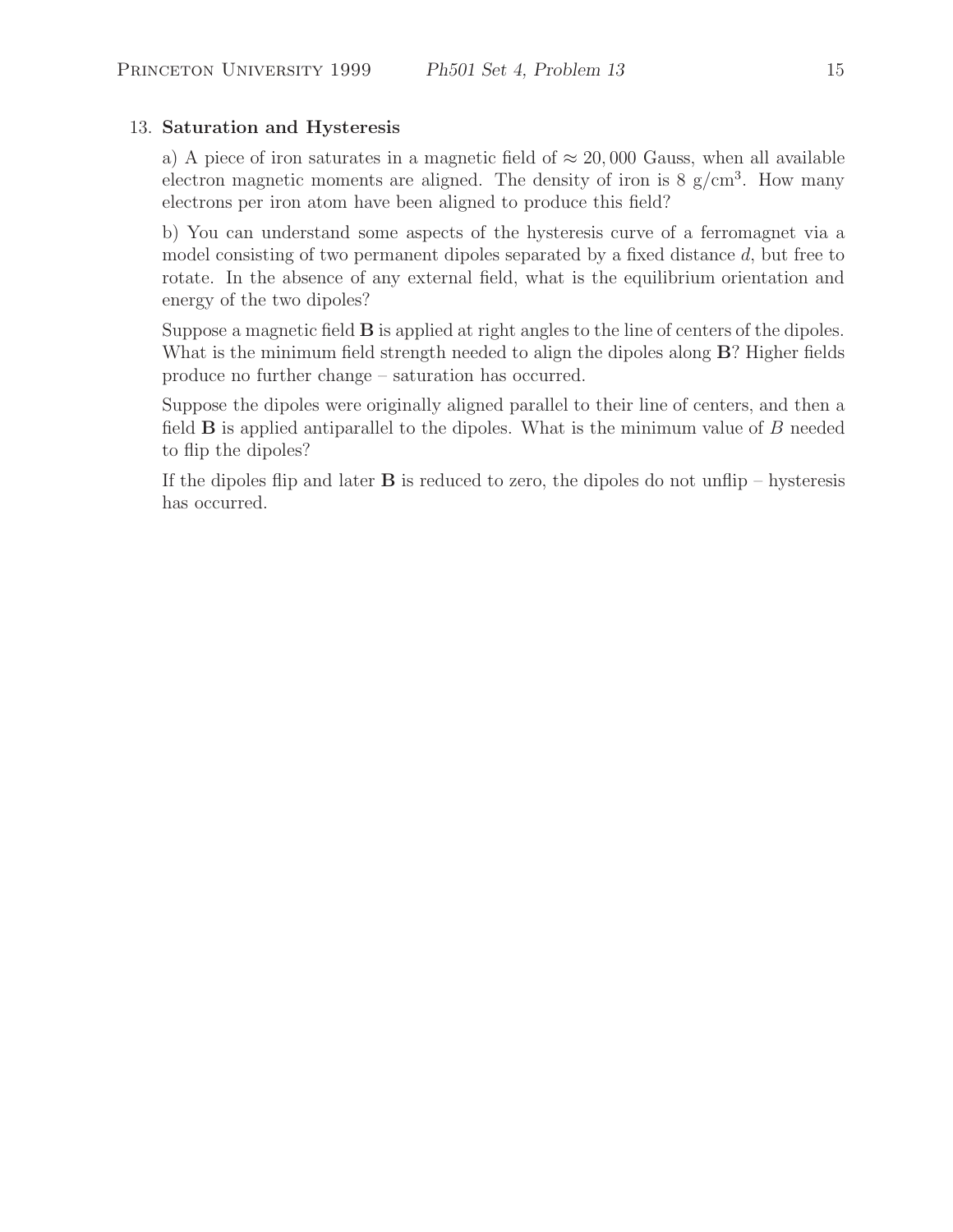13. **Saturation and Hysteresis**

a) A piece of iron saturates in a magnetic field of $\approx 20,000$ Gauss, when all available electron magnetic moments are aligned. The density of iron is 8 g/cm$^3$. How many electrons per iron atom have been aligned to produce this field?

b) You can understand some aspects of the hysteresis curve of a ferromagnet via a model consisting of two permanent dipoles separated by a fixed distance $d$, but free to rotate. In the absence of any external field, what is the equilibrium orientation and energy of the two dipoles?

Suppose a magnetic field $\mathbf{B}$ is applied at right angles to the line of centers of the dipoles. What is the minimum field strength needed to align the dipoles along $\mathbf{B}$? Higher fields produce no further change – saturation has occurred.

Suppose the dipoles were originally aligned parallel to their line of centers, and then a field $\mathbf{B}$ is applied antiparallel to the dipoles. What is the minimum value of $B$ needed to flip the dipoles?

If the dipoles flip and later $\mathbf{B}$ is reduced to zero, the dipoles do not unflip – hysteresis has occurred.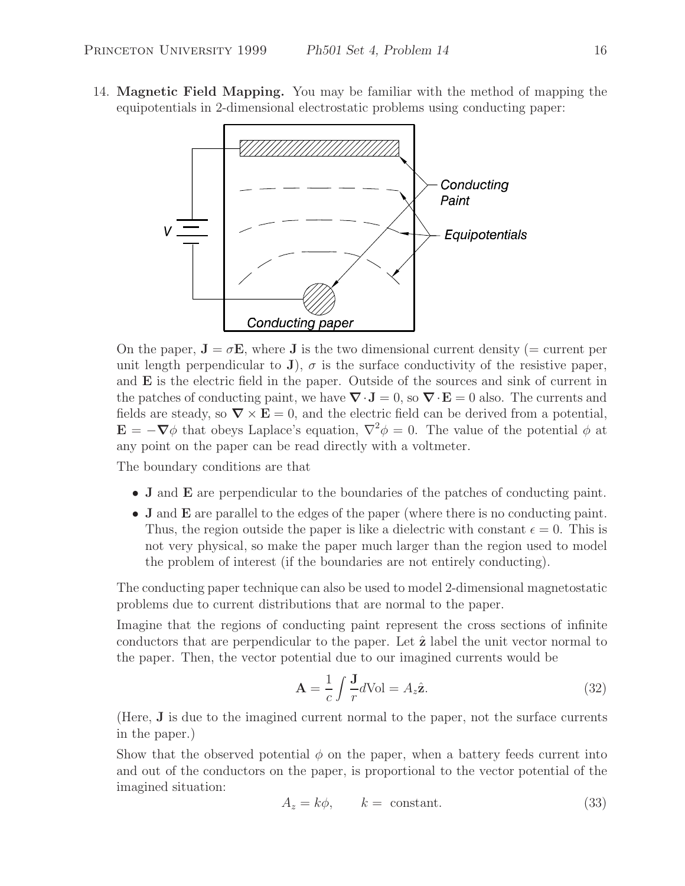14. **Magnetic Field Mapping.** You may be familiar with the method of mapping the equipotentials in 2-dimensional electrostatic problems using conducting paper:

On the paper, $\mathbf{J} = \sigma \mathbf{E}$, where $\mathbf{J}$ is the two dimensional current density (= current per unit length perpendicular to $\mathbf{J}$), $\sigma$ is the surface conductivity of the resistive paper, and $\mathbf{E}$ is the electric field in the paper. Outside of the sources and sink of current in the patches of conducting paint, we have $\nabla \cdot \mathbf{J} = 0$, so $\nabla \cdot \mathbf{E} = 0$ also. The currents and fields are steady, so $\nabla \times \mathbf{E} = 0$, and the electric field can be derived from a potential, $\mathbf{E} = -\nabla \phi$ that obeys Laplace's equation, $\nabla^2 \phi = 0$. The value of the potential $\phi$ at any point on the paper can be read directly with a voltmeter.

The boundary conditions are that

- $\mathbf{J}$ and $\mathbf{E}$ are perpendicular to the boundaries of the patches of conducting paint.
- $\mathbf{J}$ and $\mathbf{E}$ are parallel to the edges of the paper (where there is no conducting paint. Thus, the region outside the paper is like a dielectric with constant $\epsilon = 0$. This is not very physical, so make the paper much larger than the region used to model the problem of interest (if the boundaries are not entirely conducting).

The conducting paper technique can also be used to model 2-dimensional magnetostatic problems due to current distributions that are normal to the paper.

Imagine that the regions of conducting paint represent the cross sections of infinite conductors that are perpendicular to the paper. Let $\hat{\mathbf{z}}$ label the unit vector normal to the paper. Then, the vector potential due to our imagined currents would be

$$\mathbf{A} = \frac{1}{c} \int \frac{\mathbf{J}}{r} d\text{Vol} = A_z \hat{\mathbf{z}}. \tag{32}$$

(Here, $\mathbf{J}$ is due to the imagined current normal to the paper, not the surface currents in the paper.)

Show that the observed potential $\phi$ on the paper, when a battery feeds current into and out of the conductors on the paper, is proportional to the vector potential of the imagined situation:

$$A_z = k\phi, \qquad k = \text{ constant}. \tag{33}$$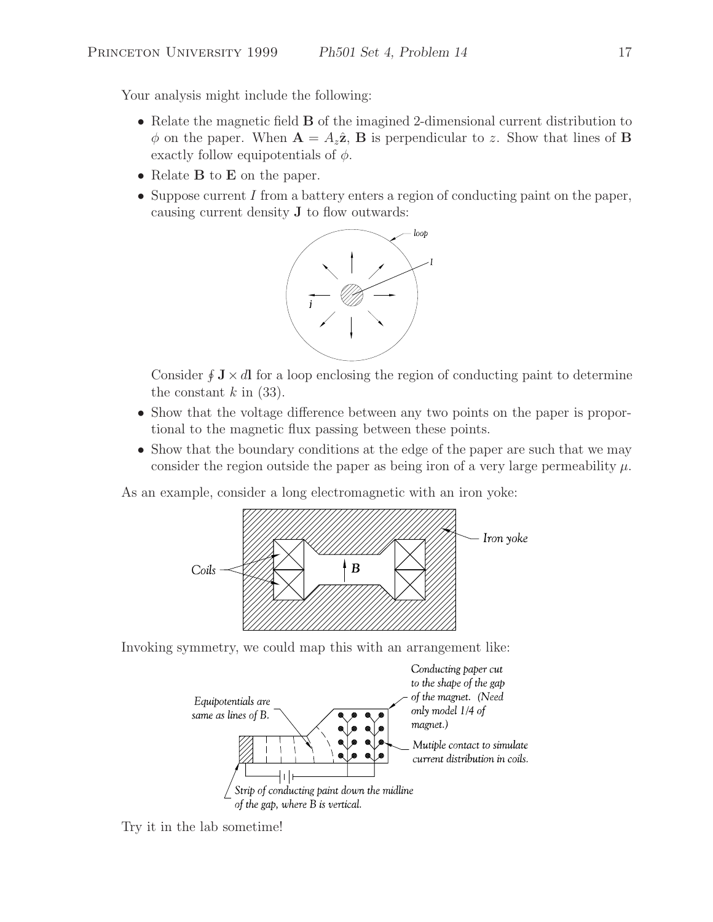Your analysis might include the following:

- Relate the magnetic field **B** of the imagined 2-dimensional current distribution to $\phi$ on the paper. When $\mathbf{A} = A_z \hat{\mathbf{z}}$, **B** is perpendicular to $z$. Show that lines of **B** exactly follow equipotentials of $\phi$.
- Relate **B** to **E** on the paper.
- Suppose current $I$ from a battery enters a region of conducting paint on the paper, causing current density **J** to flow outwards:

  Consider $\oint \mathbf{J} \times d\mathbf{l}$ for a loop enclosing the region of conducting paint to determine the constant $k$ in (33).
- Show that the voltage difference between any two points on the paper is proportional to the magnetic flux passing between these points.
- Show that the boundary conditions at the edge of the paper are such that we may consider the region outside the paper as being iron of a very large permeability $\mu$.

As an example, consider a long electromagnetic with an iron yoke:

Invoking symmetry, we could map this with an arrangement like:

Try it in the lab sometime!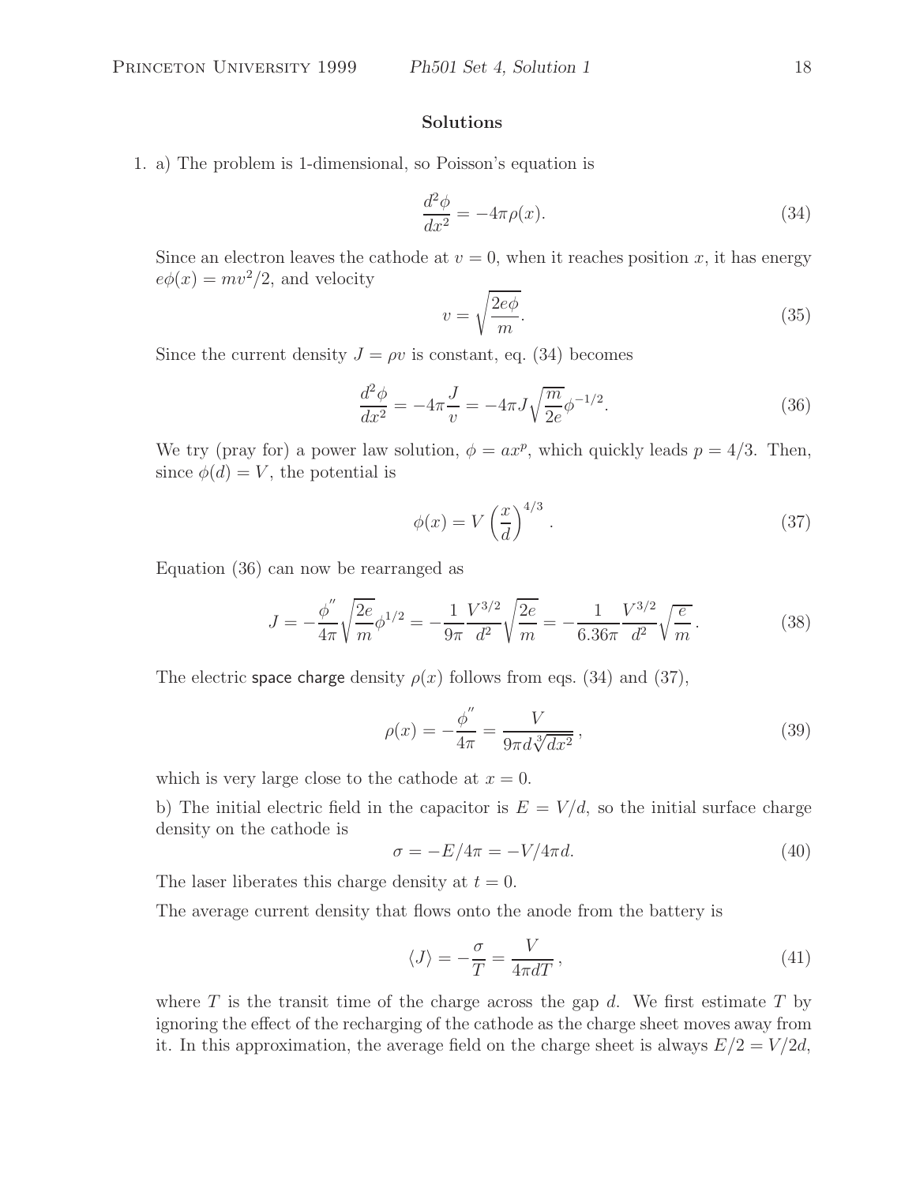## Solutions

1. a) The problem is 1-dimensional, so Poisson's equation is

$$\frac{d^2\phi}{dx^2} = -4\pi\rho(x). \tag{34}$$

Since an electron leaves the cathode at $v = 0$, when it reaches position $x$, it has energy $e\phi(x) = mv^2/2$, and velocity

$$v = \sqrt{\frac{2e\phi}{m}}. \tag{35}$$

Since the current density $J = \rho v$ is constant, eq. (34) becomes

$$\frac{d^2\phi}{dx^2} = -4\pi\frac{J}{v} = -4\pi J\sqrt{\frac{m}{2e}}\phi^{-1/2}. \tag{36}$$

We try (pray for) a power law solution, $\phi = ax^p$, which quickly leads $p = 4/3$. Then, since $\phi(d) = V$, the potential is

$$\phi(x) = V\left(\frac{x}{d}\right)^{4/3}. \tag{37}$$

Equation (36) can now be rearranged as

$$J = -\frac{\phi''}{4\pi}\sqrt{\frac{2e}{m}}\phi^{1/2} = -\frac{1}{9\pi}\frac{V^{3/2}}{d^2}\sqrt{\frac{2e}{m}} = -\frac{1}{6.36\pi}\frac{V^{3/2}}{d^2}\sqrt{\frac{e}{m}}. \tag{38}$$

The electric space charge density $\rho(x)$ follows from eqs. (34) and (37),

$$\rho(x) = -\frac{\phi''}{4\pi} = \frac{V}{9\pi d\sqrt[3]{dx^2}}, \tag{39}$$

which is very large close to the cathode at $x = 0$.

b) The initial electric field in the capacitor is $E = V/d$, so the initial surface charge density on the cathode is

$$\sigma = -E/4\pi = -V/4\pi d. \tag{40}$$

The laser liberates this charge density at $t = 0$.

The average current density that flows onto the anode from the battery is

$$\langle J\rangle = -\frac{\sigma}{T} = \frac{V}{4\pi dT}, \tag{41}$$

where $T$ is the transit time of the charge across the gap $d$. We first estimate $T$ by ignoring the effect of the recharging of the cathode as the charge sheet moves away from it. In this approximation, the average field on the charge sheet is always $E/2 = V/2d$,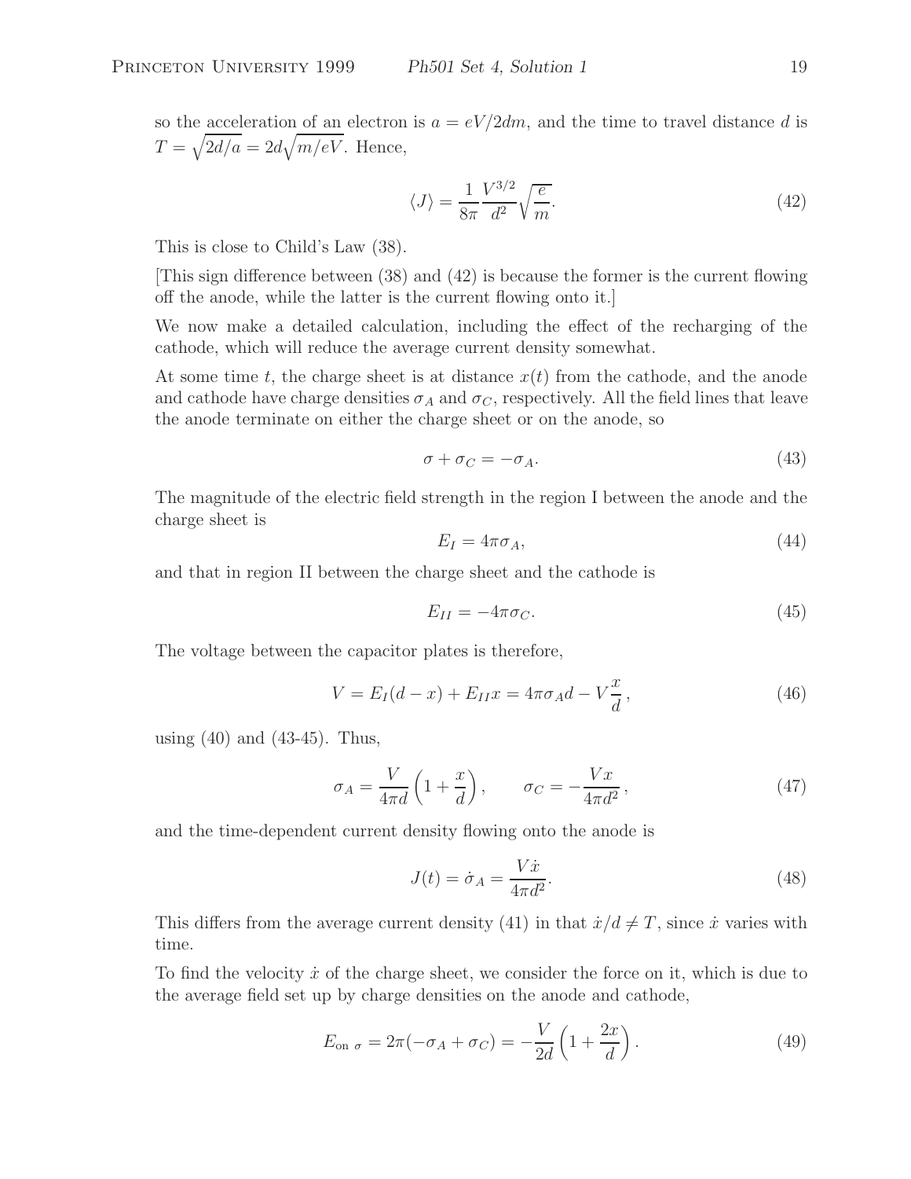so the acceleration of an electron is $a = eV/2dm$, and the time to travel distance $d$ is $T = \sqrt{2d/a} = 2d\sqrt{m/eV}$. Hence,

$$\langle J \rangle = \frac{1}{8\pi} \frac{V^{3/2}}{d^2} \sqrt{\frac{e}{m}}. \tag{42}$$

This is close to Child's Law (38).

[This sign difference between (38) and (42) is because the former is the current flowing off the anode, while the latter is the current flowing onto it.]

We now make a detailed calculation, including the effect of the recharging of the cathode, which will reduce the average current density somewhat.

At some time $t$, the charge sheet is at distance $x(t)$ from the cathode, and the anode and cathode have charge densities $\sigma_A$ and $\sigma_C$, respectively. All the field lines that leave the anode terminate on either the charge sheet or on the anode, so

$$\sigma + \sigma_C = -\sigma_A. \tag{43}$$

The magnitude of the electric field strength in the region I between the anode and the charge sheet is

$$E_I = 4\pi\sigma_A, \tag{44}$$

and that in region II between the charge sheet and the cathode is

$$E_{II} = -4\pi\sigma_C. \tag{45}$$

The voltage between the capacitor plates is therefore,

$$V = E_I(d - x) + E_{II}x = 4\pi\sigma_A d - V\frac{x}{d}, \tag{46}$$

using (40) and (43-45). Thus,

$$\sigma_A = \frac{V}{4\pi d}\left(1 + \frac{x}{d}\right), \qquad \sigma_C = -\frac{Vx}{4\pi d^2}, \tag{47}$$

and the time-dependent current density flowing onto the anode is

$$J(t) = \dot{\sigma}_A = \frac{V\dot{x}}{4\pi d^2}. \tag{48}$$

This differs from the average current density (41) in that $\dot{x}/d \neq T$, since $\dot{x}$ varies with time.

To find the velocity $\dot{x}$ of the charge sheet, we consider the force on it, which is due to the average field set up by charge densities on the anode and cathode,

$$E_{\text{on } \sigma} = 2\pi(-\sigma_A + \sigma_C) = -\frac{V}{2d}\left(1 + \frac{2x}{d}\right). \tag{49}$$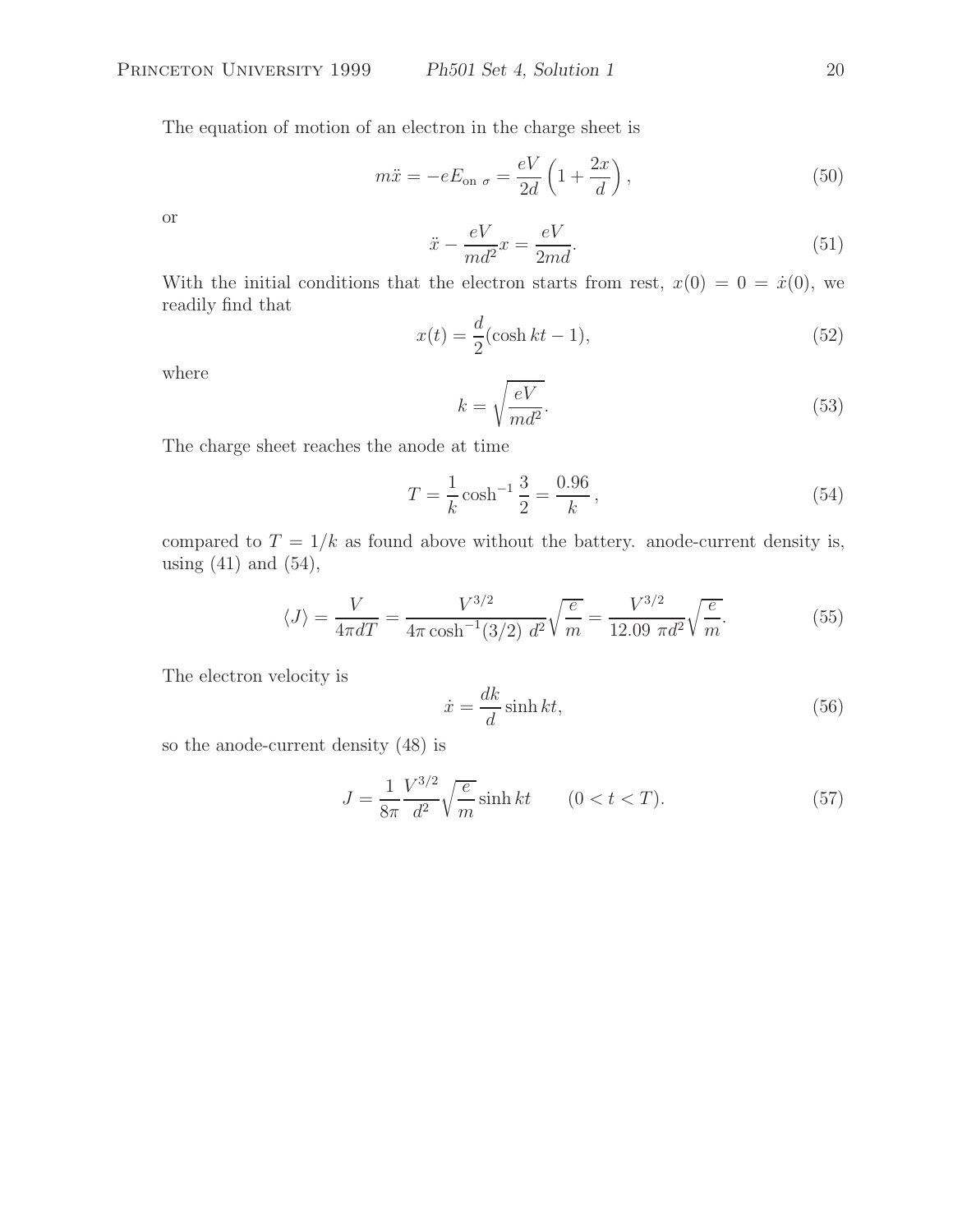The equation of motion of an electron in the charge sheet is

$$m\ddot{x} = -eE_{\text{on }\sigma} = \frac{eV}{2d}\left(1 + \frac{2x}{d}\right), \tag{50}$$

or

$$\ddot{x} - \frac{eV}{md^2}x = \frac{eV}{2md}. \tag{51}$$

With the initial conditions that the electron starts from rest, $x(0) = 0 = \dot{x}(0)$, we readily find that

$$x(t) = \frac{d}{2}(\cosh kt - 1), \tag{52}$$

where

$$k = \sqrt{\frac{eV}{md^2}}. \tag{53}$$

The charge sheet reaches the anode at time

$$T = \frac{1}{k}\cosh^{-1}\frac{3}{2} = \frac{0.96}{k}, \tag{54}$$

compared to $T = 1/k$ as found above without the battery. anode-current density is, using (41) and (54),

$$\langle J \rangle = \frac{V}{4\pi dT} = \frac{V^{3/2}}{4\pi \cosh^{-1}(3/2)\ d^2}\sqrt{\frac{e}{m}} = \frac{V^{3/2}}{12.09\ \pi d^2}\sqrt{\frac{e}{m}}. \tag{55}$$

The electron velocity is

$$\dot{x} = \frac{dk}{d}\sinh kt, \tag{56}$$

so the anode-current density (48) is

$$J = \frac{1}{8\pi}\frac{V^{3/2}}{d^2}\sqrt{\frac{e}{m}}\sinh kt \qquad (0 < t < T). \tag{57}$$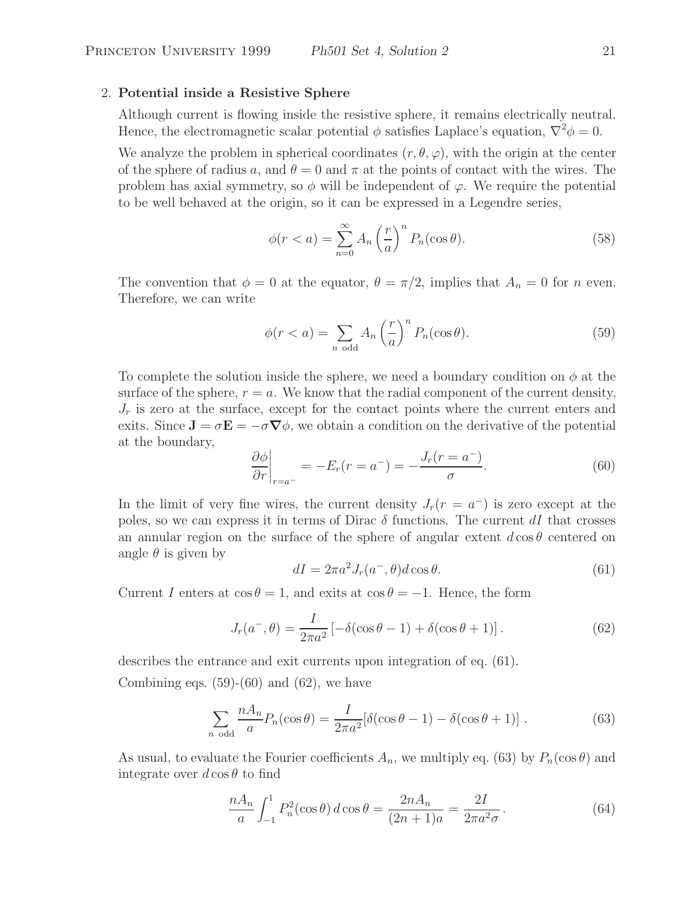2. **Potential inside a Resistive Sphere**

Although current is flowing inside the resistive sphere, it remains electrically neutral. Hence, the electromagnetic scalar potential $\phi$ satisfies Laplace's equation, $\nabla^2\phi = 0$.

We analyze the problem in spherical coordinates $(r, \theta, \varphi)$, with the origin at the center of the sphere of radius $a$, and $\theta = 0$ and $\pi$ at the points of contact with the wires. The problem has axial symmetry, so $\phi$ will be independent of $\varphi$. We require the potential to be well behaved at the origin, so it can be expressed in a Legendre series,

$$\phi(r < a) = \sum_{n=0}^{\infty} A_n \left(\frac{r}{a}\right)^n P_n(\cos\theta). \tag{58}$$

The convention that $\phi = 0$ at the equator, $\theta = \pi/2$, implies that $A_n = 0$ for $n$ even. Therefore, we can write

$$\phi(r < a) = \sum_{n \text{ odd}} A_n \left(\frac{r}{a}\right)^n P_n(\cos\theta). \tag{59}$$

To complete the solution inside the sphere, we need a boundary condition on $\phi$ at the surface of the sphere, $r = a$. We know that the radial component of the current density, $J_r$ is zero at the surface, except for the contact points where the current enters and exits. Since $\mathbf{J} = \sigma\mathbf{E} = -\sigma\nabla\phi$, we obtain a condition on the derivative of the potential at the boundary,

$$\left.\frac{\partial\phi}{\partial r}\right|_{r=a^-} = -E_r(r = a^-) = -\frac{J_r(r = a^-)}{\sigma}. \tag{60}$$

In the limit of very fine wires, the current density $J_r(r = a^-)$ is zero except at the poles, so we can express it in terms of Dirac $\delta$ functions. The current $dI$ that crosses an annular region on the surface of the sphere of angular extent $d\cos\theta$ centered on angle $\theta$ is given by

$$dI = 2\pi a^2 J_r(a^-, \theta) d\cos\theta. \tag{61}$$

Current $I$ enters at $\cos\theta = 1$, and exits at $\cos\theta = -1$. Hence, the form

$$J_r(a^-, \theta) = \frac{I}{2\pi a^2}\left[-\delta(\cos\theta - 1) + \delta(\cos\theta + 1)\right]. \tag{62}$$

describes the entrance and exit currents upon integration of eq. (61).

Combining eqs. (59)-(60) and (62), we have

$$\sum_{n \text{ odd}} \frac{nA_n}{a} P_n(\cos\theta) = \frac{I}{2\pi a^2}[\delta(\cos\theta - 1) - \delta(\cos\theta + 1)]\,. \tag{63}$$

As usual, to evaluate the Fourier coefficients $A_n$, we multiply eq. (63) by $P_n(\cos\theta)$ and integrate over $d\cos\theta$ to find

$$\frac{nA_n}{a}\int_{-1}^{1} P_n^2(\cos\theta)\, d\cos\theta = \frac{2nA_n}{(2n+1)a} = \frac{2I}{2\pi a^2\sigma}\,. \tag{64}$$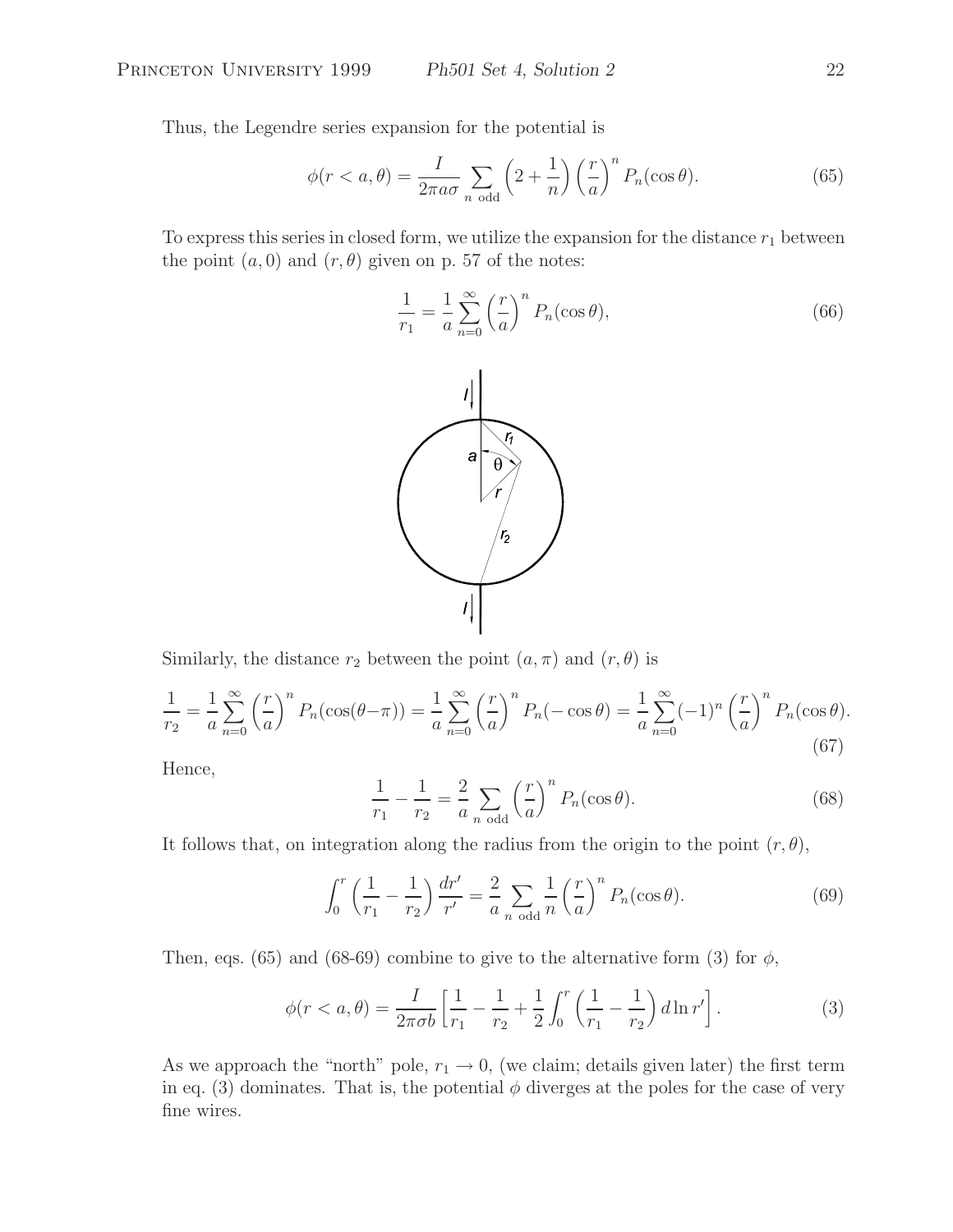Thus, the Legendre series expansion for the potential is

$$\phi(r < a, \theta) = \frac{I}{2\pi a\sigma} \sum_{n \text{ odd}} \left(2 + \frac{1}{n}\right) \left(\frac{r}{a}\right)^n P_n(\cos\theta). \tag{65}$$

To express this series in closed form, we utilize the expansion for the distance $r_1$ between the point $(a, 0)$ and $(r, \theta)$ given on p. 57 of the notes:

$$\frac{1}{r_1} = \frac{1}{a} \sum_{n=0}^{\infty} \left(\frac{r}{a}\right)^n P_n(\cos\theta), \tag{66}$$

Similarly, the distance $r_2$ between the point $(a, \pi)$ and $(r, \theta)$ is

$$\frac{1}{r_2} = \frac{1}{a} \sum_{n=0}^{\infty} \left(\frac{r}{a}\right)^n P_n(\cos(\theta - \pi)) = \frac{1}{a} \sum_{n=0}^{\infty} \left(\frac{r}{a}\right)^n P_n(-\cos\theta) = \frac{1}{a} \sum_{n=0}^{\infty} (-1)^n \left(\frac{r}{a}\right)^n P_n(\cos\theta). \tag{67}$$

Hence,

$$\frac{1}{r_1} - \frac{1}{r_2} = \frac{2}{a} \sum_{n \text{ odd}} \left(\frac{r}{a}\right)^n P_n(\cos\theta). \tag{68}$$

It follows that, on integration along the radius from the origin to the point $(r, \theta)$,

$$\int_0^r \left(\frac{1}{r_1} - \frac{1}{r_2}\right) \frac{dr'}{r'} = \frac{2}{a} \sum_{n \text{ odd}} \frac{1}{n} \left(\frac{r}{a}\right)^n P_n(\cos\theta). \tag{69}$$

Then, eqs. (65) and (68-69) combine to give to the alternative form (3) for $\phi$,

$$\phi(r < a, \theta) = \frac{I}{2\pi\sigma b} \left[\frac{1}{r_1} - \frac{1}{r_2} + \frac{1}{2} \int_0^r \left(\frac{1}{r_1} - \frac{1}{r_2}\right) d\ln r'\right]. \tag{3}$$

As we approach the "north" pole, $r_1 \to 0$, (we claim; details given later) the first term in eq. (3) dominates. That is, the potential $\phi$ diverges at the poles for the case of very fine wires.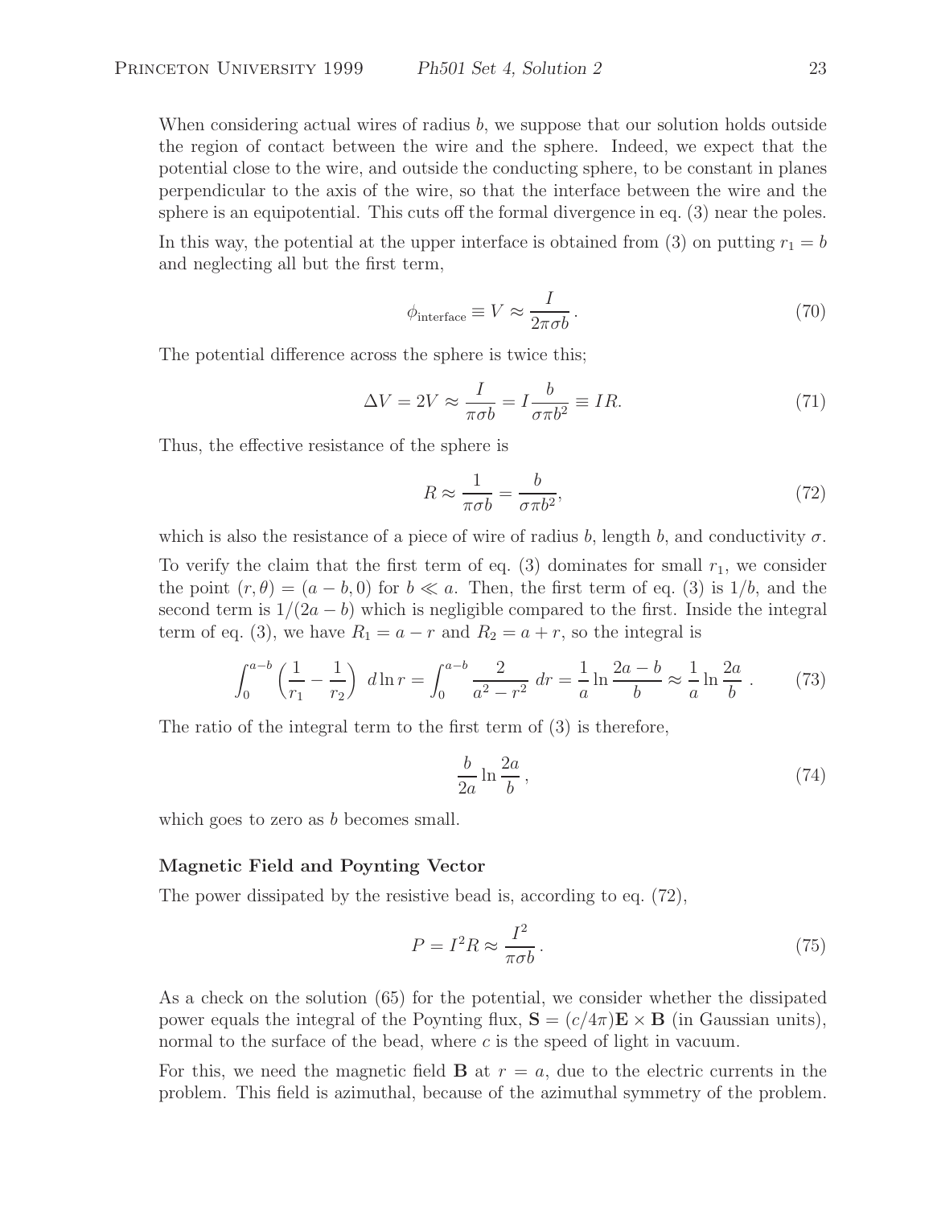When considering actual wires of radius $b$, we suppose that our solution holds outside the region of contact between the wire and the sphere. Indeed, we expect that the potential close to the wire, and outside the conducting sphere, to be constant in planes perpendicular to the axis of the wire, so that the interface between the wire and the sphere is an equipotential. This cuts off the formal divergence in eq. (3) near the poles.

In this way, the potential at the upper interface is obtained from (3) on putting $r_1 = b$ and neglecting all but the first term,

$$\phi_{\text{interface}} \equiv V \approx \frac{I}{2\pi\sigma b}\,. \tag{70}$$

The potential difference across the sphere is twice this;

$$\Delta V = 2V \approx \frac{I}{\pi\sigma b} = I\frac{b}{\sigma\pi b^2} \equiv IR. \tag{71}$$

Thus, the effective resistance of the sphere is

$$R \approx \frac{1}{\pi\sigma b} = \frac{b}{\sigma\pi b^2}, \tag{72}$$

which is also the resistance of a piece of wire of radius $b$, length $b$, and conductivity $\sigma$.

To verify the claim that the first term of eq. (3) dominates for small $r_1$, we consider the point $(r,\theta) = (a-b, 0)$ for $b \ll a$. Then, the first term of eq. (3) is $1/b$, and the second term is $1/(2a-b)$ which is negligible compared to the first. Inside the integral term of eq. (3), we have $R_1 = a - r$ and $R_2 = a + r$, so the integral is

$$\int_0^{a-b} \left(\frac{1}{r_1} - \frac{1}{r_2}\right)\, d\ln r = \int_0^{a-b} \frac{2}{a^2 - r^2}\; dr = \frac{1}{a}\ln\frac{2a-b}{b} \approx \frac{1}{a}\ln\frac{2a}{b}\;. \tag{73}$$

The ratio of the integral term to the first term of (3) is therefore,

$$\frac{b}{2a}\ln\frac{2a}{b}\,, \tag{74}$$

which goes to zero as $b$ becomes small.

**Magnetic Field and Poynting Vector**

The power dissipated by the resistive bead is, according to eq. (72),

$$P = I^2 R \approx \frac{I^2}{\pi\sigma b}\,. \tag{75}$$

As a check on the solution (65) for the potential, we consider whether the dissipated power equals the integral of the Poynting flux, $\mathbf{S} = (c/4\pi)\mathbf{E}\times\mathbf{B}$ (in Gaussian units), normal to the surface of the bead, where $c$ is the speed of light in vacuum.

For this, we need the magnetic field $\mathbf{B}$ at $r = a$, due to the electric currents in the problem. This field is azimuthal, because of the azimuthal symmetry of the problem.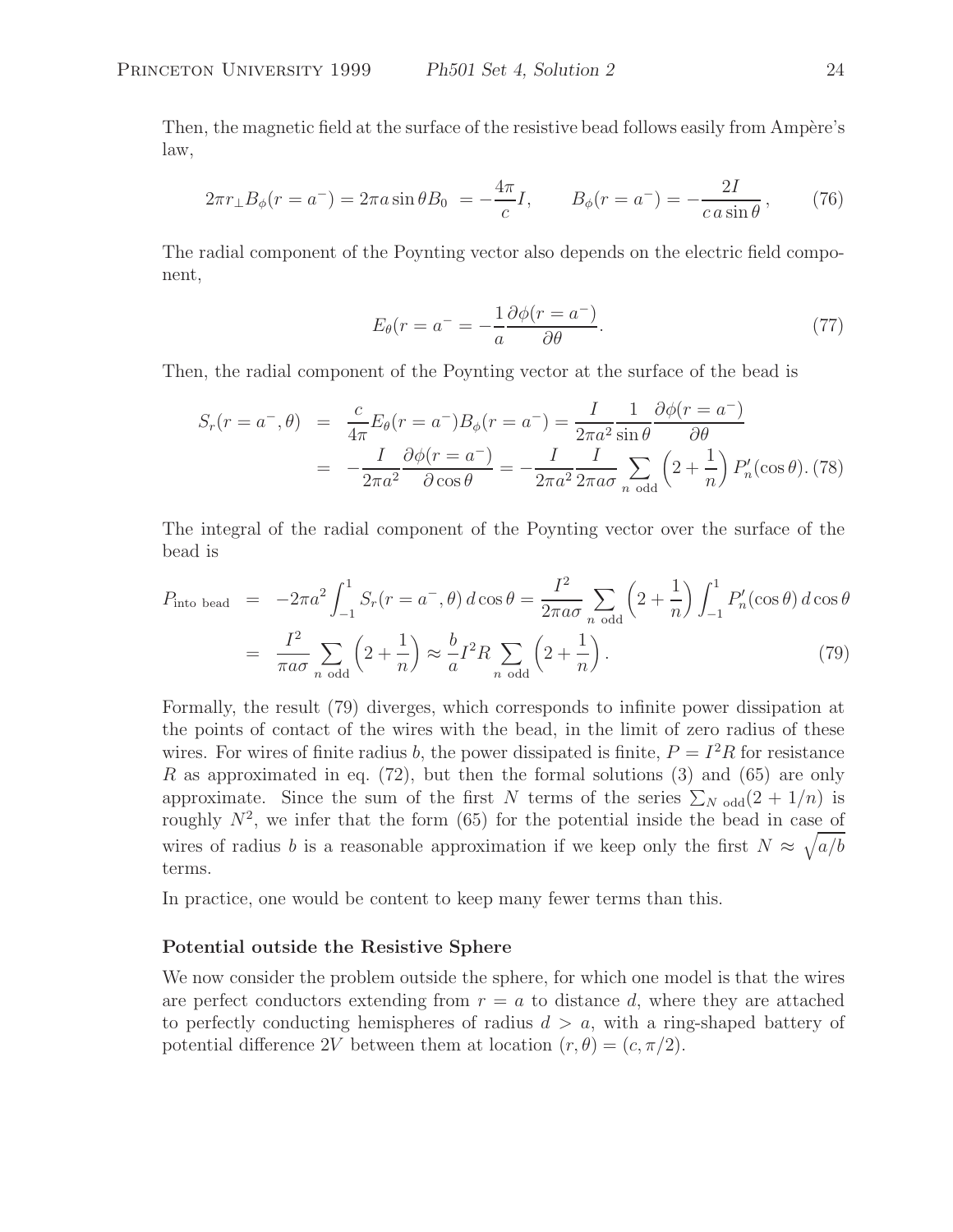Then, the magnetic field at the surface of the resistive bead follows easily from Ampère's law,

$$2\pi r_\perp B_\phi(r = a^-) = 2\pi a \sin\theta B_0 \; = -\frac{4\pi}{c} I, \qquad B_\phi(r = a^-) = -\frac{2I}{c\, a \sin\theta}\,, \tag{76}$$

The radial component of the Poynting vector also depends on the electric field component,

$$E_\theta(r = a^- = -\frac{1}{a}\frac{\partial \phi(r = a^-)}{\partial\theta}. \tag{77}$$

Then, the radial component of the Poynting vector at the surface of the bead is

$$\begin{aligned}
S_r(r = a^-, \theta) &= \frac{c}{4\pi} E_\theta(r = a^-) B_\phi(r = a^-) = \frac{I}{2\pi a^2}\frac{1}{\sin\theta}\frac{\partial\phi(r = a^-)}{\partial\theta} \\
&= -\frac{I}{2\pi a^2}\frac{\partial \phi(r = a^-)}{\partial \cos\theta} = -\frac{I}{2\pi a^2}\frac{I}{2\pi a\sigma}\sum_{n \text{ odd}}\left(2 + \frac{1}{n}\right) P_n'(\cos\theta). 
\end{aligned} \tag{78}$$

The integral of the radial component of the Poynting vector over the surface of the bead is

$$\begin{aligned}
P_{\text{into bead}} &= -2\pi a^2 \int_{-1}^{1} S_r(r = a^-, \theta)\, d\cos\theta = \frac{I^2}{2\pi a \sigma}\sum_{n \text{ odd}}\left(2 + \frac{1}{n}\right)\int_{-1}^{1} P_n'(\cos\theta)\, d\cos\theta \\
&= \frac{I^2}{\pi a\sigma}\sum_{n \text{ odd}}\left(2 + \frac{1}{n}\right) \approx \frac{b}{a} I^2 R \sum_{n \text{ odd}}\left(2 + \frac{1}{n}\right).
\end{aligned} \tag{79}$$

Formally, the result (79) diverges, which corresponds to infinite power dissipation at the points of contact of the wires with the bead, in the limit of zero radius of these wires. For wires of finite radius $b$, the power dissipated is finite, $P = I^2R$ for resistance $R$ as approximated in eq. (72), but then the formal solutions (3) and (65) are only approximate. Since the sum of the first $N$ terms of the series $\sum_{N \text{ odd}}(2 + 1/n)$ is roughly $N^2$, we infer that the form (65) for the potential inside the bead in case of wires of radius $b$ is a reasonable approximation if we keep only the first $N \approx \sqrt{a/b}$ terms.

In practice, one would be content to keep many fewer terms than this.

**Potential outside the Resistive Sphere**

We now consider the problem outside the sphere, for which one model is that the wires are perfect conductors extending from $r = a$ to distance $d$, where they are attached to perfectly conducting hemispheres of radius $d > a$, with a ring-shaped battery of potential difference $2V$ between them at location $(r, \theta) = (c, \pi/2)$.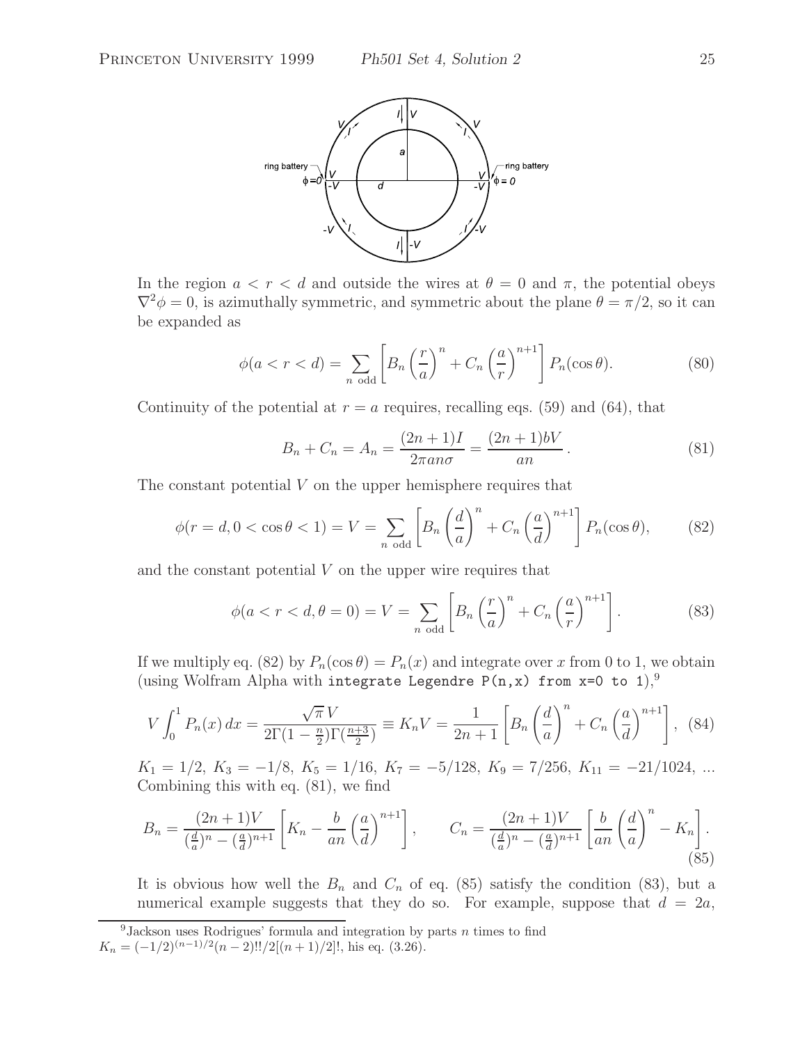In the region $a < r < d$ and outside the wires at $\theta = 0$ and $\pi$, the potential obeys $\nabla^2\phi = 0$, is azimuthally symmetric, and symmetric about the plane $\theta = \pi/2$, so it can be expanded as

$$\phi(a < r < d) = \sum_{n \text{ odd}} \left[ B_n \left(\frac{r}{a}\right)^n + C_n \left(\frac{a}{r}\right)^{n+1} \right] P_n(\cos\theta). \tag{80}$$

Continuity of the potential at $r = a$ requires, recalling eqs. (59) and (64), that

$$B_n + C_n = A_n = \frac{(2n+1)I}{2\pi a n \sigma} = \frac{(2n+1)bV}{an}. \tag{81}$$

The constant potential $V$ on the upper hemisphere requires that

$$\phi(r = d, 0 < \cos\theta < 1) = V = \sum_{n \text{ odd}} \left[ B_n \left(\frac{d}{a}\right)^n + C_n \left(\frac{a}{d}\right)^{n+1} \right] P_n(\cos\theta), \tag{82}$$

and the constant potential $V$ on the upper wire requires that

$$\phi(a < r < d, \theta = 0) = V = \sum_{n \text{ odd}} \left[ B_n \left(\frac{r}{a}\right)^n + C_n \left(\frac{a}{r}\right)^{n+1} \right]. \tag{83}$$

If we multiply eq. (82) by $P_n(\cos\theta) = P_n(x)$ and integrate over $x$ from 0 to 1, we obtain (using Wolfram Alpha with `integrate Legendre P(n,x) from x=0 to 1`),[9]

$$V \int_0^1 P_n(x)\, dx = \frac{\sqrt{\pi}\, V}{2\Gamma(1 - \frac{n}{2})\Gamma(\frac{n+3}{2})} \equiv K_n V = \frac{1}{2n+1} \left[ B_n \left(\frac{d}{a}\right)^n + C_n \left(\frac{a}{d}\right)^{n+1} \right], \tag{84}$$

$K_1 = 1/2$, $K_3 = -1/8$, $K_5 = 1/16$, $K_7 = -5/128$, $K_9 = 7/256$, $K_{11} = -21/1024$, ... Combining this with eq. (81), we find

$$B_n = \frac{(2n+1)V}{(\frac{d}{a})^n - (\frac{a}{d})^{n+1}} \left[ K_n - \frac{b}{an} \left(\frac{a}{d}\right)^{n+1} \right], \qquad C_n = \frac{(2n+1)V}{(\frac{d}{a})^n - (\frac{a}{d})^{n+1}} \left[ \frac{b}{an} \left(\frac{d}{a}\right)^n - K_n \right]. \tag{85}$$

It is obvious how well the $B_n$ and $C_n$ of eq. (85) satisfy the condition (83), but a numerical example suggests that they do so. For example, suppose that $d = 2a$,

---

[9] Jackson uses Rodrigues' formula and integration by parts $n$ times to find $K_n = (-1/2)^{(n-1)/2}(n-2)!!/2[(n+1)/2]!$, his eq. (3.26).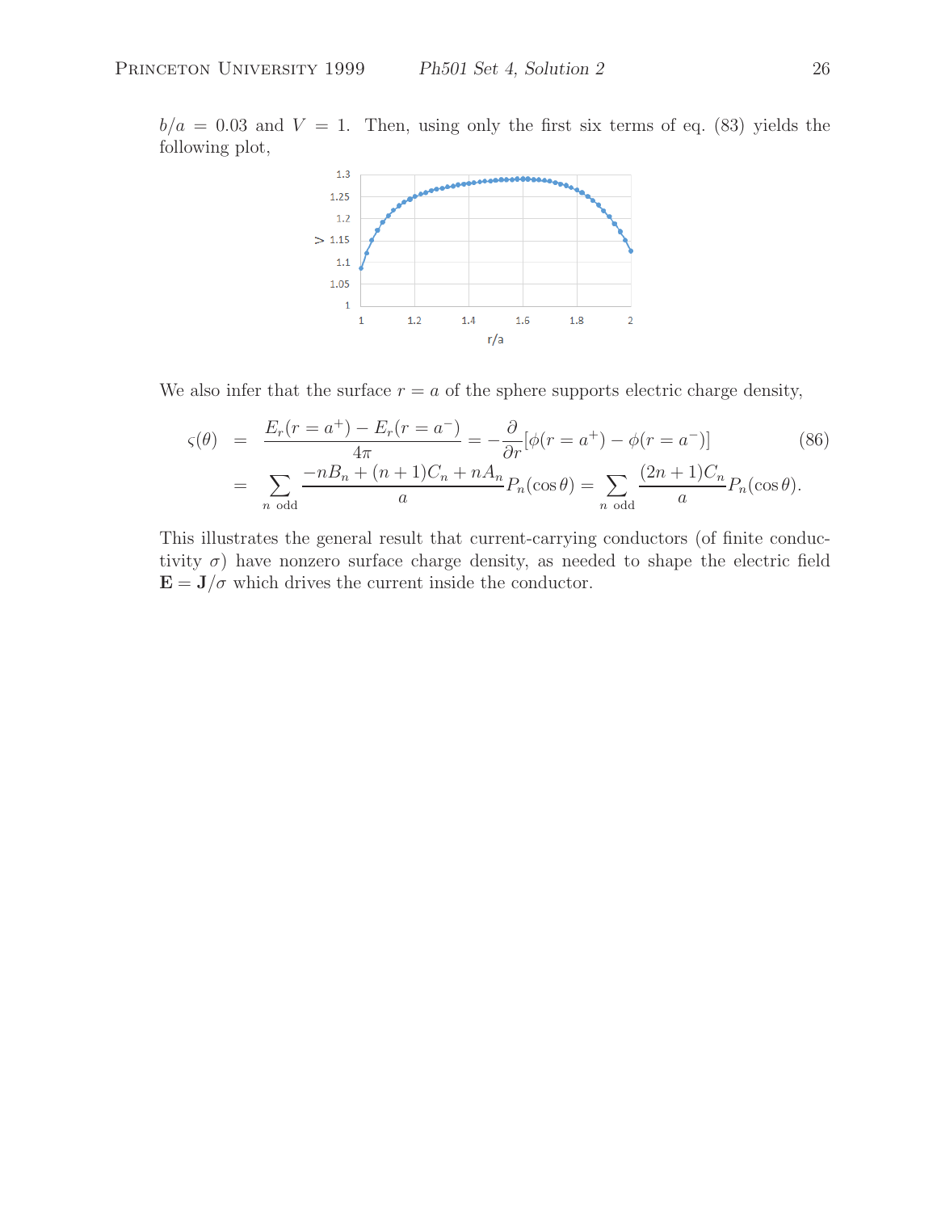$b/a = 0.03$ and $V = 1$. Then, using only the first six terms of eq. (83) yields the following plot,

We also infer that the surface $r = a$ of the sphere supports electric charge density,

$$\begin{aligned}
\varsigma(\theta) &= \frac{E_r(r = a^+) - E_r(r = a^-)}{4\pi} = -\frac{\partial}{\partial r}[\phi(r = a^+) - \phi(r = a^-)] \qquad (86) \\
&= \sum_{n \text{ odd}} \frac{-nB_n + (n+1)C_n + nA_n}{a} P_n(\cos\theta) = \sum_{n \text{ odd}} \frac{(2n+1)C_n}{a} P_n(\cos\theta).
\end{aligned}$$

This illustrates the general result that current-carrying conductors (of finite conductivity $\sigma$) have nonzero surface charge density, as needed to shape the electric field $\mathbf{E} = \mathbf{J}/\sigma$ which drives the current inside the conductor.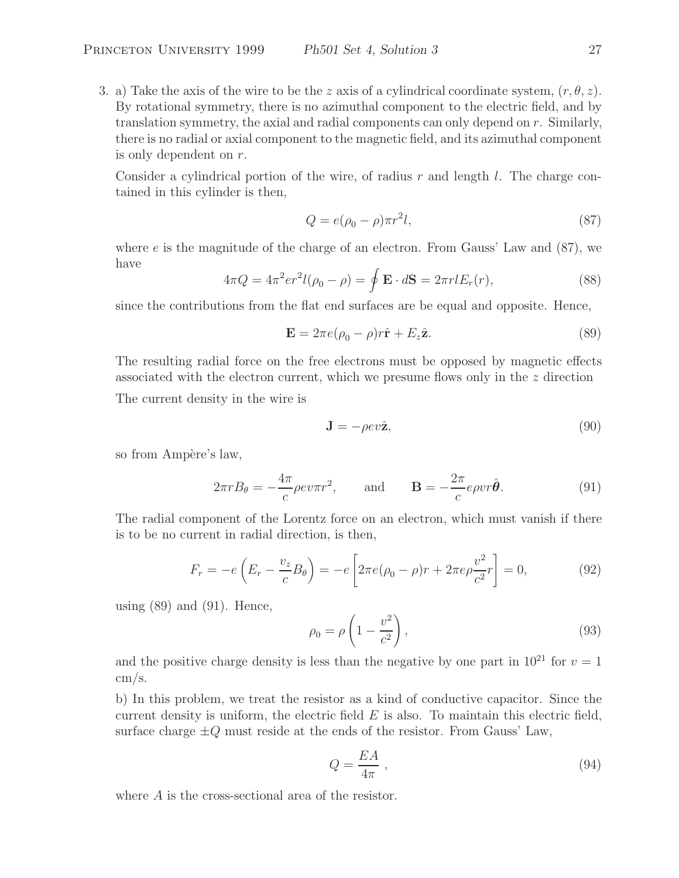3. a) Take the axis of the wire to be the $z$ axis of a cylindrical coordinate system, $(r, \theta, z)$. By rotational symmetry, there is no azimuthal component to the electric field, and by translation symmetry, the axial and radial components can only depend on $r$. Similarly, there is no radial or axial component to the magnetic field, and its azimuthal component is only dependent on $r$.

Consider a cylindrical portion of the wire, of radius $r$ and length $l$. The charge contained in this cylinder is then,

$$Q = e(\rho_0 - \rho)\pi r^2 l, \tag{87}$$

where $e$ is the magnitude of the charge of an electron. From Gauss' Law and (87), we have

$$4\pi Q = 4\pi^2 e r^2 l(\rho_0 - \rho) = \oint \mathbf{E} \cdot d\mathbf{S} = 2\pi r l E_r(r), \tag{88}$$

since the contributions from the flat end surfaces are be equal and opposite. Hence,

$$\mathbf{E} = 2\pi e(\rho_0 - \rho) r\hat{\mathbf{r}} + E_z\hat{\mathbf{z}}. \tag{89}$$

The resulting radial force on the free electrons must be opposed by magnetic effects associated with the electron current, which we presume flows only in the $z$ direction

The current density in the wire is

$$\mathbf{J} = -\rho e v\hat{\mathbf{z}}, \tag{90}$$

so from Ampère's law,

$$2\pi r B_\theta = -\frac{4\pi}{c}\rho e v \pi r^2, \qquad \text{and} \qquad \mathbf{B} = -\frac{2\pi}{c} e\rho v r\hat{\boldsymbol{\theta}}. \tag{91}$$

The radial component of the Lorentz force on an electron, which must vanish if there is to be no current in radial direction, is then,

$$F_r = -e\left(E_r - \frac{v_z}{c}B_\theta\right) = -e\left[2\pi e(\rho_0 - \rho)r + 2\pi e\rho\frac{v^2}{c^2}r\right] = 0, \tag{92}$$

using (89) and (91). Hence,

$$\rho_0 = \rho\left(1 - \frac{v^2}{c^2}\right), \tag{93}$$

and the positive charge density is less than the negative by one part in $10^{21}$ for $v = 1$ cm/s.

b) In this problem, we treat the resistor as a kind of conductive capacitor. Since the current density is uniform, the electric field $E$ is also. To maintain this electric field, surface charge $\pm Q$ must reside at the ends of the resistor. From Gauss' Law,

$$Q = \frac{EA}{4\pi}\ , \tag{94}$$

where $A$ is the cross-sectional area of the resistor.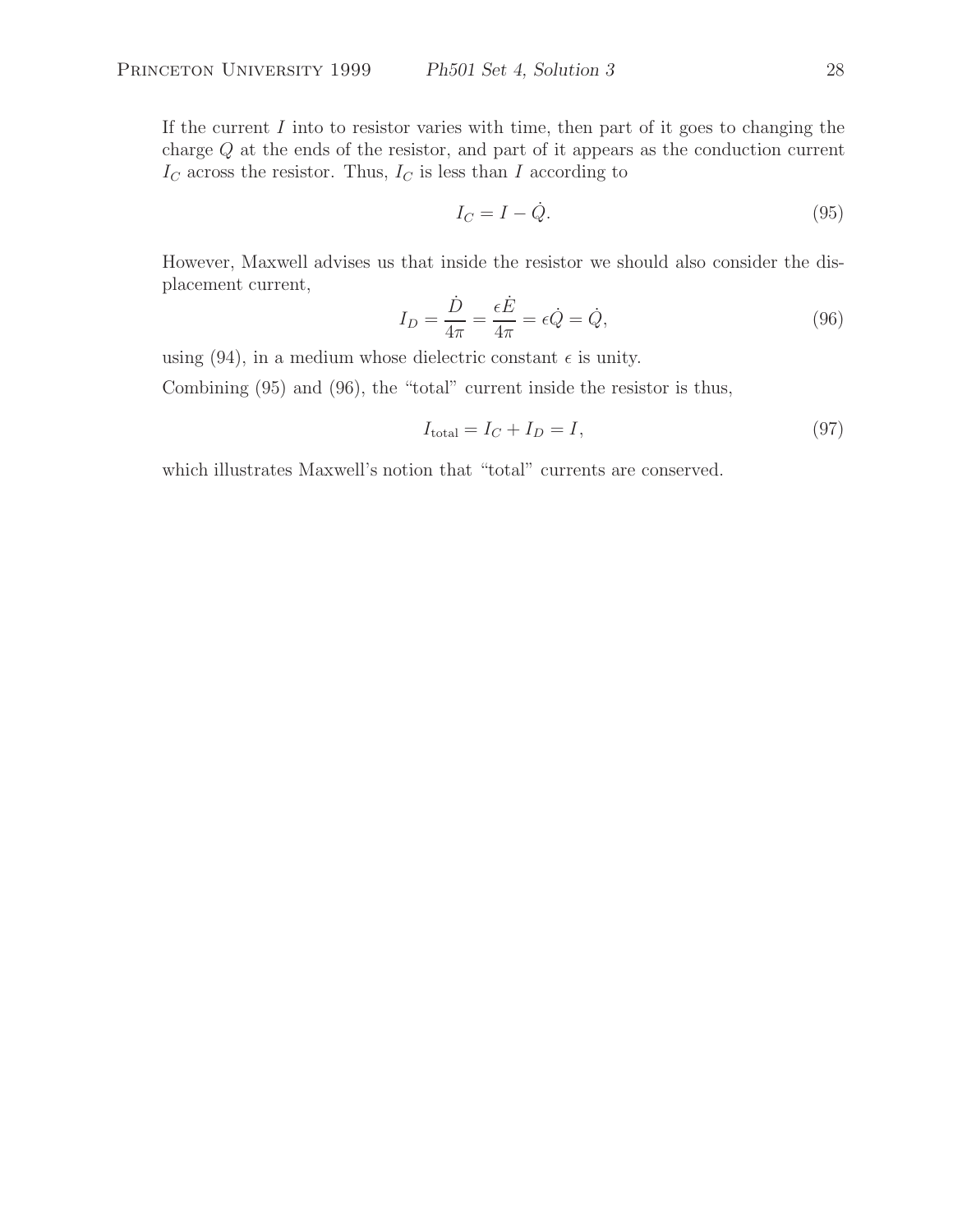If the current $I$ into to resistor varies with time, then part of it goes to changing the charge $Q$ at the ends of the resistor, and part of it appears as the conduction current $I_C$ across the resistor. Thus, $I_C$ is less than $I$ according to

$$I_C = I - \dot{Q}. \tag{95}$$

However, Maxwell advises us that inside the resistor we should also consider the displacement current,

$$I_D = \frac{\dot{D}}{4\pi} = \frac{\epsilon \dot{E}}{4\pi} = \epsilon \dot{Q} = \dot{Q}, \tag{96}$$

using (94), in a medium whose dielectric constant $\epsilon$ is unity.

Combining (95) and (96), the "total" current inside the resistor is thus,

$$I_{\text{total}} = I_C + I_D = I, \tag{97}$$

which illustrates Maxwell's notion that "total" currents are conserved.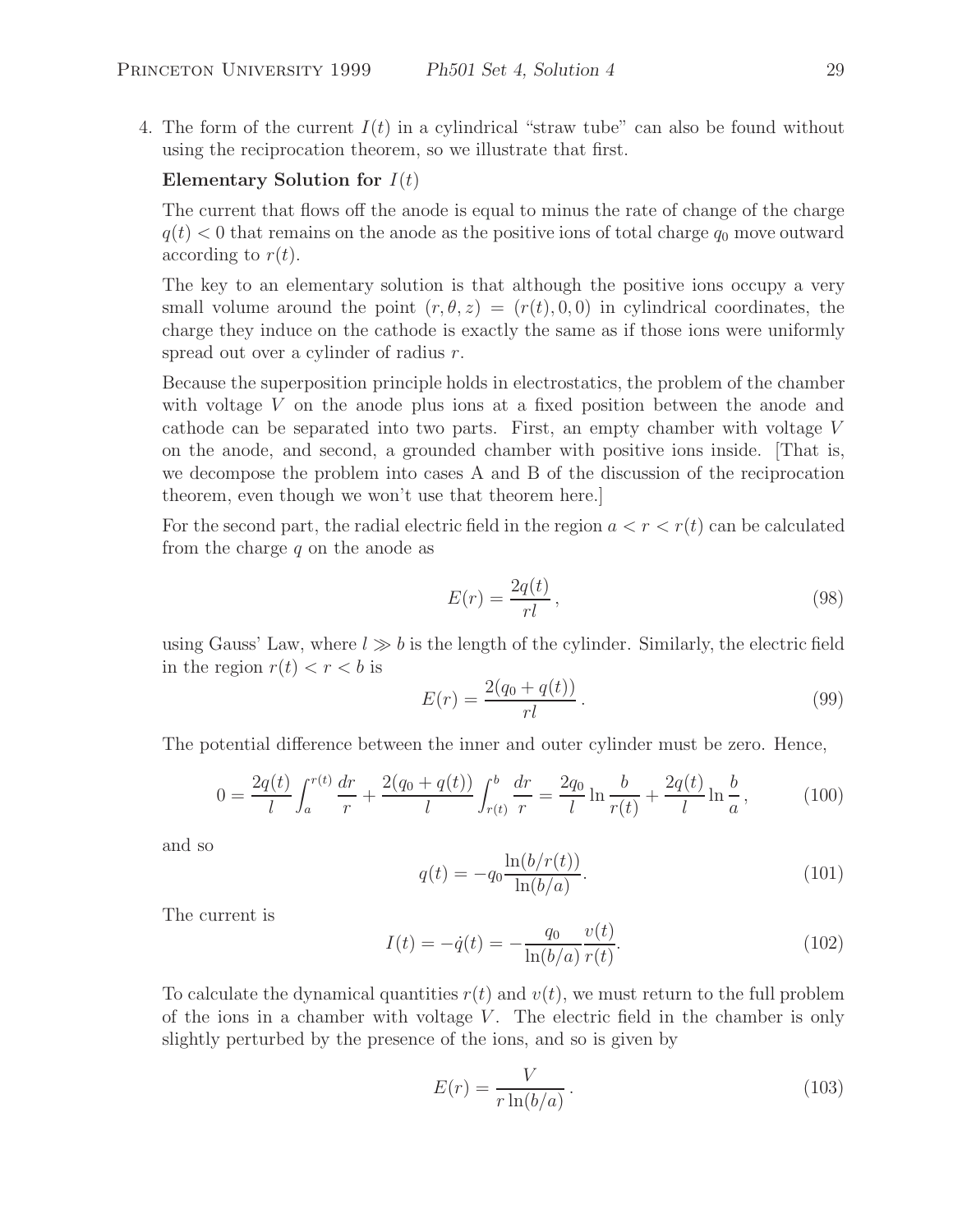4. The form of the current $I(t)$ in a cylindrical "straw tube" can also be found without using the reciprocation theorem, so we illustrate that first.

**Elementary Solution for $I(t)$**

The current that flows off the anode is equal to minus the rate of change of the charge $q(t) < 0$ that remains on the anode as the positive ions of total charge $q_0$ move outward according to $r(t)$.

The key to an elementary solution is that although the positive ions occupy a very small volume around the point $(r, \theta, z) = (r(t), 0, 0)$ in cylindrical coordinates, the charge they induce on the cathode is exactly the same as if those ions were uniformly spread out over a cylinder of radius $r$.

Because the superposition principle holds in electrostatics, the problem of the chamber with voltage $V$ on the anode plus ions at a fixed position between the anode and cathode can be separated into two parts. First, an empty chamber with voltage $V$ on the anode, and second, a grounded chamber with positive ions inside. [That is, we decompose the problem into cases A and B of the discussion of the reciprocation theorem, even though we won't use that theorem here.]

For the second part, the radial electric field in the region $a < r < r(t)$ can be calculated from the charge $q$ on the anode as

$$E(r) = \frac{2q(t)}{rl}, \tag{98}$$

using Gauss' Law, where $l \gg b$ is the length of the cylinder. Similarly, the electric field in the region $r(t) < r < b$ is

$$E(r) = \frac{2(q_0 + q(t))}{rl}. \tag{99}$$

The potential difference between the inner and outer cylinder must be zero. Hence,

$$0 = \frac{2q(t)}{l} \int_a^{r(t)} \frac{dr}{r} + \frac{2(q_0 + q(t))}{l} \int_{r(t)}^b \frac{dr}{r} = \frac{2q_0}{l} \ln \frac{b}{r(t)} + \frac{2q(t)}{l} \ln \frac{b}{a}, \tag{100}$$

and so

$$q(t) = -q_0 \frac{\ln(b/r(t))}{\ln(b/a)}. \tag{101}$$

The current is

$$I(t) = -\dot{q}(t) = -\frac{q_0}{\ln(b/a)} \frac{v(t)}{r(t)}. \tag{102}$$

To calculate the dynamical quantities $r(t)$ and $v(t)$, we must return to the full problem of the ions in a chamber with voltage $V$. The electric field in the chamber is only slightly perturbed by the presence of the ions, and so is given by

$$E(r) = \frac{V}{r \ln(b/a)}. \tag{103}$$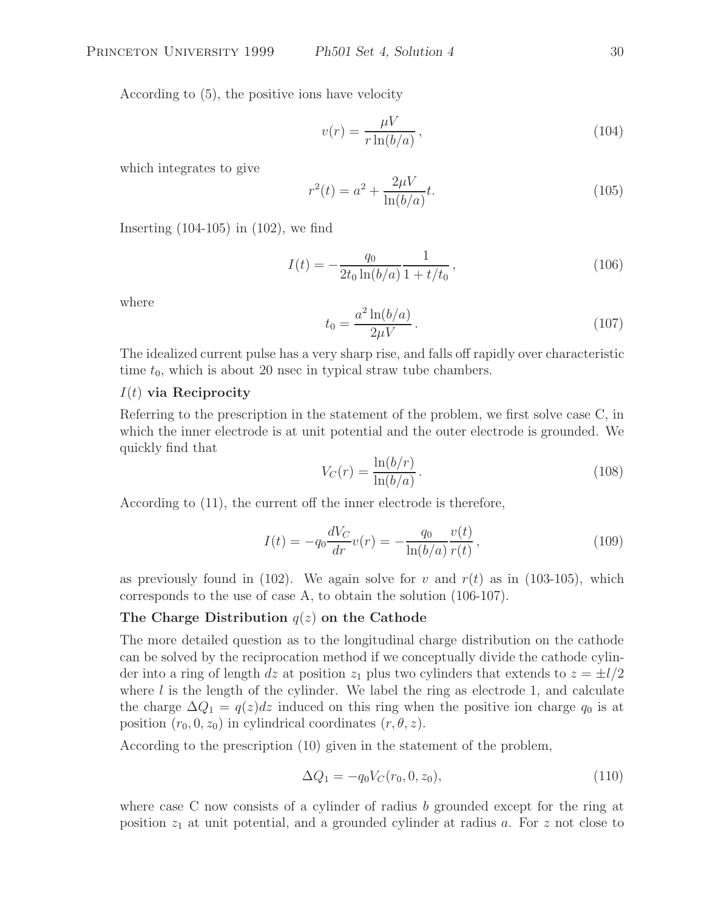According to (5), the positive ions have velocity

$$v(r) = \frac{\mu V}{r \ln(b/a)}\,, \tag{104}$$

which integrates to give

$$r^2(t) = a^2 + \frac{2\mu V}{\ln(b/a)} t. \tag{105}$$

Inserting (104-105) in (102), we find

$$I(t) = -\frac{q_0}{2t_0 \ln(b/a)} \frac{1}{1 + t/t_0}\,, \tag{106}$$

where

$$t_0 = \frac{a^2 \ln(b/a)}{2\mu V}\,. \tag{107}$$

The idealized current pulse has a very sharp rise, and falls off rapidly over characteristic time $t_0$, which is about 20 nsec in typical straw tube chambers.

### $I(t)$ via Reciprocity

Referring to the prescription in the statement of the problem, we first solve case C, in which the inner electrode is at unit potential and the outer electrode is grounded. We quickly find that

$$V_C(r) = \frac{\ln(b/r)}{\ln(b/a)}\,. \tag{108}$$

According to (11), the current off the inner electrode is therefore,

$$I(t) = -q_0 \frac{dV_C}{dr} v(r) = -\frac{q_0}{\ln(b/a)} \frac{v(t)}{r(t)}\,, \tag{109}$$

as previously found in (102). We again solve for $v$ and $r(t)$ as in (103-105), which corresponds to the use of case A, to obtain the solution (106-107).

### The Charge Distribution $q(z)$ on the Cathode

The more detailed question as to the longitudinal charge distribution on the cathode can be solved by the reciprocation method if we conceptually divide the cathode cylinder into a ring of length $dz$ at position $z_1$ plus two cylinders that extends to $z = \pm l/2$ where $l$ is the length of the cylinder. We label the ring as electrode 1, and calculate the charge $\Delta Q_1 = q(z)dz$ induced on this ring when the positive ion charge $q_0$ is at position $(r_0, 0, z_0)$ in cylindrical coordinates $(r, \theta, z)$.

According to the prescription (10) given in the statement of the problem,

$$\Delta Q_1 = -q_0 V_C(r_0, 0, z_0), \tag{110}$$

where case C now consists of a cylinder of radius $b$ grounded except for the ring at position $z_1$ at unit potential, and a grounded cylinder at radius $a$. For $z$ not close to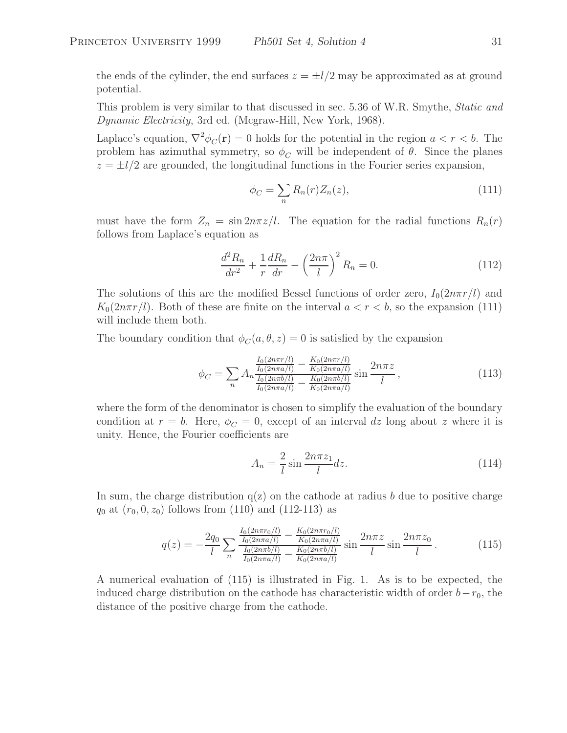the ends of the cylinder, the end surfaces $z = \pm l/2$ may be approximated as at ground potential.

This problem is very similar to that discussed in sec. 5.36 of W.R. Smythe, *Static and Dynamic Electricity*, 3rd ed. (Mcgraw-Hill, New York, 1968).

Laplace's equation, $\nabla^2 \phi_C(\mathbf{r}) = 0$ holds for the potential in the region $a < r < b$. The problem has azimuthal symmetry, so $\phi_C$ will be independent of $\theta$. Since the planes $z = \pm l/2$ are grounded, the longitudinal functions in the Fourier series expansion,

$$\phi_C = \sum_n R_n(r) Z_n(z), \tag{111}$$

must have the form $Z_n = \sin 2n\pi z/l$. The equation for the radial functions $R_n(r)$ follows from Laplace's equation as

$$\frac{d^2 R_n}{dr^2} + \frac{1}{r}\frac{dR_n}{dr} - \left(\frac{2n\pi}{l}\right)^2 R_n = 0. \tag{112}$$

The solutions of this are the modified Bessel functions of order zero, $I_0(2n\pi r/l)$ and $K_0(2n\pi r/l)$. Both of these are finite on the interval $a < r < b$, so the expansion (111) will include them both.

The boundary condition that $\phi_C(a, \theta, z) = 0$ is satisfied by the expansion

$$\phi_C = \sum_n A_n \frac{\frac{I_0(2n\pi r/l)}{I_0(2n\pi a/l)} - \frac{K_0(2n\pi r/l)}{K_0(2n\pi a/l)}}{\frac{I_0(2n\pi b/l)}{I_0(2n\pi a/l)} - \frac{K_0(2n\pi b/l)}{K_0(2n\pi a/l)}} \sin\frac{2n\pi z}{l}, \tag{113}$$

where the form of the denominator is chosen to simplify the evaluation of the boundary condition at $r = b$. Here, $\phi_C = 0$, except of an interval $dz$ long about $z$ where it is unity. Hence, the Fourier coefficients are

$$A_n = \frac{2}{l}\sin\frac{2n\pi z_1}{l} dz. \tag{114}$$

In sum, the charge distribution q(z) on the cathode at radius $b$ due to positive charge $q_0$ at $(r_0, 0, z_0)$ follows from (110) and (112-113) as

$$q(z) = -\frac{2q_0}{l}\sum_n \frac{\frac{I_0(2n\pi r_0/l)}{I_0(2n\pi a/l)} - \frac{K_0(2n\pi r_0/l)}{K_0(2n\pi a/l)}}{\frac{I_0(2n\pi b/l)}{I_0(2n\pi a/l)} - \frac{K_0(2n\pi b/l)}{K_0(2n\pi a/l)}} \sin\frac{2n\pi z}{l}\sin\frac{2n\pi z_0}{l}. \tag{115}$$

A numerical evaluation of (115) is illustrated in Fig. 1. As is to be expected, the induced charge distribution on the cathode has characteristic width of order $b - r_0$, the distance of the positive charge from the cathode.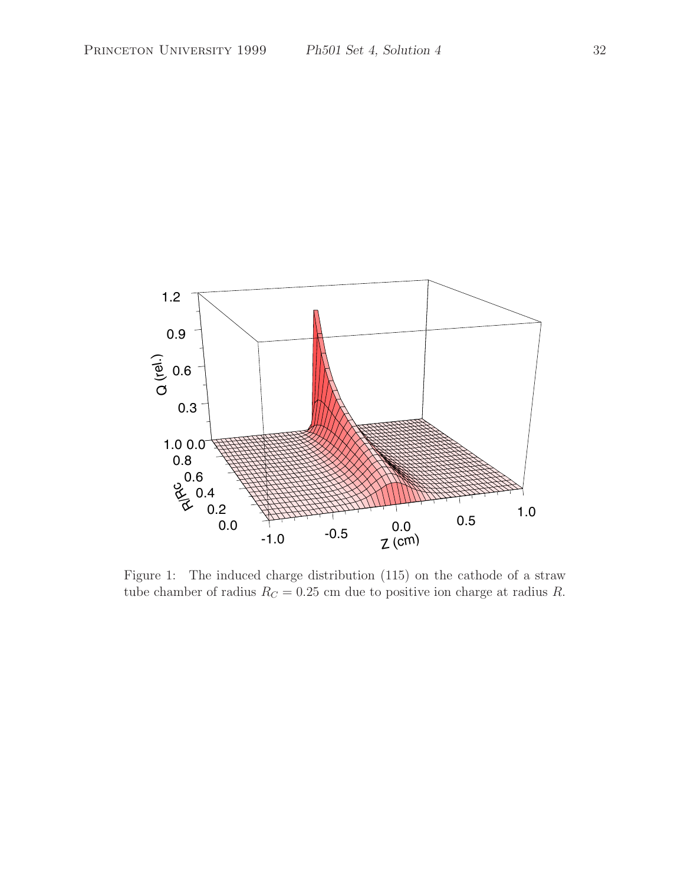Figure 1: The induced charge distribution (115) on the cathode of a straw tube chamber of radius $R_C = 0.25$ cm due to positive ion charge at radius $R$.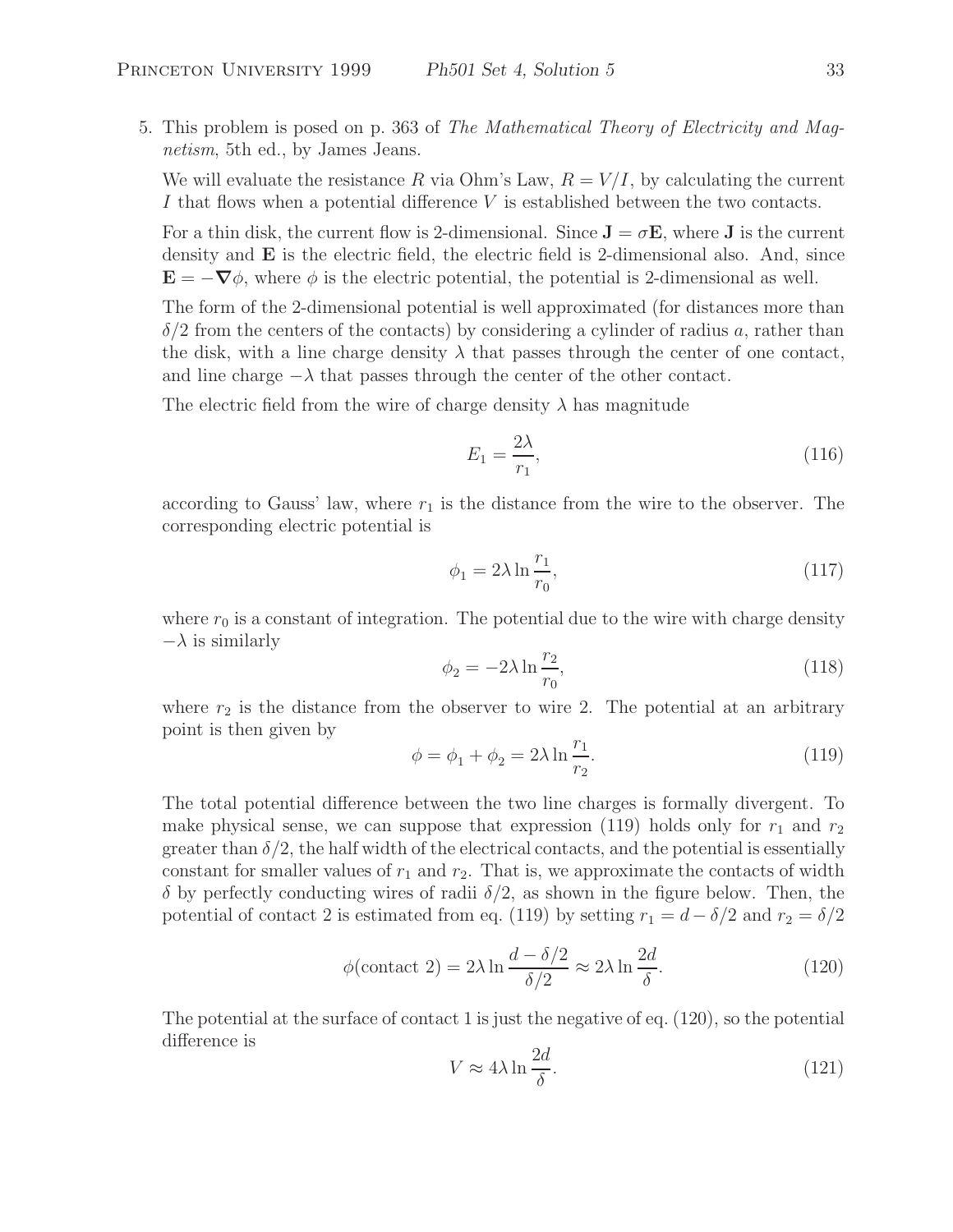5. This problem is posed on p. 363 of *The Mathematical Theory of Electricity and Magnetism*, 5th ed., by James Jeans.

   We will evaluate the resistance $R$ via Ohm's Law, $R = V/I$, by calculating the current $I$ that flows when a potential difference $V$ is established between the two contacts.

   For a thin disk, the current flow is 2-dimensional. Since $\mathbf{J} = \sigma \mathbf{E}$, where $\mathbf{J}$ is the current density and $\mathbf{E}$ is the electric field, the electric field is 2-dimensional also. And, since $\mathbf{E} = -\boldsymbol{\nabla}\phi$, where $\phi$ is the electric potential, the potential is 2-dimensional as well.

   The form of the 2-dimensional potential is well approximated (for distances more than $\delta/2$ from the centers of the contacts) by considering a cylinder of radius $a$, rather than the disk, with a line charge density $\lambda$ that passes through the center of one contact, and line charge $-\lambda$ that passes through the center of the other contact.

   The electric field from the wire of charge density $\lambda$ has magnitude

$$E_1 = \frac{2\lambda}{r_1}, \tag{116}$$

   according to Gauss' law, where $r_1$ is the distance from the wire to the observer. The corresponding electric potential is

$$\phi_1 = 2\lambda \ln \frac{r_1}{r_0}, \tag{117}$$

   where $r_0$ is a constant of integration. The potential due to the wire with charge density $-\lambda$ is similarly

$$\phi_2 = -2\lambda \ln \frac{r_2}{r_0}, \tag{118}$$

   where $r_2$ is the distance from the observer to wire 2. The potential at an arbitrary point is then given by

$$\phi = \phi_1 + \phi_2 = 2\lambda \ln \frac{r_1}{r_2}. \tag{119}$$

   The total potential difference between the two line charges is formally divergent. To make physical sense, we can suppose that expression (119) holds only for $r_1$ and $r_2$ greater than $\delta/2$, the half width of the electrical contacts, and the potential is essentially constant for smaller values of $r_1$ and $r_2$. That is, we approximate the contacts of width $\delta$ by perfectly conducting wires of radii $\delta/2$, as shown in the figure below. Then, the potential of contact 2 is estimated from eq. (119) by setting $r_1 = d - \delta/2$ and $r_2 = \delta/2$

$$\phi(\text{contact } 2) = 2\lambda \ln \frac{d - \delta/2}{\delta/2} \approx 2\lambda \ln \frac{2d}{\delta}. \tag{120}$$

   The potential at the surface of contact 1 is just the negative of eq. (120), so the potential difference is

$$V \approx 4\lambda \ln \frac{2d}{\delta}. \tag{121}$$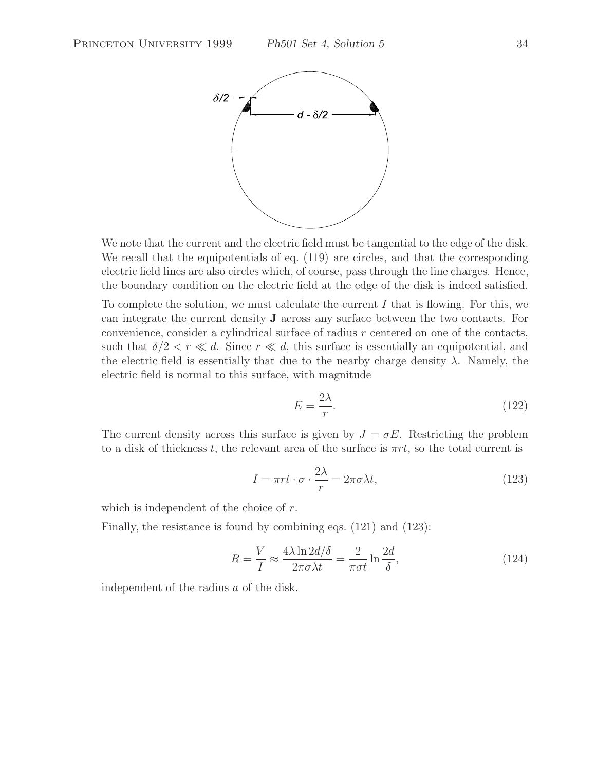We note that the current and the electric field must be tangential to the edge of the disk. We recall that the equipotentials of eq. (119) are circles, and that the corresponding electric field lines are also circles which, of course, pass through the line charges. Hence, the boundary condition on the electric field at the edge of the disk is indeed satisfied.

To complete the solution, we must calculate the current $I$ that is flowing. For this, we can integrate the current density $\mathbf{J}$ across any surface between the two contacts. For convenience, consider a cylindrical surface of radius $r$ centered on one of the contacts, such that $\delta/2 < r \ll d$. Since $r \ll d$, this surface is essentially an equipotential, and the electric field is essentially that due to the nearby charge density $\lambda$. Namely, the electric field is normal to this surface, with magnitude

$$E = \frac{2\lambda}{r}. \tag{122}$$

The current density across this surface is given by $J = \sigma E$. Restricting the problem to a disk of thickness $t$, the relevant area of the surface is $\pi r t$, so the total current is

$$I = \pi r t \cdot \sigma \cdot \frac{2\lambda}{r} = 2\pi\sigma\lambda t, \tag{123}$$

which is independent of the choice of $r$.

Finally, the resistance is found by combining eqs. (121) and (123):

$$R = \frac{V}{I} \approx \frac{4\lambda \ln 2d/\delta}{2\pi\sigma\lambda t} = \frac{2}{\pi\sigma t} \ln \frac{2d}{\delta}, \tag{124}$$

independent of the radius $a$ of the disk.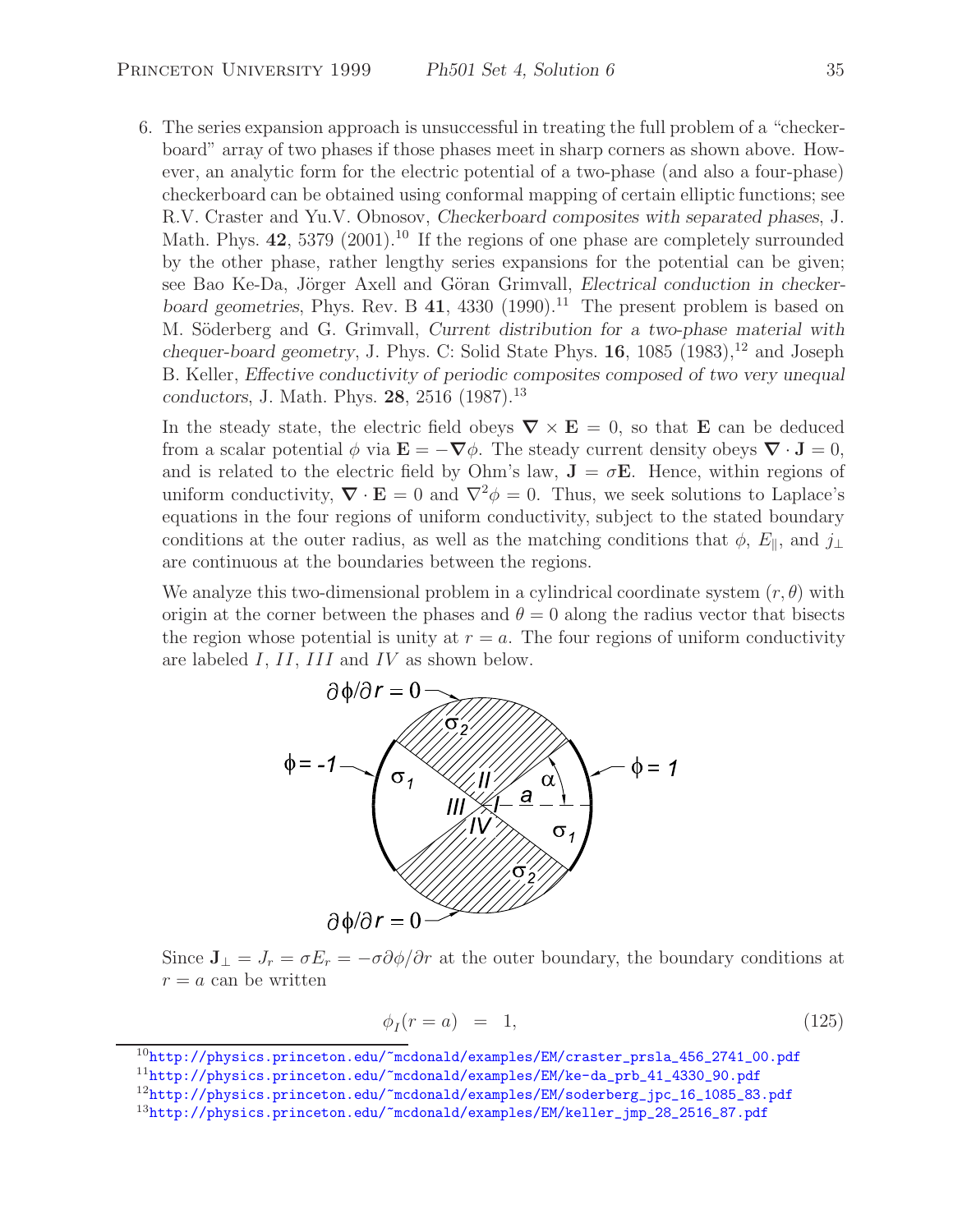6. The series expansion approach is unsuccessful in treating the full problem of a "checkerboard" array of two phases if those phases meet in sharp corners as shown above. However, an analytic form for the electric potential of a two-phase (and also a four-phase) checkerboard can be obtained using conformal mapping of certain elliptic functions; see R.V. Craster and Yu.V. Obnosov, *Checkerboard composites with separated phases*, J. Math. Phys. **42**, 5379 (2001).[10] If the regions of one phase are completely surrounded by the other phase, rather lengthy series expansions for the potential can be given; see Bao Ke-Da, Jörger Axell and Göran Grimvall, *Electrical conduction in checkerboard geometries*, Phys. Rev. B **41**, 4330 (1990).[11] The present problem is based on M. Söderberg and G. Grimvall, *Current distribution for a two-phase material with chequer-board geometry*, J. Phys. C: Solid State Phys. **16**, 1085 (1983),[12] and Joseph B. Keller, *Effective conductivity of periodic composites composed of two very unequal conductors*, J. Math. Phys. **28**, 2516 (1987).[13]

   In the steady state, the electric field obeys $\boldsymbol{\nabla} \times \mathbf{E} = 0$, so that $\mathbf{E}$ can be deduced from a scalar potential $\phi$ via $\mathbf{E} = -\boldsymbol{\nabla}\phi$. The steady current density obeys $\boldsymbol{\nabla} \cdot \mathbf{J} = 0$, and is related to the electric field by Ohm's law, $\mathbf{J} = \sigma \mathbf{E}$. Hence, within regions of uniform conductivity, $\boldsymbol{\nabla} \cdot \mathbf{E} = 0$ and $\nabla^2 \phi = 0$. Thus, we seek solutions to Laplace's equations in the four regions of uniform conductivity, subject to the stated boundary conditions at the outer radius, as well as the matching conditions that $\phi$, $E_\parallel$, and $j_\perp$ are continuous at the boundaries between the regions.

   We analyze this two-dimensional problem in a cylindrical coordinate system $(r, \theta)$ with origin at the corner between the phases and $\theta = 0$ along the radius vector that bisects the region whose potential is unity at $r = a$. The four regions of uniform conductivity are labeled $I$, $II$, $III$ and $IV$ as shown below.

   Since $\mathbf{J}_\perp = J_r = \sigma E_r = -\sigma \partial\phi/\partial r$ at the outer boundary, the boundary conditions at $r = a$ can be written

$$\phi_I(r = a) = 1, \tag{125}$$

[10] http://physics.princeton.edu/~mcdonald/examples/EM/craster_prsla_456_2741_00.pdf

[11] http://physics.princeton.edu/~mcdonald/examples/EM/ke-da_prb_41_4330_90.pdf

[12] http://physics.princeton.edu/~mcdonald/examples/EM/soderberg_jpc_16_1085_83.pdf

[13] http://physics.princeton.edu/~mcdonald/examples/EM/keller_jmp_28_2516_87.pdf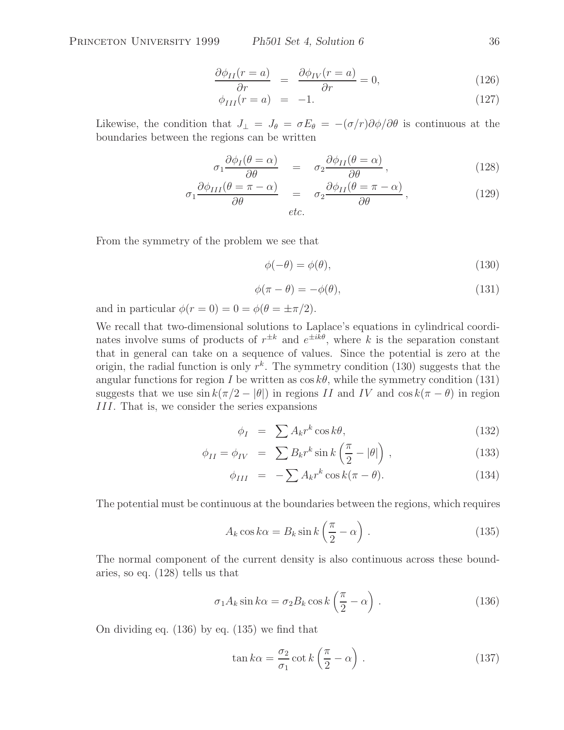$$\frac{\partial \phi_{II}(r=a)}{\partial r} = \frac{\partial \phi_{IV}(r=a)}{\partial r} = 0, \tag{126}$$

$$\phi_{III}(r=a) = -1. \tag{127}$$

Likewise, the condition that $J_\perp = J_\theta = \sigma E_\theta = -(\sigma/r)\partial\phi/\partial\theta$ is continuous at the boundaries between the regions can be written

$$\sigma_1 \frac{\partial \phi_I(\theta=\alpha)}{\partial \theta} = \sigma_2 \frac{\partial \phi_{II}(\theta=\alpha)}{\partial \theta}, \tag{128}$$

$$\sigma_1 \frac{\partial \phi_{III}(\theta=\pi-\alpha)}{\partial \theta} = \sigma_2 \frac{\partial \phi_{II}(\theta=\pi-\alpha)}{\partial \theta}, \tag{129}$$

*etc.*

From the symmetry of the problem we see that

$$\phi(-\theta) = \phi(\theta), \tag{130}$$

$$\phi(\pi-\theta) = -\phi(\theta), \tag{131}$$

and in particular $\phi(r=0) = 0 = \phi(\theta = \pm\pi/2)$.

We recall that two-dimensional solutions to Laplace's equations in cylindrical coordinates involve sums of products of $r^{\pm k}$ and $e^{\pm ik\theta}$, where $k$ is the separation constant that in general can take on a sequence of values. Since the potential is zero at the origin, the radial function is only $r^k$. The symmetry condition (130) suggests that the angular functions for region $I$ be written as $\cos k\theta$, while the symmetry condition (131) suggests that we use $\sin k(\pi/2 - |\theta|)$ in regions $II$ and $IV$ and $\cos k(\pi - \theta)$ in region $III$. That is, we consider the series expansions

$$\phi_I = \sum A_k r^k \cos k\theta, \tag{132}$$

$$\phi_{II} = \phi_{IV} = \sum B_k r^k \sin k\left(\frac{\pi}{2} - |\theta|\right), \tag{133}$$

$$\phi_{III} = -\sum A_k r^k \cos k(\pi-\theta). \tag{134}$$

The potential must be continuous at the boundaries between the regions, which requires

$$A_k \cos k\alpha = B_k \sin k\left(\frac{\pi}{2} - \alpha\right). \tag{135}$$

The normal component of the current density is also continuous across these boundaries, so eq. (128) tells us that

$$\sigma_1 A_k \sin k\alpha = \sigma_2 B_k \cos k\left(\frac{\pi}{2} - \alpha\right). \tag{136}$$

On dividing eq. (136) by eq. (135) we find that

$$\tan k\alpha = \frac{\sigma_2}{\sigma_1} \cot k\left(\frac{\pi}{2} - \alpha\right). \tag{137}$$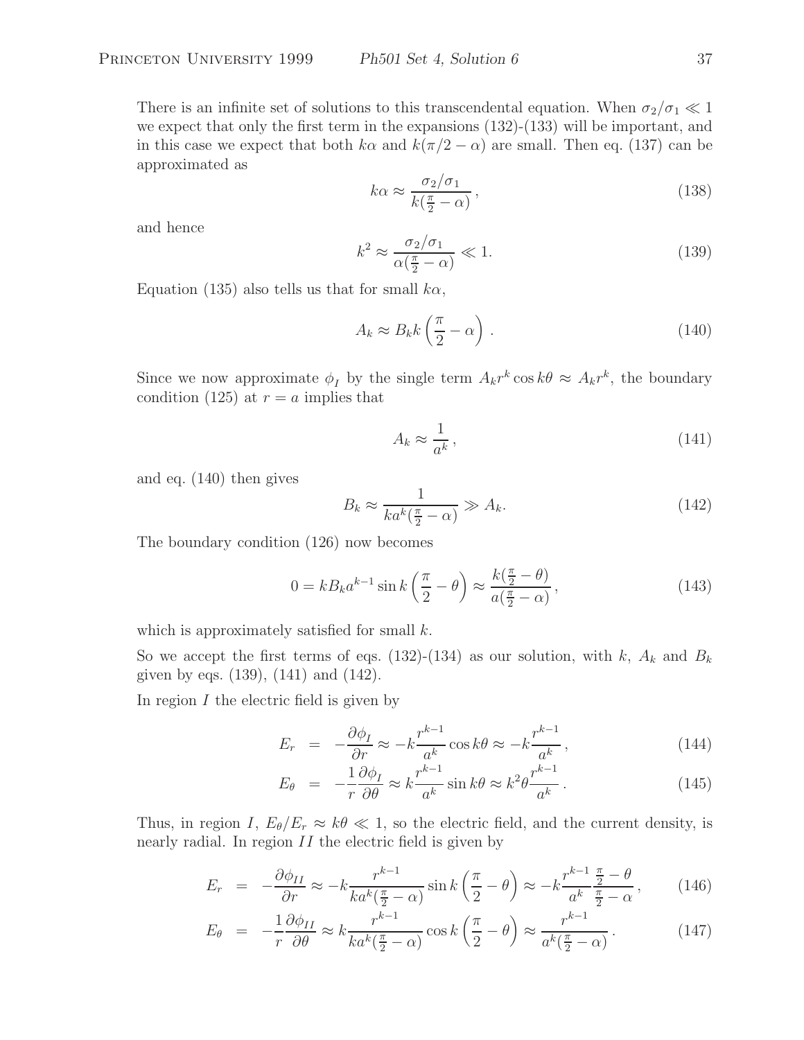There is an infinite set of solutions to this transcendental equation. When $\sigma_2/\sigma_1 \ll 1$ we expect that only the first term in the expansions (132)-(133) will be important, and in this case we expect that both $k\alpha$ and $k(\pi/2 - \alpha)$ are small. Then eq. (137) can be approximated as

$$k\alpha \approx \frac{\sigma_2/\sigma_1}{k(\frac{\pi}{2} - \alpha)}, \tag{138}$$

and hence

$$k^2 \approx \frac{\sigma_2/\sigma_1}{\alpha(\frac{\pi}{2} - \alpha)} \ll 1. \tag{139}$$

Equation (135) also tells us that for small $k\alpha$,

$$A_k \approx B_k k \left(\frac{\pi}{2} - \alpha\right). \tag{140}$$

Since we now approximate $\phi_I$ by the single term $A_k r^k \cos k\theta \approx A_k r^k$, the boundary condition (125) at $r = a$ implies that

$$A_k \approx \frac{1}{a^k}, \tag{141}$$

and eq. (140) then gives

$$B_k \approx \frac{1}{k a^k (\frac{\pi}{2} - \alpha)} \gg A_k. \tag{142}$$

The boundary condition (126) now becomes

$$0 = k B_k a^{k-1} \sin k\left(\frac{\pi}{2} - \theta\right) \approx \frac{k(\frac{\pi}{2} - \theta)}{a(\frac{\pi}{2} - \alpha)}, \tag{143}$$

which is approximately satisfied for small $k$.

So we accept the first terms of eqs. (132)-(134) as our solution, with $k$, $A_k$ and $B_k$ given by eqs. (139), (141) and (142).

In region $I$ the electric field is given by

$$E_r = -\frac{\partial \phi_I}{\partial r} \approx -k\frac{r^{k-1}}{a^k}\cos k\theta \approx -k\frac{r^{k-1}}{a^k}, \tag{144}$$

$$E_\theta = -\frac{1}{r}\frac{\partial \phi_I}{\partial \theta} \approx k\frac{r^{k-1}}{a^k}\sin k\theta \approx k^2\theta\frac{r^{k-1}}{a^k}. \tag{145}$$

Thus, in region $I$, $E_\theta/E_r \approx k\theta \ll 1$, so the electric field, and the current density, is nearly radial. In region $II$ the electric field is given by

$$E_r = -\frac{\partial \phi_{II}}{\partial r} \approx -k\frac{r^{k-1}}{k a^k(\frac{\pi}{2} - \alpha)}\sin k\left(\frac{\pi}{2} - \theta\right) \approx -k\frac{r^{k-1}}{a^k}\frac{\frac{\pi}{2} - \theta}{\frac{\pi}{2} - \alpha}, \tag{146}$$

$$E_\theta = -\frac{1}{r}\frac{\partial \phi_{II}}{\partial \theta} \approx k\frac{r^{k-1}}{k a^k(\frac{\pi}{2} - \alpha)}\cos k\left(\frac{\pi}{2} - \theta\right) \approx \frac{r^{k-1}}{a^k(\frac{\pi}{2} - \alpha)}. \tag{147}$$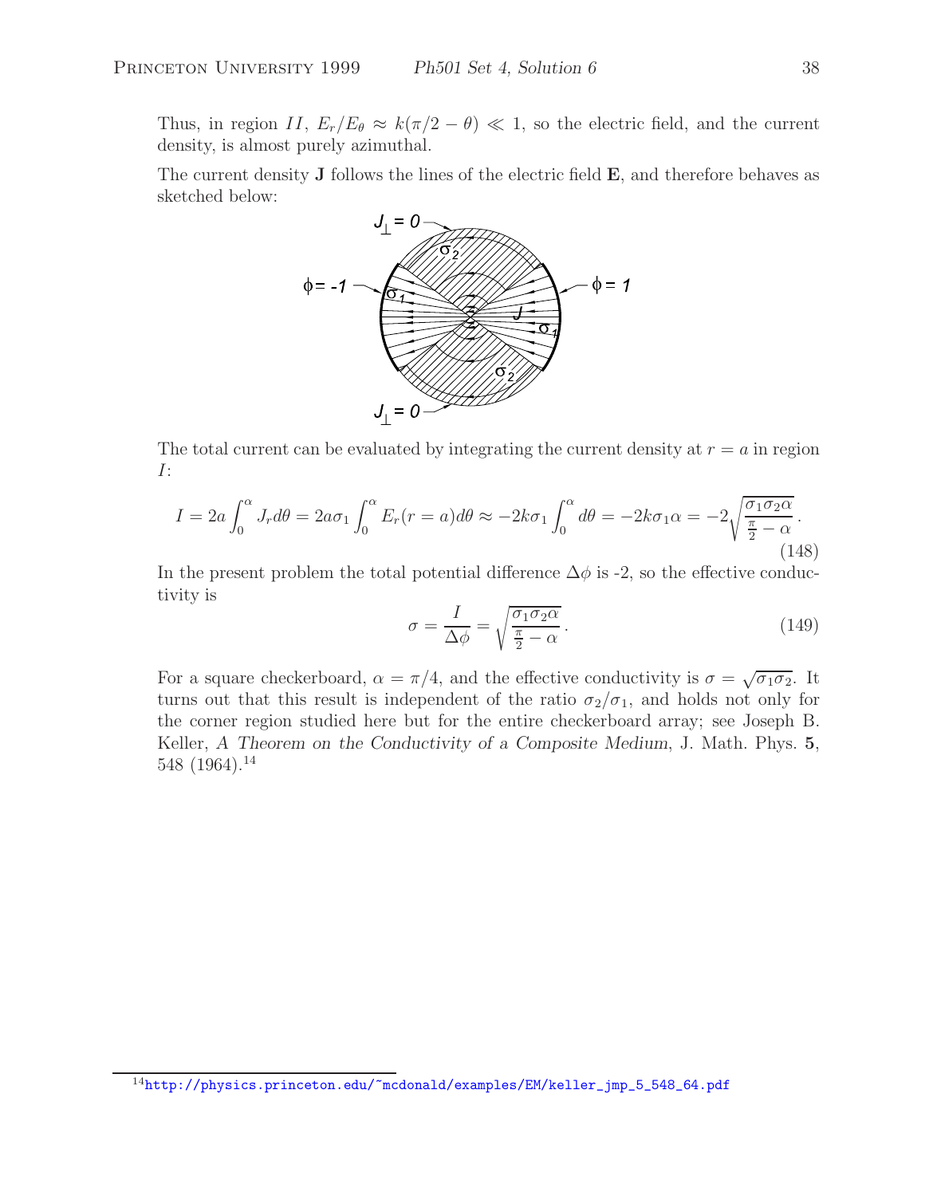Thus, in region $II$, $E_r/E_\theta \approx k(\pi/2 - \theta) \ll 1$, so the electric field, and the current density, is almost purely azimuthal.

The current density $\mathbf{J}$ follows the lines of the electric field $\mathbf{E}$, and therefore behaves as sketched below:

The total current can be evaluated by integrating the current density at $r = a$ in region $I$:

$$I = 2a \int_0^\alpha J_r d\theta = 2a\sigma_1 \int_0^\alpha E_r(r = a) d\theta \approx -2k\sigma_1 \int_0^\alpha d\theta = -2k\sigma_1\alpha = -2\sqrt{\frac{\sigma_1\sigma_2\alpha}{\frac{\pi}{2} - \alpha}}. \tag{148}$$

In the present problem the total potential difference $\Delta\phi$ is -2, so the effective conductivity is

$$\sigma = \frac{I}{\Delta\phi} = \sqrt{\frac{\sigma_1\sigma_2\alpha}{\frac{\pi}{2} - \alpha}}. \tag{149}$$

For a square checkerboard, $\alpha = \pi/4$, and the effective conductivity is $\sigma = \sqrt{\sigma_1\sigma_2}$. It turns out that this result is independent of the ratio $\sigma_2/\sigma_1$, and holds not only for the corner region studied here but for the entire checkerboard array; see Joseph B. Keller, *A Theorem on the Conductivity of a Composite Medium*, J. Math. Phys. **5**, 548 (1964).[14]

[14] http://physics.princeton.edu/~mcdonald/examples/EM/keller_jmp_5_548_64.pdf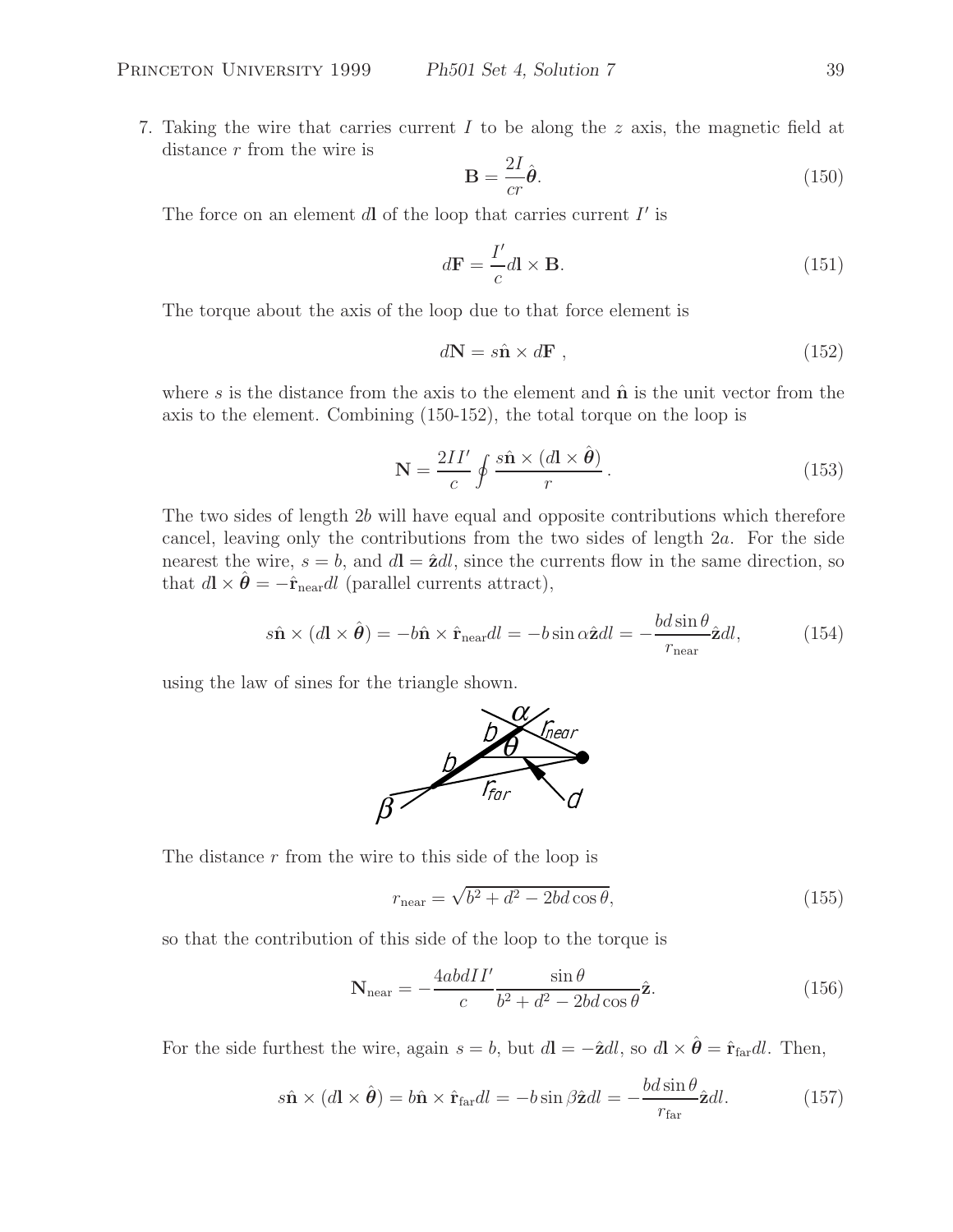7. Taking the wire that carries current $I$ to be along the $z$ axis, the magnetic field at distance $r$ from the wire is

$$\mathbf{B} = \frac{2I}{cr}\hat{\boldsymbol{\theta}}. \tag{150}$$

The force on an element $d\mathbf{l}$ of the loop that carries current $I'$ is

$$d\mathbf{F} = \frac{I'}{c} d\mathbf{l} \times \mathbf{B}. \tag{151}$$

The torque about the axis of the loop due to that force element is

$$d\mathbf{N} = s\hat{\mathbf{n}} \times d\mathbf{F}\ , \tag{152}$$

where $s$ is the distance from the axis to the element and $\hat{\mathbf{n}}$ is the unit vector from the axis to the element. Combining (150-152), the total torque on the loop is

$$\mathbf{N} = \frac{2II'}{c} \oint \frac{s\hat{\mathbf{n}} \times (d\mathbf{l} \times \hat{\boldsymbol{\theta}})}{r}\,. \tag{153}$$

The two sides of length $2b$ will have equal and opposite contributions which therefore cancel, leaving only the contributions from the two sides of length $2a$. For the side nearest the wire, $s = b$, and $d\mathbf{l} = \hat{\mathbf{z}}dl$, since the currents flow in the same direction, so that $d\mathbf{l} \times \hat{\boldsymbol{\theta}} = -\hat{\mathbf{r}}_{\rm near}dl$ (parallel currents attract),

$$s\hat{\mathbf{n}} \times (d\mathbf{l} \times \hat{\boldsymbol{\theta}}) = -b\hat{\mathbf{n}} \times \hat{\mathbf{r}}_{\rm near}dl = -b\sin\alpha\hat{\mathbf{z}}dl = -\frac{bd\sin\theta}{r_{\rm near}}\hat{\mathbf{z}}dl, \tag{154}$$

using the law of sines for the triangle shown.

The distance $r$ from the wire to this side of the loop is

$$r_{\rm near} = \sqrt{b^2 + d^2 - 2bd\cos\theta}, \tag{155}$$

so that the contribution of this side of the loop to the torque is

$$\mathbf{N}_{\rm near} = -\frac{4abdII'}{c}\frac{\sin\theta}{b^2 + d^2 - 2bd\cos\theta}\hat{\mathbf{z}}. \tag{156}$$

For the side furthest the wire, again $s = b$, but $d\mathbf{l} = -\hat{\mathbf{z}}dl$, so $d\mathbf{l} \times \hat{\boldsymbol{\theta}} = \hat{\mathbf{r}}_{\rm far}dl$. Then,

$$s\hat{\mathbf{n}} \times (d\mathbf{l} \times \hat{\boldsymbol{\theta}}) = b\hat{\mathbf{n}} \times \hat{\mathbf{r}}_{\rm far}dl = -b\sin\beta\hat{\mathbf{z}}dl = -\frac{bd\sin\theta}{r_{\rm far}}\hat{\mathbf{z}}dl. \tag{157}$$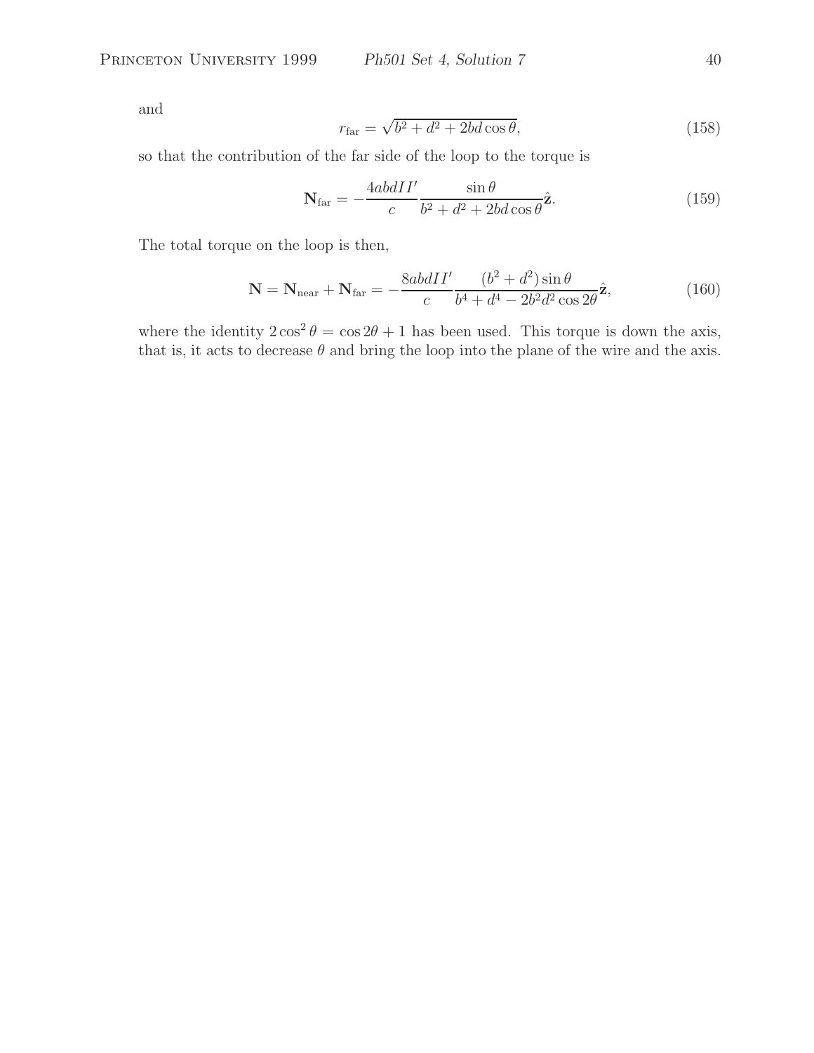and

$$r_{\rm far} = \sqrt{b^2 + d^2 + 2bd\cos\theta}, \tag{158}$$

so that the contribution of the far side of the loop to the torque is

$$\mathbf{N}_{\rm far} = -\frac{4abdII'}{c} \frac{\sin\theta}{b^2 + d^2 + 2bd\cos\theta} \hat{\mathbf{z}}. \tag{159}$$

The total torque on the loop is then,

$$\mathbf{N} = \mathbf{N}_{\rm near} + \mathbf{N}_{\rm far} = -\frac{8abdII'}{c} \frac{(b^2 + d^2)\sin\theta}{b^4 + d^4 - 2b^2d^2\cos 2\theta} \hat{\mathbf{z}}, \tag{160}$$

where the identity $2\cos^2\theta = \cos 2\theta + 1$ has been used. This torque is down the axis, that is, it acts to decrease $\theta$ and bring the loop into the plane of the wire and the axis.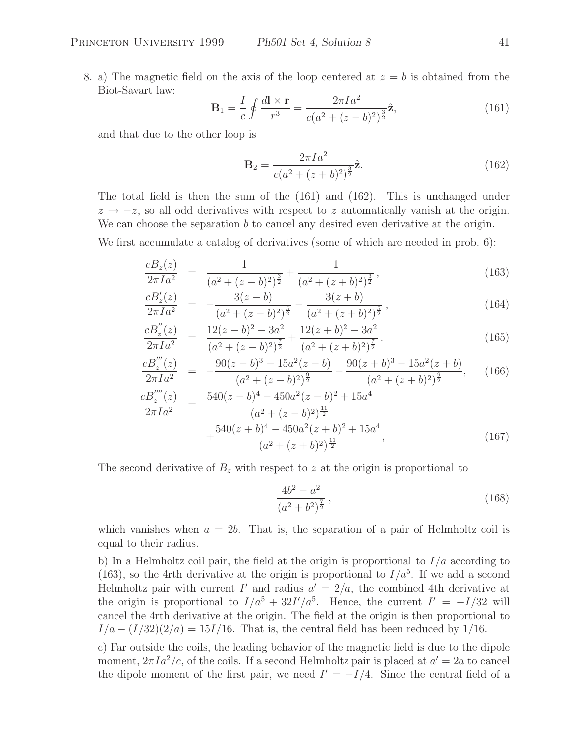8. a) The magnetic field on the axis of the loop centered at $z = b$ is obtained from the Biot-Savart law:

$$\mathbf{B}_1 = \frac{I}{c}\oint \frac{d\mathbf{l}\times\mathbf{r}}{r^3} = \frac{2\pi I a^2}{c(a^2+(z-b)^2)^{\frac{3}{2}}}\hat{\mathbf{z}}, \tag{161}$$

and that due to the other loop is

$$\mathbf{B}_2 = \frac{2\pi I a^2}{c(a^2+(z+b)^2)^{\frac{3}{2}}}\hat{\mathbf{z}}. \tag{162}$$

The total field is then the sum of the (161) and (162). This is unchanged under $z \to -z$, so all odd derivatives with respect to $z$ automatically vanish at the origin. We can choose the separation $b$ to cancel any desired even derivative at the origin.

We first accumulate a catalog of derivatives (some of which are needed in prob. 6):

$$\frac{cB_z(z)}{2\pi I a^2} = \frac{1}{(a^2+(z-b)^2)^{\frac{3}{2}}} + \frac{1}{(a^2+(z+b)^2)^{\frac{3}{2}}}, \tag{163}$$

$$\frac{cB_z'(z)}{2\pi I a^2} = -\frac{3(z-b)}{(a^2+(z-b)^2)^{\frac{5}{2}}} - \frac{3(z+b)}{(a^2+(z+b)^2)^{\frac{5}{2}}}, \tag{164}$$

$$\frac{cB_z''(z)}{2\pi I a^2} = \frac{12(z-b)^2-3a^2}{(a^2+(z-b)^2)^{\frac{7}{2}}} + \frac{12(z+b)^2-3a^2}{(a^2+(z+b)^2)^{\frac{7}{2}}}. \tag{165}$$

$$\frac{cB_z'''(z)}{2\pi I a^2} = -\frac{90(z-b)^3-15a^2(z-b)}{(a^2+(z-b)^2)^{\frac{9}{2}}} - \frac{90(z+b)^3-15a^2(z+b)}{(a^2+(z+b)^2)^{\frac{9}{2}}}, \tag{166}$$

$$\frac{cB_z''''(z)}{2\pi I a^2} = \frac{540(z-b)^4-450a^2(z-b)^2+15a^4}{(a^2+(z-b)^2)^{\frac{11}{2}}} + \frac{540(z+b)^4-450a^2(z+b)^2+15a^4}{(a^2+(z+b)^2)^{\frac{11}{2}}}, \tag{167}$$

The second derivative of $B_z$ with respect to $z$ at the origin is proportional to

$$\frac{4b^2-a^2}{(a^2+b^2)^{\frac{7}{2}}}, \tag{168}$$

which vanishes when $a = 2b$. That is, the separation of a pair of Helmholtz coil is equal to their radius.

b) In a Helmholtz coil pair, the field at the origin is proportional to $I/a$ according to (163), so the 4rth derivative at the origin is proportional to $I/a^5$. If we add a second Helmholtz pair with current $I'$ and radius $a' = 2/a$, the combined 4th derivative at the origin is proportional to $I/a^5 + 32I'/a^5$. Hence, the current $I' = -I/32$ will cancel the 4rth derivative at the origin. The field at the origin is then proportional to $I/a - (I/32)(2/a) = 15I/16$. That is, the central field has been reduced by 1/16.

c) Far outside the coils, the leading behavior of the magnetic field is due to the dipole moment, $2\pi I a^2/c$, of the coils. If a second Helmholtz pair is placed at $a' = 2a$ to cancel the dipole moment of the first pair, we need $I' = -I/4$. Since the central field of a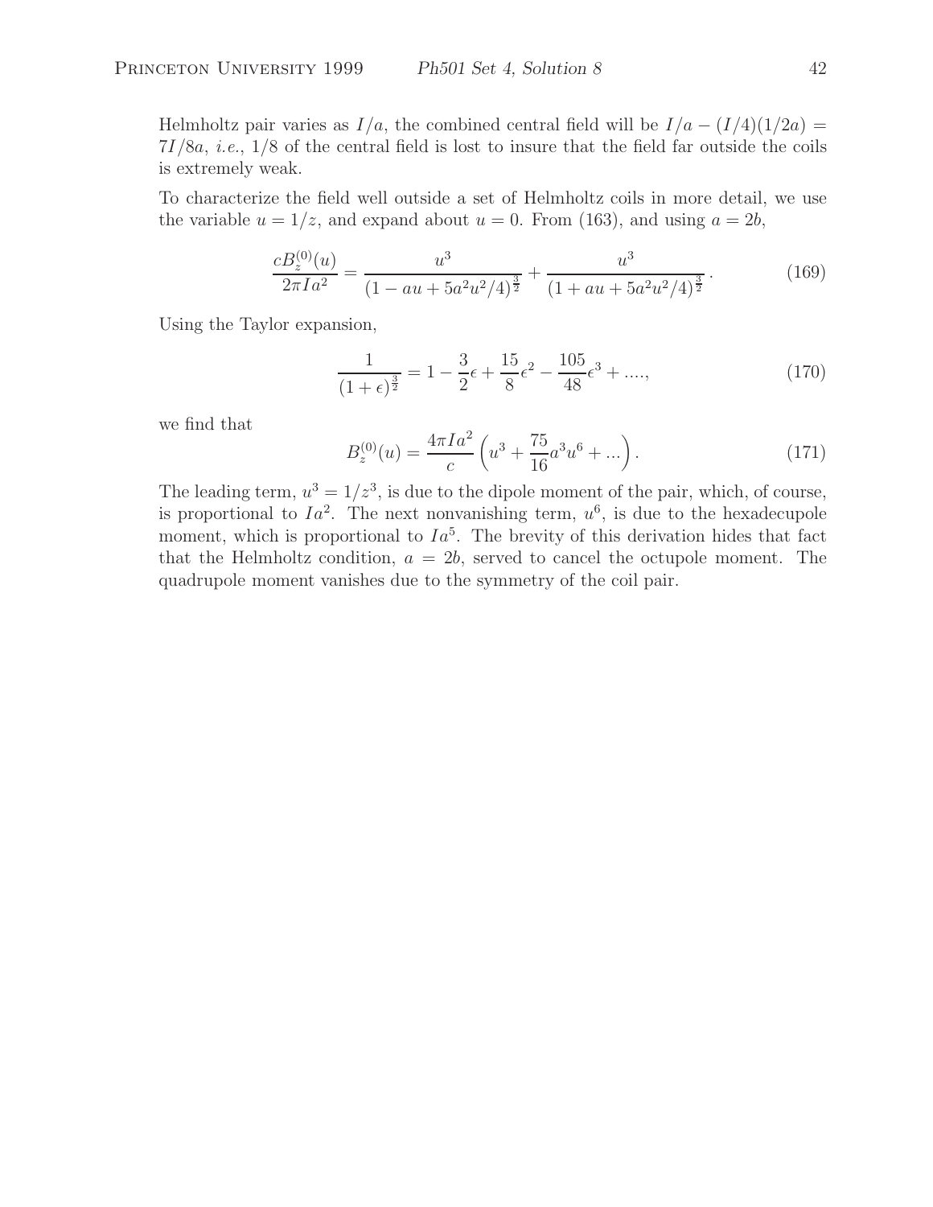Helmholtz pair varies as $I/a$, the combined central field will be $I/a - (I/4)(1/2a) = 7I/8a$, *i.e.*, 1/8 of the central field is lost to insure that the field far outside the coils is extremely weak.

To characterize the field well outside a set of Helmholtz coils in more detail, we use the variable $u = 1/z$, and expand about $u = 0$. From (163), and using $a = 2b$,

$$\frac{cB_z^{(0)}(u)}{2\pi I a^2} = \frac{u^3}{(1 - au + 5a^2u^2/4)^{\frac{3}{2}}} + \frac{u^3}{(1 + au + 5a^2u^2/4)^{\frac{3}{2}}}. \tag{169}$$

Using the Taylor expansion,

$$\frac{1}{(1+\epsilon)^{\frac{3}{2}}} = 1 - \frac{3}{2}\epsilon + \frac{15}{8}\epsilon^2 - \frac{105}{48}\epsilon^3 + ...., \tag{170}$$

we find that

$$B_z^{(0)}(u) = \frac{4\pi I a^2}{c}\left(u^3 + \frac{75}{16}a^3u^6 + ...\right). \tag{171}$$

The leading term, $u^3 = 1/z^3$, is due to the dipole moment of the pair, which, of course, is proportional to $Ia^2$. The next nonvanishing term, $u^6$, is due to the hexadecupole moment, which is proportional to $Ia^5$. The brevity of this derivation hides that fact that the Helmholtz condition, $a = 2b$, served to cancel the octupole moment. The quadrupole moment vanishes due to the symmetry of the coil pair.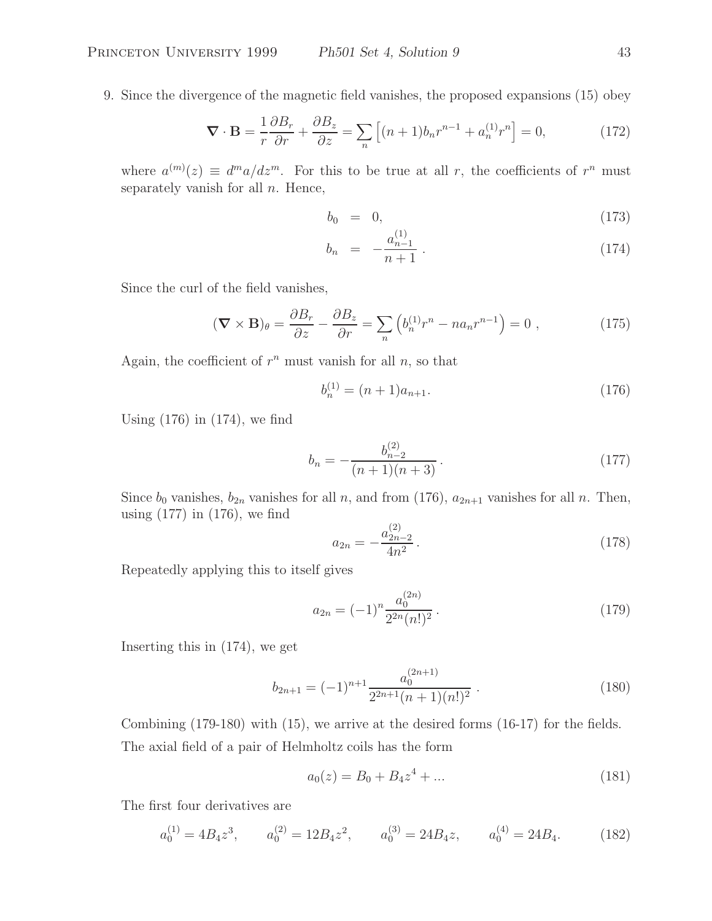9. Since the divergence of the magnetic field vanishes, the proposed expansions (15) obey

$$\boldsymbol{\nabla} \cdot \mathbf{B} = \frac{1}{r}\frac{\partial B_r}{\partial r} + \frac{\partial B_z}{\partial z} = \sum_n \left[ (n+1) b_n r^{n-1} + a_n^{(1)} r^n \right] = 0, \tag{172}$$

where $a^{(m)}(z) \equiv d^m a/dz^m$. For this to be true at all $r$, the coefficients of $r^n$ must separately vanish for all $n$. Hence,

$$b_0 = 0, \tag{173}$$

$$b_n = -\frac{a_{n-1}^{(1)}}{n+1}. \tag{174}$$

Since the curl of the field vanishes,

$$(\boldsymbol{\nabla} \times \mathbf{B})_\theta = \frac{\partial B_r}{\partial z} - \frac{\partial B_z}{\partial r} = \sum_n \left( b_n^{(1)} r^n - n a_n r^{n-1} \right) = 0 \ , \tag{175}$$

Again, the coefficient of $r^n$ must vanish for all $n$, so that

$$b_n^{(1)} = (n+1) a_{n+1}. \tag{176}$$

Using (176) in (174), we find

$$b_n = -\frac{b_{n-2}^{(2)}}{(n+1)(n+3)}. \tag{177}$$

Since $b_0$ vanishes, $b_{2n}$ vanishes for all $n$, and from (176), $a_{2n+1}$ vanishes for all $n$. Then, using (177) in (176), we find

$$a_{2n} = -\frac{a_{2n-2}^{(2)}}{4n^2}. \tag{178}$$

Repeatedly applying this to itself gives

$$a_{2n} = (-1)^n \frac{a_0^{(2n)}}{2^{2n}(n!)^2}. \tag{179}$$

Inserting this in (174), we get

$$b_{2n+1} = (-1)^{n+1} \frac{a_0^{(2n+1)}}{2^{2n+1}(n+1)(n!)^2} \ . \tag{180}$$

Combining (179-180) with (15), we arrive at the desired forms (16-17) for the fields.

The axial field of a pair of Helmholtz coils has the form

$$a_0(z) = B_0 + B_4 z^4 + ... \tag{181}$$

The first four derivatives are

$$a_0^{(1)} = 4B_4 z^3, \qquad a_0^{(2)} = 12 B_4 z^2, \qquad a_0^{(3)} = 24 B_4 z, \qquad a_0^{(4)} = 24 B_4. \tag{182}$$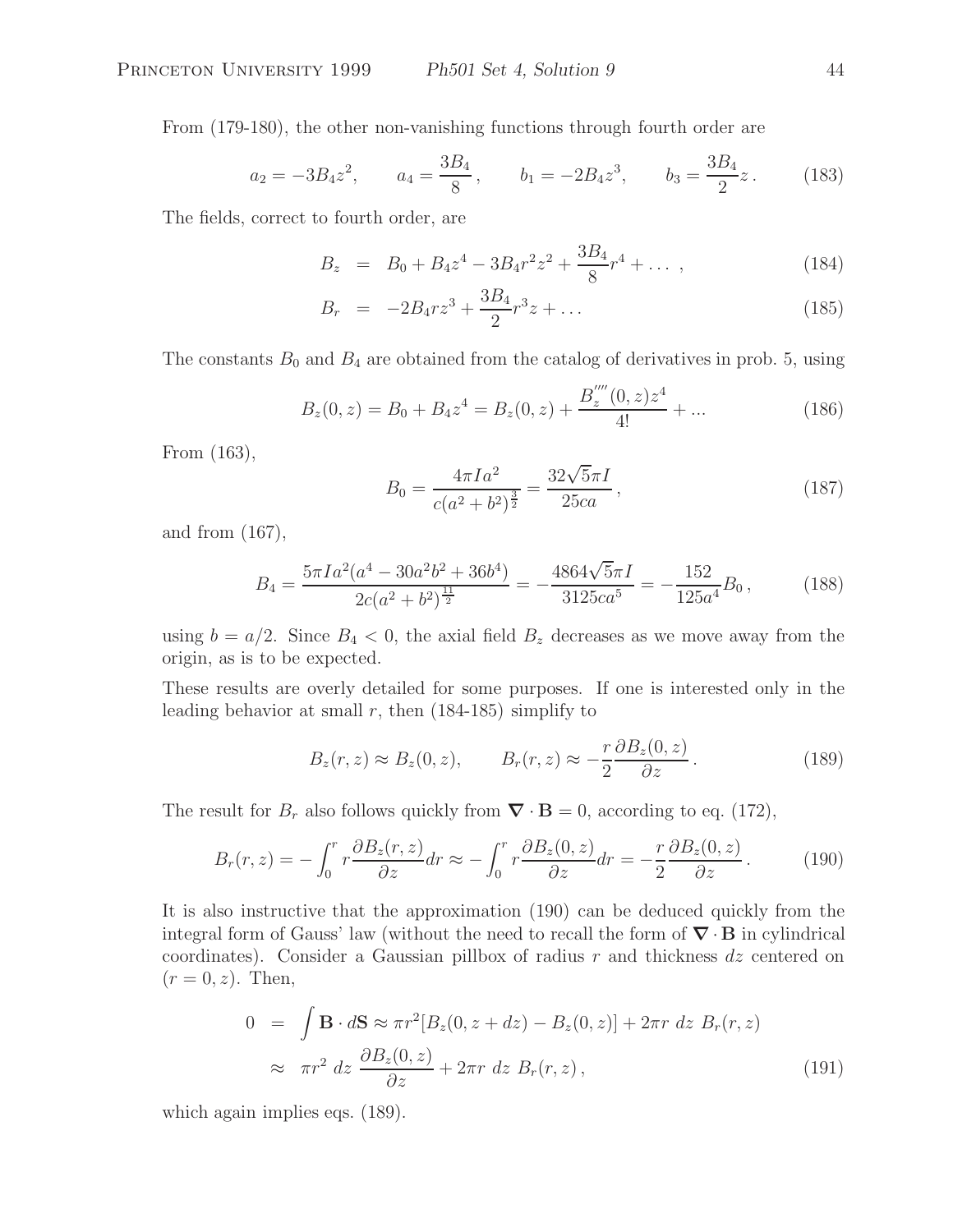From (179-180), the other non-vanishing functions through fourth order are

$$a_2 = -3B_4 z^2, \qquad a_4 = \frac{3B_4}{8}, \qquad b_1 = -2B_4 z^3, \qquad b_3 = \frac{3B_4}{2} z. \tag{183}$$

The fields, correct to fourth order, are

$$B_z = B_0 + B_4 z^4 - 3B_4 r^2 z^2 + \frac{3B_4}{8} r^4 + \ldots\ , \tag{184}$$

$$B_r = -2B_4 r z^3 + \frac{3B_4}{2} r^3 z + \ldots \tag{185}$$

The constants $B_0$ and $B_4$ are obtained from the catalog of derivatives in prob. 5, using

$$B_z(0,z) = B_0 + B_4 z^4 = B_z(0,z) + \frac{B_z''''(0,z) z^4}{4!} + \ldots \tag{186}$$

From (163),

$$B_0 = \frac{4\pi I a^2}{c(a^2+b^2)^{\frac{3}{2}}} = \frac{32\sqrt{5}\pi I}{25ca}, \tag{187}$$

and from (167),

$$B_4 = \frac{5\pi I a^2(a^4 - 30a^2b^2 + 36b^4)}{2c(a^2+b^2)^{\frac{11}{2}}} = -\frac{4864\sqrt{5}\pi I}{3125ca^5} = -\frac{152}{125a^4} B_0, \tag{188}$$

using $b = a/2$. Since $B_4 < 0$, the axial field $B_z$ decreases as we move away from the origin, as is to be expected.

These results are overly detailed for some purposes. If one is interested only in the leading behavior at small $r$, then (184-185) simplify to

$$B_z(r,z) \approx B_z(0,z), \qquad B_r(r,z) \approx -\frac{r}{2}\frac{\partial B_z(0,z)}{\partial z}. \tag{189}$$

The result for $B_r$ also follows quickly from $\boldsymbol{\nabla}\cdot\mathbf{B} = 0$, according to eq. (172),

$$B_r(r,z) = -\int_0^r r\frac{\partial B_z(r,z)}{\partial z} dr \approx -\int_0^r r\frac{\partial B_z(0,z)}{\partial z} dr = -\frac{r}{2}\frac{\partial B_z(0,z)}{\partial z}. \tag{190}$$

It is also instructive that the approximation (190) can be deduced quickly from the integral form of Gauss' law (without the need to recall the form of $\boldsymbol{\nabla}\cdot\mathbf{B}$ in cylindrical coordinates). Consider a Gaussian pillbox of radius $r$ and thickness $dz$ centered on $(r = 0, z)$. Then,

$$\begin{aligned} 0 &= \int \mathbf{B}\cdot d\mathbf{S} \approx \pi r^2[B_z(0,z+dz) - B_z(0,z)] + 2\pi r\ dz\ B_r(r,z) \\ &\approx \pi r^2\ dz\ \frac{\partial B_z(0,z)}{\partial z} + 2\pi r\ dz\ B_r(r,z), \end{aligned} \tag{191}$$

which again implies eqs. (189).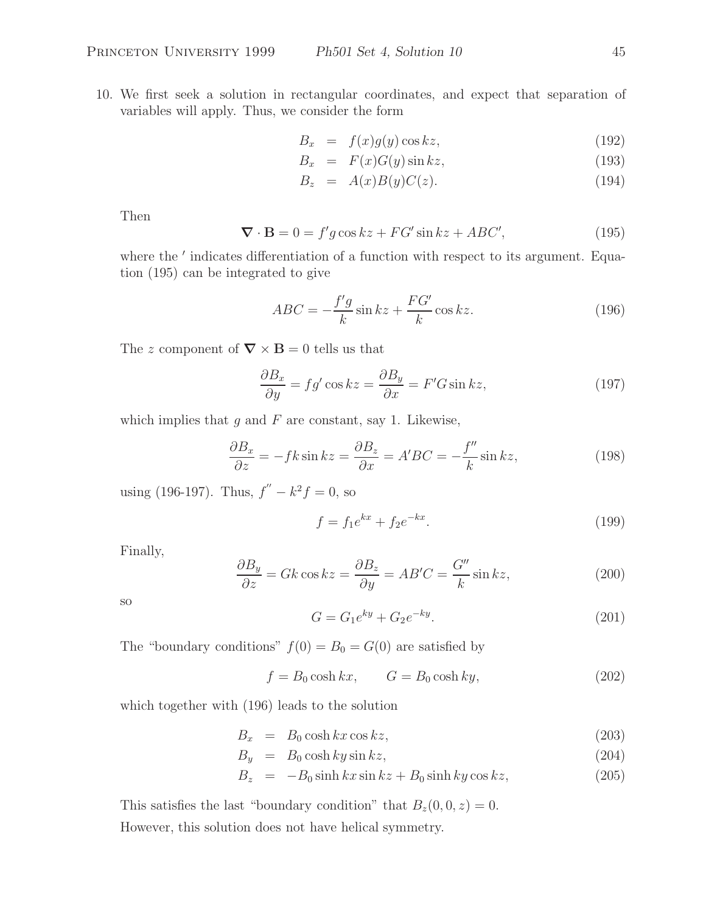10. We first seek a solution in rectangular coordinates, and expect that separation of variables will apply. Thus, we consider the form

$$
\begin{aligned}
B_x &= f(x)g(y)\cos kz, &(192)\\
B_x &= F(x)G(y)\sin kz, &(193)\\
B_z &= A(x)B(y)C(z). &(194)
\end{aligned}
$$

Then

$$
\nabla \cdot \mathbf{B} = 0 = f'g\cos kz + FG'\sin kz + ABC', \tag{195}
$$

where the $'$ indicates differentiation of a function with respect to its argument. Equation (195) can be integrated to give

$$
ABC = -\frac{f'g}{k}\sin kz + \frac{FG'}{k}\cos kz. \tag{196}
$$

The $z$ component of $\nabla \times \mathbf{B} = 0$ tells us that

$$
\frac{\partial B_x}{\partial y} = fg'\cos kz = \frac{\partial B_y}{\partial x} = F'G\sin kz, \tag{197}
$$

which implies that $g$ and $F$ are constant, say 1. Likewise,

$$
\frac{\partial B_x}{\partial z} = -fk\sin kz = \frac{\partial B_z}{\partial x} = A'BC = -\frac{f''}{k}\sin kz, \tag{198}
$$

using (196-197). Thus, $f'' - k^2 f = 0$, so

$$
f = f_1 e^{kx} + f_2 e^{-kx}. \tag{199}
$$

Finally,

$$
\frac{\partial B_y}{\partial z} = Gk\cos kz = \frac{\partial B_z}{\partial y} = AB'C = \frac{G''}{k}\sin kz, \tag{200}
$$

so

$$
G = G_1 e^{ky} + G_2 e^{-ky}. \tag{201}
$$

The "boundary conditions" $f(0) = B_0 = G(0)$ are satisfied by

$$
f = B_0 \cosh kx, \qquad G = B_0 \cosh ky, \tag{202}
$$

which together with (196) leads to the solution

$$
\begin{aligned}
B_x &= B_0 \cosh kx \cos kz, &(203)\\
B_y &= B_0 \cosh ky \sin kz, &(204)\\
B_z &= -B_0 \sinh kx \sin kz + B_0 \sinh ky \cos kz, &(205)
\end{aligned}
$$

This satisfies the last "boundary condition" that $B_z(0,0,z) = 0$.

However, this solution does not have helical symmetry.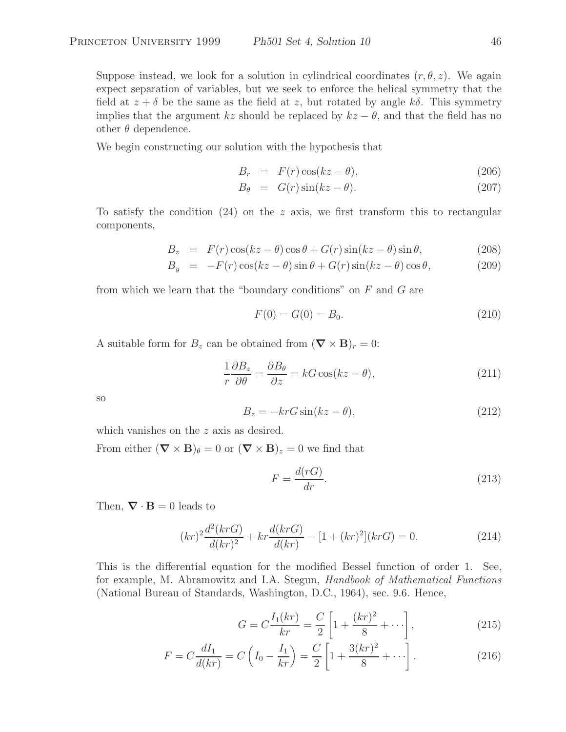Suppose instead, we look for a solution in cylindrical coordinates $(r, \theta, z)$. We again expect separation of variables, but we seek to enforce the helical symmetry that the field at $z + \delta$ be the same as the field at $z$, but rotated by angle $k\delta$. This symmetry implies that the argument $kz$ should be replaced by $kz - \theta$, and that the field has no other $\theta$ dependence.

We begin constructing our solution with the hypothesis that

$$
\begin{aligned}
B_r &= F(r)\cos(kz - \theta), && (206)\\
B_\theta &= G(r)\sin(kz - \theta). && (207)
\end{aligned}
$$

To satisfy the condition (24) on the $z$ axis, we first transform this to rectangular components,

$$
\begin{aligned}
B_z &= F(r)\cos(kz - \theta)\cos\theta + G(r)\sin(kz - \theta)\sin\theta, && (208)\\
B_y &= -F(r)\cos(kz - \theta)\sin\theta + G(r)\sin(kz - \theta)\cos\theta, && (209)
\end{aligned}
$$

from which we learn that the "boundary conditions" on $F$ and $G$ are

$$
F(0) = G(0) = B_0. \tag{210}
$$

A suitable form for $B_z$ can be obtained from $(\boldsymbol{\nabla} \times \mathbf{B})_r = 0$:

$$
\frac{1}{r}\frac{\partial B_z}{\partial \theta} = \frac{\partial B_\theta}{\partial z} = kG\cos(kz - \theta), \tag{211}
$$

so

$$
B_z = -krG\sin(kz - \theta), \tag{212}
$$

which vanishes on the $z$ axis as desired.

From either $(\boldsymbol{\nabla} \times \mathbf{B})_\theta = 0$ or $(\boldsymbol{\nabla} \times \mathbf{B})_z = 0$ we find that

$$
F = \frac{d(rG)}{dr}. \tag{213}
$$

Then, $\boldsymbol{\nabla} \cdot \mathbf{B} = 0$ leads to

$$
(kr)^2 \frac{d^2(krG)}{d(kr)^2} + kr\frac{d(krG)}{d(kr)} - [1 + (kr)^2](krG) = 0. \tag{214}
$$

This is the differential equation for the modified Bessel function of order 1. See, for example, M. Abramowitz and I.A. Stegun, *Handbook of Mathematical Functions* (National Bureau of Standards, Washington, D.C., 1964), sec. 9.6. Hence,

$$
G = C\frac{I_1(kr)}{kr} = \frac{C}{2}\left[1 + \frac{(kr)^2}{8} + \cdots\right], \tag{215}
$$

$$
F = C\frac{dI_1}{d(kr)} = C\left(I_0 - \frac{I_1}{kr}\right) = \frac{C}{2}\left[1 + \frac{3(kr)^2}{8} + \cdots\right]. \tag{216}
$$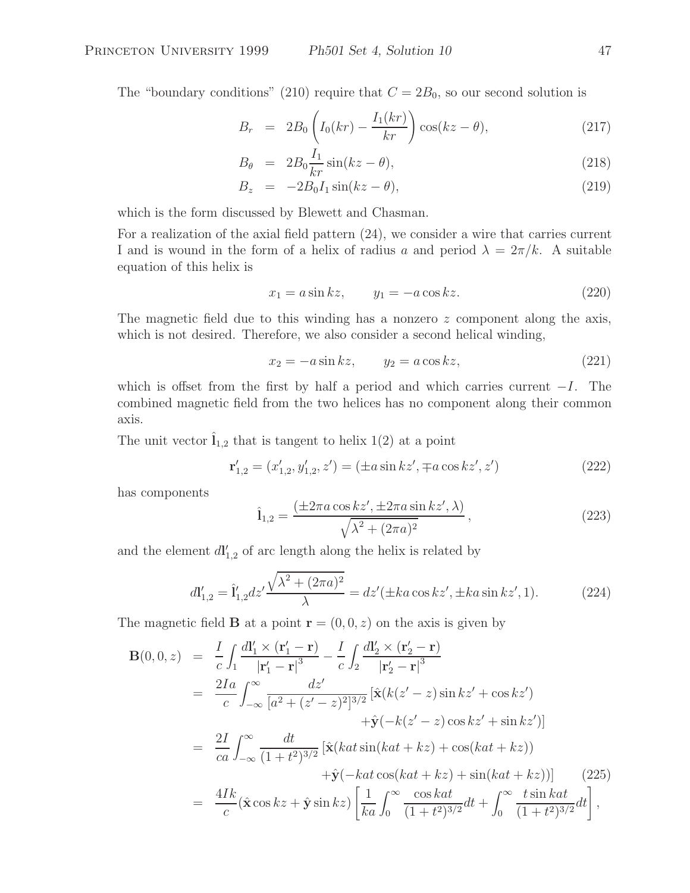The "boundary conditions" (210) require that $C = 2B_0$, so our second solution is

$$
\begin{aligned}
B_r &= 2B_0 \left( I_0(kr) - \frac{I_1(kr)}{kr} \right) \cos(kz - \theta), && (217) \\
B_\theta &= 2B_0 \frac{I_1}{kr} \sin(kz - \theta), && (218) \\
B_z &= -2B_0 I_1 \sin(kz - \theta), && (219)
\end{aligned}
$$

which is the form discussed by Blewett and Chasman.

For a realization of the axial field pattern (24), we consider a wire that carries current I and is wound in the form of a helix of radius $a$ and period $\lambda = 2\pi/k$. A suitable equation of this helix is

$$
x_1 = a \sin kz, \qquad y_1 = -a \cos kz. \tag{220}
$$

The magnetic field due to this winding has a nonzero $z$ component along the axis, which is not desired. Therefore, we also consider a second helical winding,

$$
x_2 = -a \sin kz, \qquad y_2 = a \cos kz, \tag{221}
$$

which is offset from the first by half a period and which carries current $-I$. The combined magnetic field from the two helices has no component along their common axis.

The unit vector $\hat{\mathbf{l}}_{1,2}$ that is tangent to helix 1(2) at a point

$$
\mathbf{r}'_{1,2} = (x'_{1,2}, y'_{1,2}, z') = (\pm a \sin kz', \mp a \cos kz', z') \tag{222}
$$

has components

$$
\hat{\mathbf{l}}_{1,2} = \frac{(\pm 2\pi a \cos kz', \pm 2\pi a \sin kz', \lambda)}{\sqrt{\lambda^2 + (2\pi a)^2}}, \tag{223}
$$

and the element $d\mathbf{l}'_{1,2}$ of arc length along the helix is related by

$$
d\mathbf{l}'_{1,2} = \hat{\mathbf{l}}'_{1,2} dz' \frac{\sqrt{\lambda^2 + (2\pi a)^2}}{\lambda} = dz'(\pm ka \cos kz', \pm ka \sin kz', 1). \tag{224}
$$

The magnetic field $\mathbf{B}$ at a point $\mathbf{r} = (0, 0, z)$ on the axis is given by

$$
\begin{aligned}
\mathbf{B}(0,0,z) &= \frac{I}{c} \int_1 \frac{d\mathbf{l}'_1 \times (\mathbf{r}'_1 - \mathbf{r})}{|\mathbf{r}'_1 - \mathbf{r}|^3} - \frac{I}{c} \int_2 \frac{d\mathbf{l}'_2 \times (\mathbf{r}'_2 - \mathbf{r})}{|\mathbf{r}'_2 - \mathbf{r}|^3} \\
&= \frac{2Ia}{c} \int_{-\infty}^{\infty} \frac{dz'}{[a^2 + (z' - z)^2]^{3/2}} \left[ \hat{\mathbf{x}}(k(z' - z) \sin kz' + \cos kz') \right. \\
&\qquad \left. + \hat{\mathbf{y}}(-k(z' - z) \cos kz' + \sin kz') \right] \\
&= \frac{2I}{ca} \int_{-\infty}^{\infty} \frac{dt}{(1 + t^2)^{3/2}} \left[ \hat{\mathbf{x}}(kat \sin(kat + kz) + \cos(kat + kz)) \right. \\
&\qquad \left. + \hat{\mathbf{y}}(-kat \cos(kat + kz) + \sin(kat + kz)) \right] \qquad (225) \\
&= \frac{4Ik}{c} (\hat{\mathbf{x}} \cos kz + \hat{\mathbf{y}} \sin kz) \left[ \frac{1}{ka} \int_0^\infty \frac{\cos kat}{(1 + t^2)^{3/2}} dt + \int_0^\infty \frac{t \sin kat}{(1 + t^2)^{3/2}} dt \right],
\end{aligned}
$$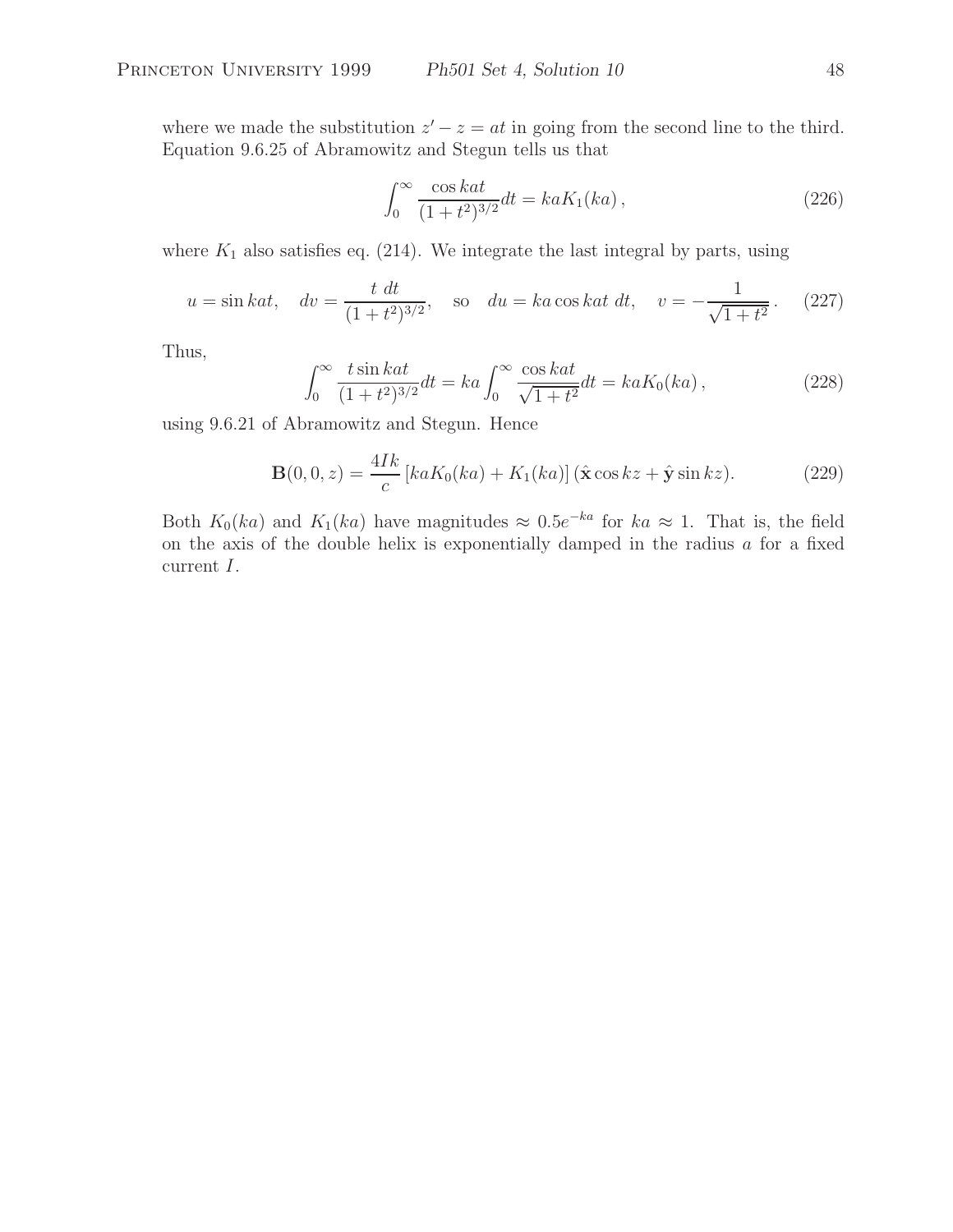where we made the substitution $z' - z = at$ in going from the second line to the third. Equation 9.6.25 of Abramowitz and Stegun tells us that

$$\int_0^\infty \frac{\cos kat}{(1+t^2)^{3/2}} dt = kaK_1(ka)\,, \tag{226}$$

where $K_1$ also satisfies eq. (214). We integrate the last integral by parts, using

$$u = \sin kat, \quad dv = \frac{t\ dt}{(1+t^2)^{3/2}}, \quad \text{so} \quad du = ka\cos kat\ dt, \quad v = -\frac{1}{\sqrt{1+t^2}}\,. \tag{227}$$

Thus,

$$\int_0^\infty \frac{t \sin kat}{(1+t^2)^{3/2}} dt = ka \int_0^\infty \frac{\cos kat}{\sqrt{1+t^2}} dt = kaK_0(ka)\,, \tag{228}$$

using 9.6.21 of Abramowitz and Stegun. Hence

$$\mathbf{B}(0,0,z) = \frac{4Ik}{c}\left[kaK_0(ka) + K_1(ka)\right](\hat{\mathbf{x}}\cos kz + \hat{\mathbf{y}}\sin kz). \tag{229}$$

Both $K_0(ka)$ and $K_1(ka)$ have magnitudes $\approx 0.5e^{-ka}$ for $ka \approx 1$. That is, the field on the axis of the double helix is exponentially damped in the radius $a$ for a fixed current $I$.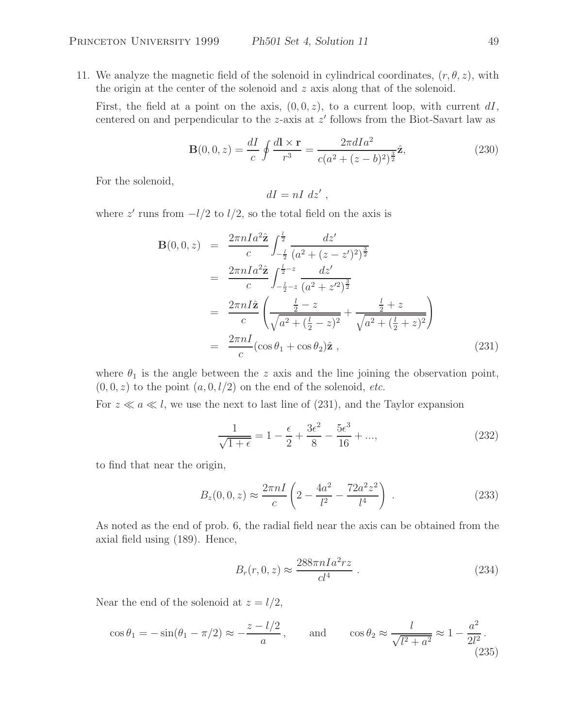11. We analyze the magnetic field of the solenoid in cylindrical coordinates, $(r, \theta, z)$, with the origin at the center of the solenoid and $z$ axis along that of the solenoid.

First, the field at a point on the axis, $(0, 0, z)$, to a current loop, with current $dI$, centered on and perpendicular to the $z$-axis at $z'$ follows from the Biot-Savart law as

$$\mathbf{B}(0,0,z) = \frac{dI}{c}\oint \frac{d\mathbf{l}\times\mathbf{r}}{r^3} = \frac{2\pi dI a^2}{c(a^2+(z-b)^2)^{\frac{3}{2}}}\hat{\mathbf{z}}, \tag{230}$$

For the solenoid,

$$dI = nI\ dz'\ ,$$

where $z'$ runs from $-l/2$ to $l/2$, so the total field on the axis is

$$\begin{aligned}
\mathbf{B}(0,0,z) &= \frac{2\pi n I a^2 \hat{\mathbf{z}}}{c}\int_{-\frac{l}{2}}^{\frac{l}{2}} \frac{dz'}{(a^2+(z-z')^2)^{\frac{3}{2}}} \\
&= \frac{2\pi n I a^2 \hat{\mathbf{z}}}{c}\int_{-\frac{l}{2}-z}^{\frac{l}{2}-z} \frac{dz'}{(a^2+z'^2)^{\frac{3}{2}}} \\
&= \frac{2\pi n I \hat{\mathbf{z}}}{c}\left(\frac{\frac{l}{2}-z}{\sqrt{a^2+(\frac{l}{2}-z)^2}} + \frac{\frac{l}{2}+z}{\sqrt{a^2+(\frac{l}{2}+z)^2}}\right) \\
&= \frac{2\pi n I}{c}(\cos\theta_1 + \cos\theta_2)\hat{\mathbf{z}}\ ,
\end{aligned} \tag{231}$$

where $\theta_1$ is the angle between the $z$ axis and the line joining the observation point, $(0, 0, z)$ to the point $(a, 0, l/2)$ on the end of the solenoid, *etc.*

For $z \ll a \ll l$, we use the next to last line of (231), and the Taylor expansion

$$\frac{1}{\sqrt{1+\epsilon}} = 1 - \frac{\epsilon}{2} + \frac{3\epsilon^2}{8} - \frac{5\epsilon^3}{16} + ..., \tag{232}$$

to find that near the origin,

$$B_z(0,0,z) \approx \frac{2\pi n I}{c}\left(2 - \frac{4a^2}{l^2} - \frac{72a^2z^2}{l^4}\right)\ . \tag{233}$$

As noted as the end of prob. 6, the radial field near the axis can be obtained from the axial field using (189). Hence,

$$B_r(r,0,z) \approx \frac{288\pi n I a^2 r z}{c l^4}\ . \tag{234}$$

Near the end of the solenoid at $z = l/2$,

$$\cos\theta_1 = -\sin(\theta_1 - \pi/2) \approx -\frac{z - l/2}{a}\,, \qquad \text{and} \qquad \cos\theta_2 \approx \frac{l}{\sqrt{l^2+a^2}} \approx 1 - \frac{a^2}{2l^2}\,. \tag{235}$$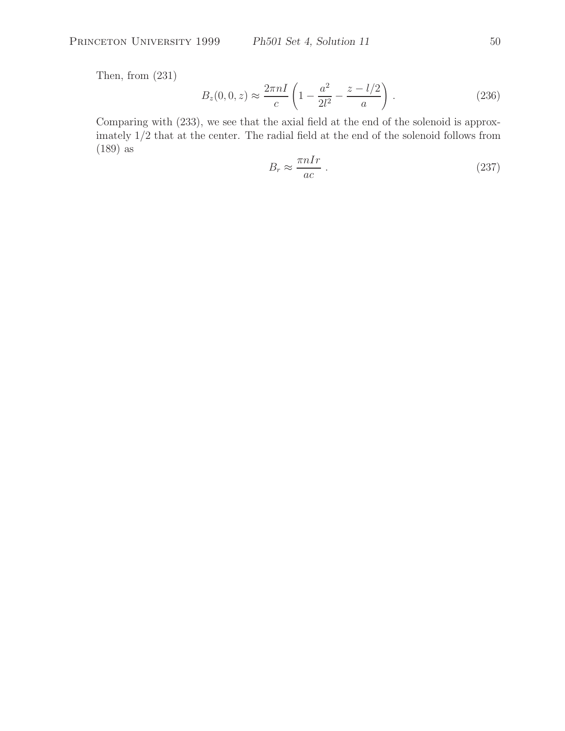Then, from (231)

$$B_z(0,0,z) \approx \frac{2\pi n I}{c}\left(1 - \frac{a^2}{2l^2} - \frac{z - l/2}{a}\right) . \tag{236}$$

Comparing with (233), we see that the axial field at the end of the solenoid is approximately 1/2 that at the center. The radial field at the end of the solenoid follows from (189) as

$$B_r \approx \frac{\pi n I r}{ac} . \tag{237}$$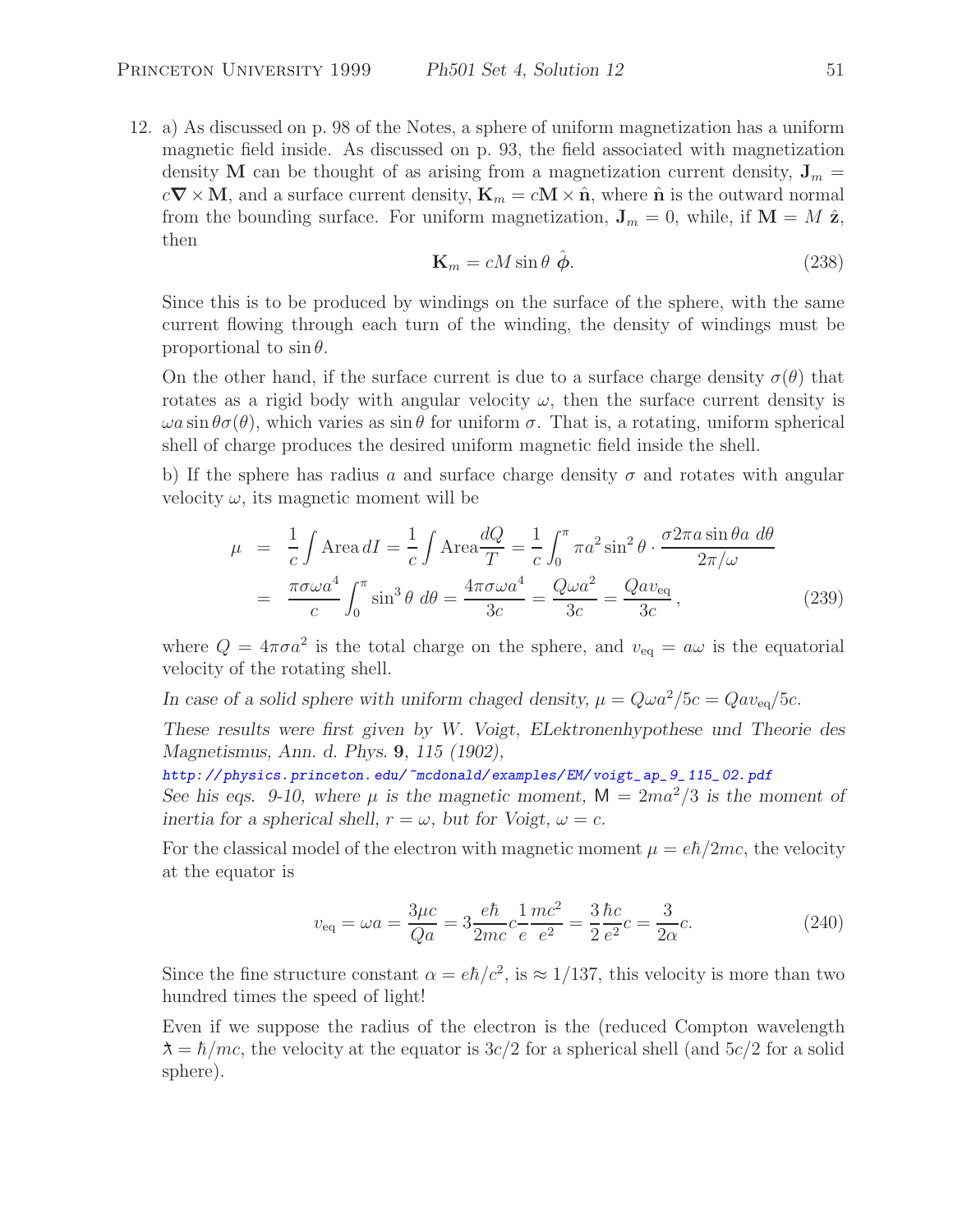12. a) As discussed on p. 98 of the Notes, a sphere of uniform magnetization has a uniform magnetic field inside. As discussed on p. 93, the field associated with magnetization density $\mathbf{M}$ can be thought of as arising from a magnetization current density, $\mathbf{J}_m = c\boldsymbol{\nabla} \times \mathbf{M}$, and a surface current density, $\mathbf{K}_m = c\mathbf{M} \times \hat{\mathbf{n}}$, where $\hat{\mathbf{n}}$ is the outward normal from the bounding surface. For uniform magnetization, $\mathbf{J}_m = 0$, while, if $\mathbf{M} = M\,\hat{\mathbf{z}}$, then

$$\mathbf{K}_m = cM \sin\theta\ \hat{\boldsymbol{\phi}}. \tag{238}$$

Since this is to be produced by windings on the surface of the sphere, with the same current flowing through each turn of the winding, the density of windings must be proportional to $\sin\theta$.

On the other hand, if the surface current is due to a surface charge density $\sigma(\theta)$ that rotates as a rigid body with angular velocity $\omega$, then the surface current density is $\omega a \sin\theta\sigma(\theta)$, which varies as $\sin\theta$ for uniform $\sigma$. That is, a rotating, uniform spherical shell of charge produces the desired uniform magnetic field inside the shell.

b) If the sphere has radius $a$ and surface charge density $\sigma$ and rotates with angular velocity $\omega$, its magnetic moment will be

$$\begin{aligned}
\mu &= \frac{1}{c}\int \text{Area}\, dI = \frac{1}{c}\int \text{Area}\frac{dQ}{T} = \frac{1}{c}\int_0^\pi \pi a^2 \sin^2\theta \cdot \frac{\sigma 2\pi a \sin\theta a\ d\theta}{2\pi/\omega} \\
&= \frac{\pi\sigma\omega a^4}{c}\int_0^\pi \sin^3\theta\ d\theta = \frac{4\pi\sigma\omega a^4}{3c} = \frac{Q\omega a^2}{3c} = \frac{Qav_{\rm eq}}{3c},
\end{aligned} \tag{239}$$

where $Q = 4\pi\sigma a^2$ is the total charge on the sphere, and $v_{\rm eq} = a\omega$ is the equatorial velocity of the rotating shell.

*In case of a solid sphere with uniform chaged density, $\mu = Q\omega a^2/5c = Qav_{\rm eq}/5c$.*

*These results were first given by W. Voigt, ELektronenhypothese und Theorie des Magnetismus, Ann. d. Phys.* **9***, 115 (1902),*
http://physics.princeton.edu/~mcdonald/examples/EM/voigt_ap_9_115_02.pdf
*See his eqs. 9-10, where $\mu$ is the magnetic moment, $\mathsf{M} = 2ma^2/3$ is the moment of inertia for a spherical shell, $r = \omega$, but for Voigt, $\omega = c$.*

For the classical model of the electron with magnetic moment $\mu = e\hbar/2mc$, the velocity at the equator is

$$v_{\rm eq} = \omega a = \frac{3\mu c}{Qa} = 3\frac{e\hbar}{2mc}c\frac{1}{e}\frac{mc^2}{e^2} = \frac{3}{2}\frac{\hbar c}{e^2}c = \frac{3}{2\alpha}c. \tag{240}$$

Since the fine structure constant $\alpha = e\hbar/c^2$, is $\approx 1/137$, this velocity is more than two hundred times the speed of light!

Even if we suppose the radius of the electron is the (reduced Compton wavelength $\lambda\!\!\!^{-} = \hbar/mc$, the velocity at the equator is $3c/2$ for a spherical shell (and $5c/2$ for a solid sphere).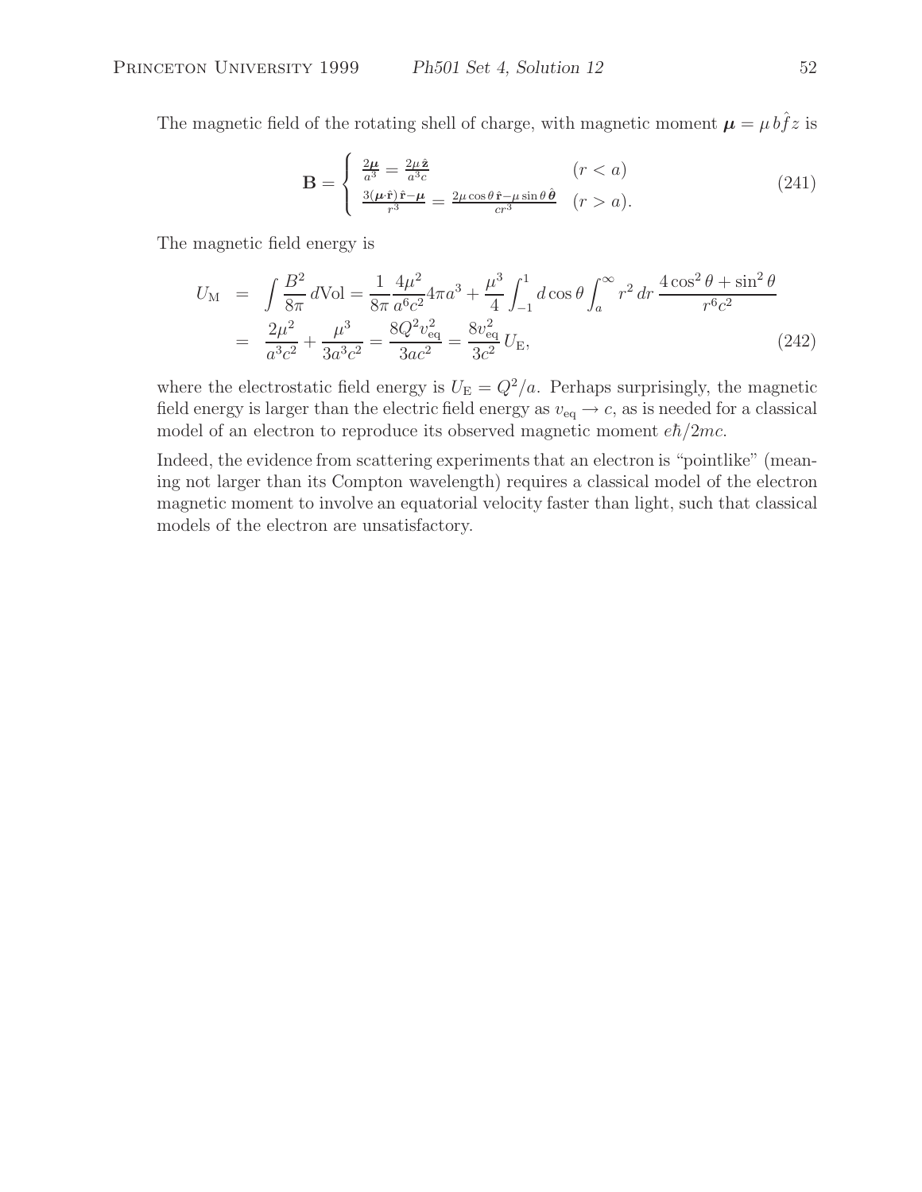The magnetic field of the rotating shell of charge, with magnetic moment $\boldsymbol{\mu} = \mu\, b\hat{f}z$ is

$$\mathbf{B} = \begin{cases} \frac{2\boldsymbol{\mu}}{a^3} = \frac{2\mu\,\hat{\mathbf{z}}}{a^3 c} & (r < a) \\ \frac{3(\boldsymbol{\mu}\cdot\hat{\mathbf{r}})\,\hat{\mathbf{r}} - \boldsymbol{\mu}}{r^3} = \frac{2\mu\cos\theta\,\hat{\mathbf{r}} - \mu\sin\theta\,\hat{\boldsymbol{\theta}}}{cr^3} & (r > a). \end{cases} \tag{241}$$

The magnetic field energy is

$$\begin{aligned} U_{\rm M} &= \int \frac{B^2}{8\pi}\,d\text{Vol} = \frac{1}{8\pi}\frac{4\mu^2}{a^6 c^2}4\pi a^3 + \frac{\mu^3}{4}\int_{-1}^{1} d\cos\theta \int_a^\infty r^2\,dr\,\frac{4\cos^2\theta + \sin^2\theta}{r^6 c^2} \\ &= \frac{2\mu^2}{a^3 c^2} + \frac{\mu^3}{3a^3 c^2} = \frac{8Q^2 v_{\rm eq}^2}{3ac^2} = \frac{8v_{\rm eq}^2}{3c^2}\,U_{\rm E}, \end{aligned} \tag{242}$$

where the electrostatic field energy is $U_{\rm E} = Q^2/a$. Perhaps surprisingly, the magnetic field energy is larger than the electric field energy as $v_{\rm eq} \to c$, as is needed for a classical model of an electron to reproduce its observed magnetic moment $e\hbar/2mc$.

Indeed, the evidence from scattering experiments that an electron is "pointlike" (meaning not larger than its Compton wavelength) requires a classical model of the electron magnetic moment to involve an equatorial velocity faster than light, such that classical models of the electron are unsatisfactory.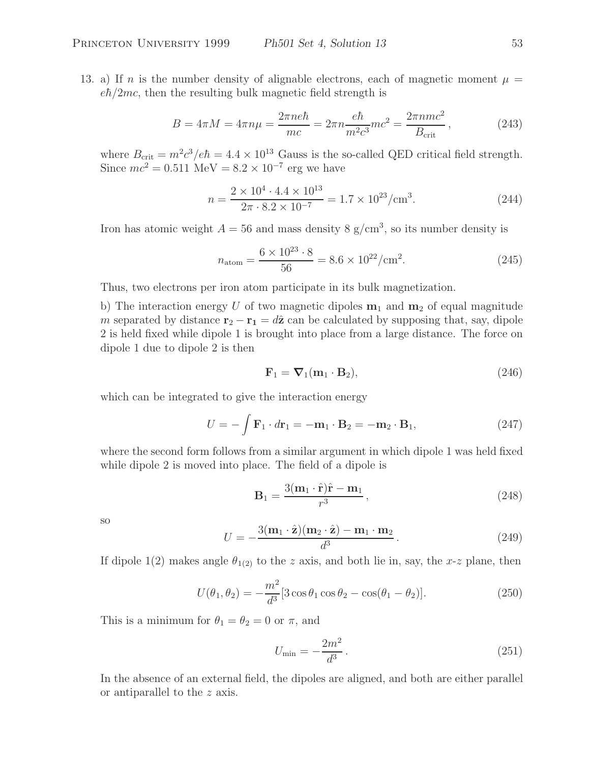13. a) If $n$ is the number density of alignable electrons, each of magnetic moment $\mu = e\hbar/2mc$, then the resulting bulk magnetic field strength is

$$B = 4\pi M = 4\pi n\mu = \frac{2\pi n e\hbar}{mc} = 2\pi n \frac{e\hbar}{m^2c^3} mc^2 = \frac{2\pi n mc^2}{B_{\text{crit}}}\,, \tag{243}$$

where $B_{\text{crit}} = m^2c^3/e\hbar = 4.4 \times 10^{13}$ Gauss is the so-called QED critical field strength. Since $mc^2 = 0.511$ MeV $= 8.2 \times 10^{-7}$ erg we have

$$n = \frac{2 \times 10^4 \cdot 4.4 \times 10^{13}}{2\pi \cdot 8.2 \times 10^{-7}} = 1.7 \times 10^{23}/\text{cm}^3. \tag{244}$$

Iron has atomic weight $A = 56$ and mass density 8 g/cm$^3$, so its number density is

$$n_{\text{atom}} = \frac{6 \times 10^{23} \cdot 8}{56} = 8.6 \times 10^{22}/\text{cm}^2. \tag{245}$$

Thus, two electrons per iron atom participate in its bulk magnetization.

b) The interaction energy $U$ of two magnetic dipoles $\mathbf{m}_1$ and $\mathbf{m}_2$ of equal magnitude $m$ separated by distance $\mathbf{r}_2 - \mathbf{r_1} = d\hat{\mathbf{z}}$ can be calculated by supposing that, say, dipole 2 is held fixed while dipole 1 is brought into place from a large distance. The force on dipole 1 due to dipole 2 is then

$$\mathbf{F}_1 = \boldsymbol{\nabla}_1(\mathbf{m}_1 \cdot \mathbf{B}_2), \tag{246}$$

which can be integrated to give the interaction energy

$$U = -\int \mathbf{F}_1 \cdot d\mathbf{r}_1 = -\mathbf{m}_1 \cdot \mathbf{B}_2 = -\mathbf{m}_2 \cdot \mathbf{B}_1, \tag{247}$$

where the second form follows from a similar argument in which dipole 1 was held fixed while dipole 2 is moved into place. The field of a dipole is

$$\mathbf{B}_1 = \frac{3(\mathbf{m}_1 \cdot \hat{\mathbf{r}})\hat{\mathbf{r}} - \mathbf{m}_1}{r^3}\,, \tag{248}$$

so

$$U = -\frac{3(\mathbf{m}_1 \cdot \hat{\mathbf{z}})(\mathbf{m}_2 \cdot \hat{\mathbf{z}}) - \mathbf{m}_1 \cdot \mathbf{m}_2}{d^3}\,. \tag{249}$$

If dipole 1(2) makes angle $\theta_{1(2)}$ to the $z$ axis, and both lie in, say, the $x$-$z$ plane, then

$$U(\theta_1, \theta_2) = -\frac{m^2}{d^3}[3\cos\theta_1\cos\theta_2 - \cos(\theta_1 - \theta_2)]. \tag{250}$$

This is a minimum for $\theta_1 = \theta_2 = 0$ or $\pi$, and

$$U_{\min} = -\frac{2m^2}{d^3}\,. \tag{251}$$

In the absence of an external field, the dipoles are aligned, and both are either parallel or antiparallel to the $z$ axis.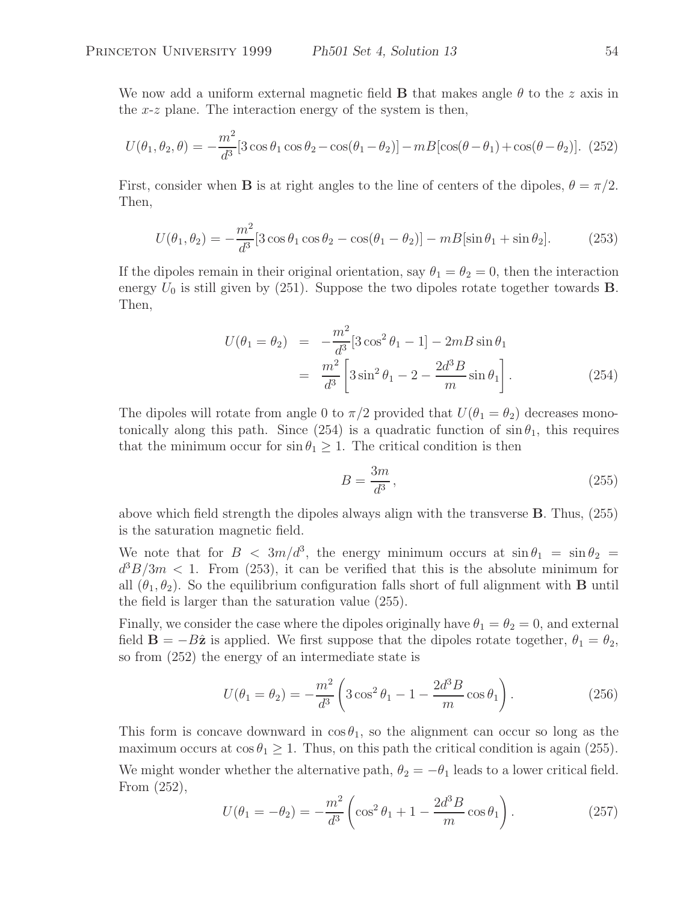We now add a uniform external magnetic field $\mathbf{B}$ that makes angle $\theta$ to the $z$ axis in the $x$-$z$ plane. The interaction energy of the system is then,

$$U(\theta_1, \theta_2, \theta) = -\frac{m^2}{d^3}[3\cos\theta_1\cos\theta_2 - \cos(\theta_1 - \theta_2)] - mB[\cos(\theta - \theta_1) + \cos(\theta - \theta_2)]. \quad (252)$$

First, consider when $\mathbf{B}$ is at right angles to the line of centers of the dipoles, $\theta = \pi/2$. Then,

$$U(\theta_1, \theta_2) = -\frac{m^2}{d^3}[3\cos\theta_1\cos\theta_2 - \cos(\theta_1 - \theta_2)] - mB[\sin\theta_1 + \sin\theta_2]. \quad (253)$$

If the dipoles remain in their original orientation, say $\theta_1 = \theta_2 = 0$, then the interaction energy $U_0$ is still given by (251). Suppose the two dipoles rotate together towards $\mathbf{B}$. Then,

$$\begin{aligned} U(\theta_1 = \theta_2) &= -\frac{m^2}{d^3}[3\cos^2\theta_1 - 1] - 2mB\sin\theta_1 \\ &= \frac{m^2}{d^3}\left[3\sin^2\theta_1 - 2 - \frac{2d^3B}{m}\sin\theta_1\right]. \end{aligned} \quad (254)$$

The dipoles will rotate from angle 0 to $\pi/2$ provided that $U(\theta_1 = \theta_2)$ decreases monotonically along this path. Since (254) is a quadratic function of $\sin\theta_1$, this requires that the minimum occur for $\sin\theta_1 \geq 1$. The critical condition is then

$$B = \frac{3m}{d^3}, \quad (255)$$

above which field strength the dipoles always align with the transverse $\mathbf{B}$. Thus, (255) is the saturation magnetic field.

We note that for $B < 3m/d^3$, the energy minimum occurs at $\sin\theta_1 = \sin\theta_2 = d^3B/3m < 1$. From (253), it can be verified that this is the absolute minimum for all $(\theta_1, \theta_2)$. So the equilibrium configuration falls short of full alignment with $\mathbf{B}$ until the field is larger than the saturation value (255).

Finally, we consider the case where the dipoles originally have $\theta_1 = \theta_2 = 0$, and external field $\mathbf{B} = -B\hat{\mathbf{z}}$ is applied. We first suppose that the dipoles rotate together, $\theta_1 = \theta_2$, so from (252) the energy of an intermediate state is

$$U(\theta_1 = \theta_2) = -\frac{m^2}{d^3}\left(3\cos^2\theta_1 - 1 - \frac{2d^3B}{m}\cos\theta_1\right). \quad (256)$$

This form is concave downward in $\cos\theta_1$, so the alignment can occur so long as the maximum occurs at $\cos\theta_1 \geq 1$. Thus, on this path the critical condition is again (255).

We might wonder whether the alternative path, $\theta_2 = -\theta_1$ leads to a lower critical field. From (252),

$$U(\theta_1 = -\theta_2) = -\frac{m^2}{d^3}\left(\cos^2\theta_1 + 1 - \frac{2d^3B}{m}\cos\theta_1\right). \quad (257)$$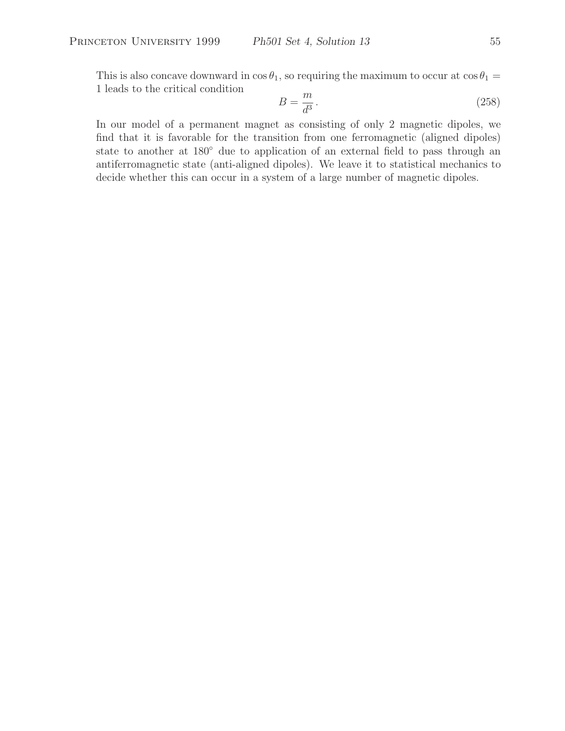This is also concave downward in $\cos\theta_1$, so requiring the maximum to occur at $\cos\theta_1 = 1$ leads to the critical condition

$$B = \frac{m}{d^3}\,. \tag{258}$$

In our model of a permanent magnet as consisting of only 2 magnetic dipoles, we find that it is favorable for the transition from one ferromagnetic (aligned dipoles) state to another at $180^\circ$ due to application of an external field to pass through an antiferromagnetic state (anti-aligned dipoles). We leave it to statistical mechanics to decide whether this can occur in a system of a large number of magnetic dipoles.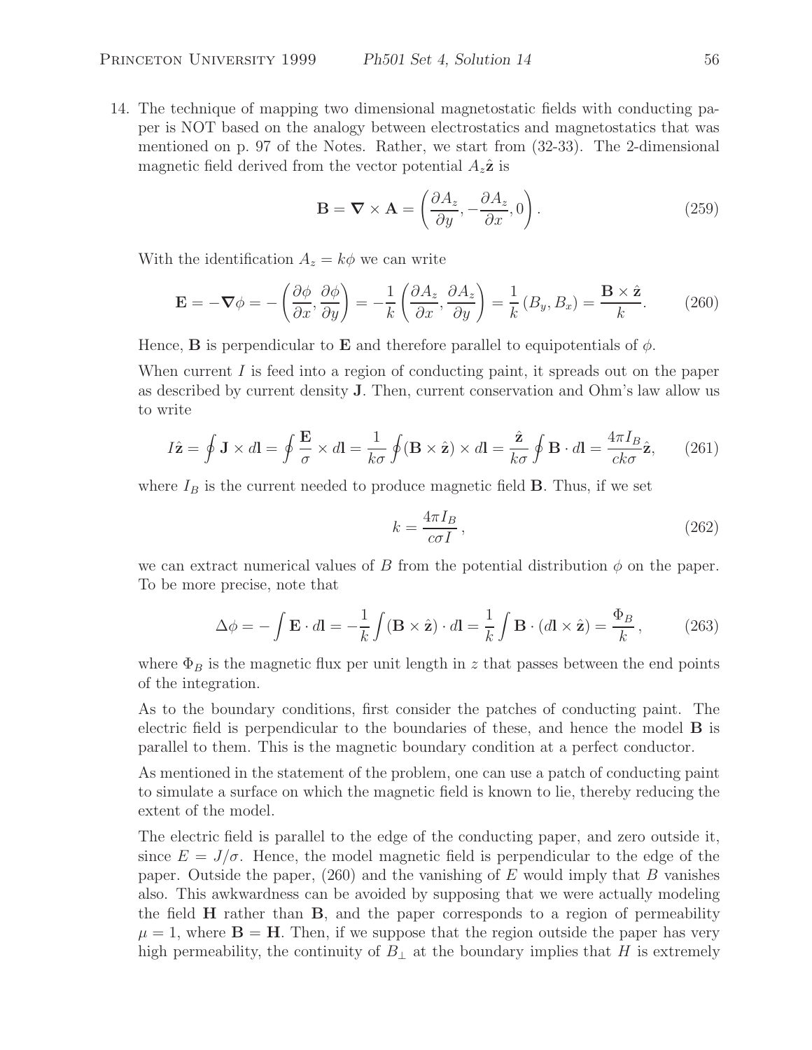14. The technique of mapping two dimensional magnetostatic fields with conducting paper is NOT based on the analogy between electrostatics and magnetostatics that was mentioned on p. 97 of the Notes. Rather, we start from (32-33). The 2-dimensional magnetic field derived from the vector potential $A_z\hat{\mathbf{z}}$ is

$$\mathbf{B} = \boldsymbol{\nabla} \times \mathbf{A} = \left( \frac{\partial A_z}{\partial y}, -\frac{\partial A_z}{\partial x}, 0 \right). \tag{259}$$

With the identification $A_z = k\phi$ we can write

$$\mathbf{E} = -\boldsymbol{\nabla}\phi = -\left( \frac{\partial \phi}{\partial x}, \frac{\partial \phi}{\partial y} \right) = -\frac{1}{k}\left( \frac{\partial A_z}{\partial x}, \frac{\partial A_z}{\partial y} \right) = \frac{1}{k}\left(B_y, B_x\right) = \frac{\mathbf{B} \times \hat{\mathbf{z}}}{k}. \tag{260}$$

Hence, $\mathbf{B}$ is perpendicular to $\mathbf{E}$ and therefore parallel to equipotentials of $\phi$.

When current $I$ is feed into a region of conducting paint, it spreads out on the paper as described by current density $\mathbf{J}$. Then, current conservation and Ohm's law allow us to write

$$I\hat{\mathbf{z}} = \oint \mathbf{J} \times d\mathbf{l} = \oint \frac{\mathbf{E}}{\sigma} \times d\mathbf{l} = \frac{1}{k\sigma} \oint (\mathbf{B} \times \hat{\mathbf{z}}) \times d\mathbf{l} = \frac{\hat{\mathbf{z}}}{k\sigma} \oint \mathbf{B} \cdot d\mathbf{l} = \frac{4\pi I_B}{ck\sigma}\hat{\mathbf{z}}, \tag{261}$$

where $I_B$ is the current needed to produce magnetic field $\mathbf{B}$. Thus, if we set

$$k = \frac{4\pi I_B}{c\sigma I}\,, \tag{262}$$

we can extract numerical values of $B$ from the potential distribution $\phi$ on the paper. To be more precise, note that

$$\Delta\phi = -\int \mathbf{E} \cdot d\mathbf{l} = -\frac{1}{k}\int (\mathbf{B} \times \hat{\mathbf{z}}) \cdot d\mathbf{l} = \frac{1}{k}\int \mathbf{B} \cdot (d\mathbf{l} \times \hat{\mathbf{z}}) = \frac{\Phi_B}{k}\,, \tag{263}$$

where $\Phi_B$ is the magnetic flux per unit length in $z$ that passes between the end points of the integration.

As to the boundary conditions, first consider the patches of conducting paint. The electric field is perpendicular to the boundaries of these, and hence the model $\mathbf{B}$ is parallel to them. This is the magnetic boundary condition at a perfect conductor.

As mentioned in the statement of the problem, one can use a patch of conducting paint to simulate a surface on which the magnetic field is known to lie, thereby reducing the extent of the model.

The electric field is parallel to the edge of the conducting paper, and zero outside it, since $E = J/\sigma$. Hence, the model magnetic field is perpendicular to the edge of the paper. Outside the paper, (260) and the vanishing of $E$ would imply that $B$ vanishes also. This awkwardness can be avoided by supposing that we were actually modeling the field $\mathbf{H}$ rather than $\mathbf{B}$, and the paper corresponds to a region of permeability $\mu = 1$, where $\mathbf{B} = \mathbf{H}$. Then, if we suppose that the region outside the paper has very high permeability, the continuity of $B_\perp$ at the boundary implies that $H$ is extremely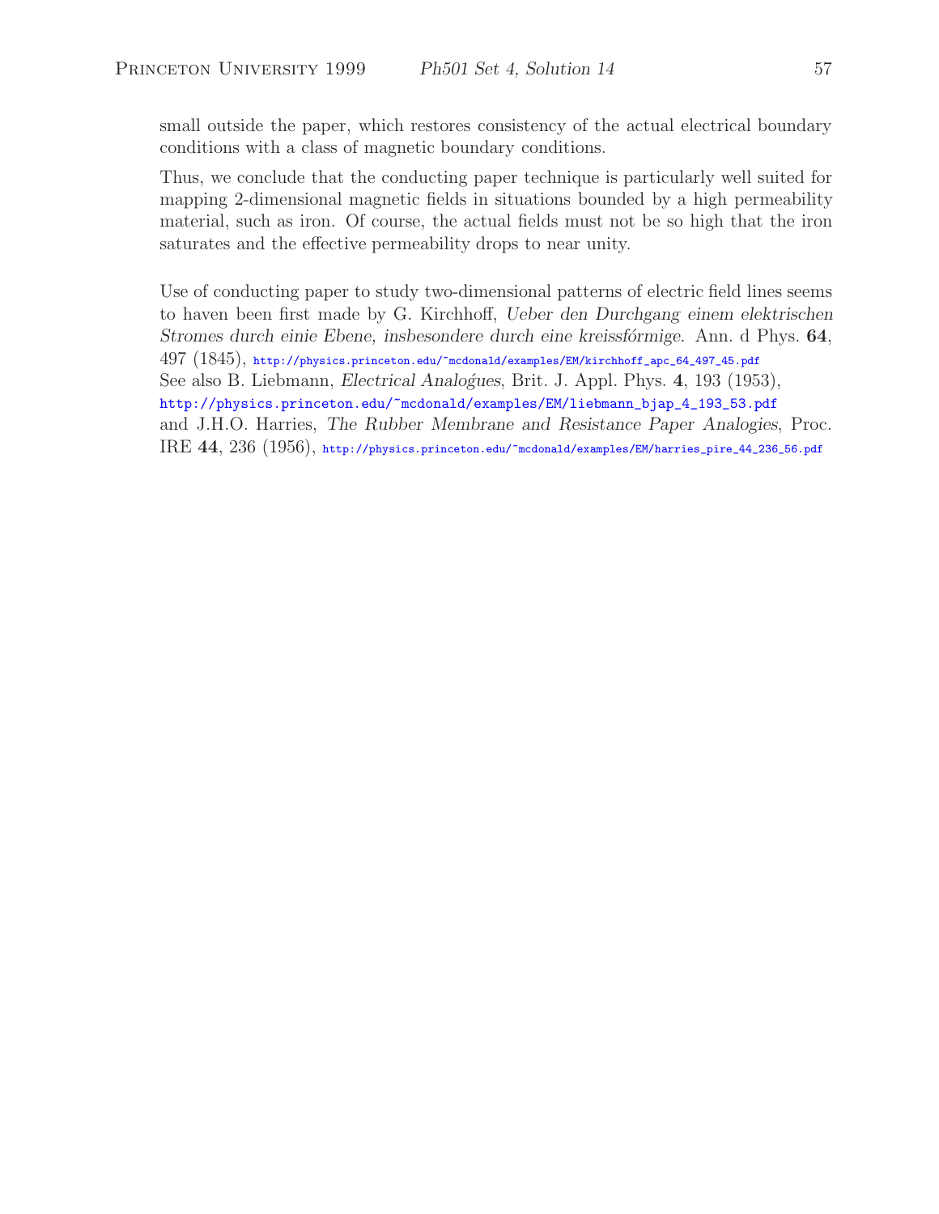small outside the paper, which restores consistency of the actual electrical boundary conditions with a class of magnetic boundary conditions.

Thus, we conclude that the conducting paper technique is particularly well suited for mapping 2-dimensional magnetic fields in situations bounded by a high permeability material, such as iron. Of course, the actual fields must not be so high that the iron saturates and the effective permeability drops to near unity.

Use of conducting paper to study two-dimensional patterns of electric field lines seems to haven been first made by G. Kirchhoff, *Ueber den Durchgang einem elektrischen Stromes durch einie Ebene, insbesondere durch eine kreissfórmige*. Ann. d Phys. **64**, 497 (1845), http://physics.princeton.edu/~mcdonald/examples/EM/kirchhoff_apc_64_497_45.pdf
See also B. Liebmann, *Electrical Analogúes*, Brit. J. Appl. Phys. **4**, 193 (1953), http://physics.princeton.edu/~mcdonald/examples/EM/liebmann_bjap_4_193_53.pdf
and J.H.O. Harries, *The Rubber Membrane and Resistance Paper Analogies*, Proc. IRE **44**, 236 (1956), http://physics.princeton.edu/~mcdonald/examples/EM/harries_pire_44_236_56.pdf